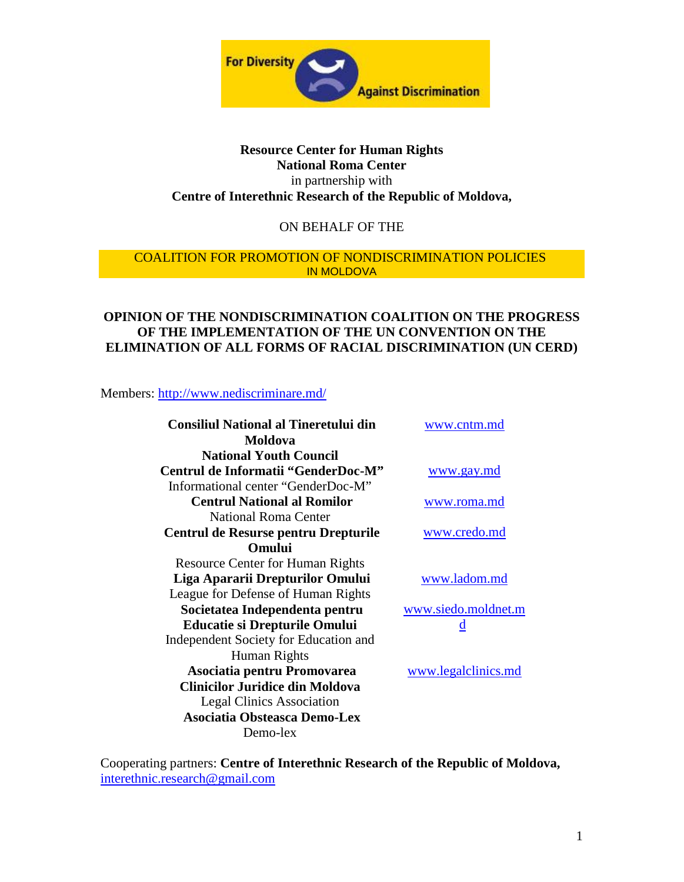For Diversity Against Discrimination

**Resource Center for Human Rights**
**National Roma Center**
in partnership with
**Centre of Interethnic Research of the Republic of Moldova,**

ON BEHALF OF THE

COALITION FOR PROMOTION OF NONDISCRIMINATION POLICIES IN MOLDOVA

# OPINION OF THE NONDISCRIMINATION COALITION ON THE PROGRESS OF THE IMPLEMENTATION OF THE UN CONVENTION ON THE ELIMINATION OF ALL FORMS OF RACIAL DISCRIMINATION (UN CERD)

Members: http://www.nediscriminare.md/

| | |
|---|---|
| **Consiliul National al Tineretului din Moldova** National Youth Council | www.cntm.md |
| **Centrul de Informatii "GenderDoc-M"** Informational center "GenderDoc-M" | www.gay.md |
| **Centrul National al Romilor** National Roma Center | www.roma.md |
| **Centrul de Resurse pentru Drepturile Omului** Resource Center for Human Rights | www.credo.md |
| **Liga Apararii Drepturilor Omului** League for Defense of Human Rights | www.ladom.md |
| **Societatea Independenta pentru Educatie si Drepturile Omului** Independent Society for Education and Human Rights | www.siedo.moldnet.md |
| **Asociatia pentru Promovarea Clinicilor Juridice din Moldova** Legal Clinics Association | www.legalclinics.md |
| **Asociatia Obsteasca Demo-Lex** Demo-lex | |

Cooperating partners: **Centre of Interethnic Research of the Republic of Moldova,** interethnic.research@gmail.com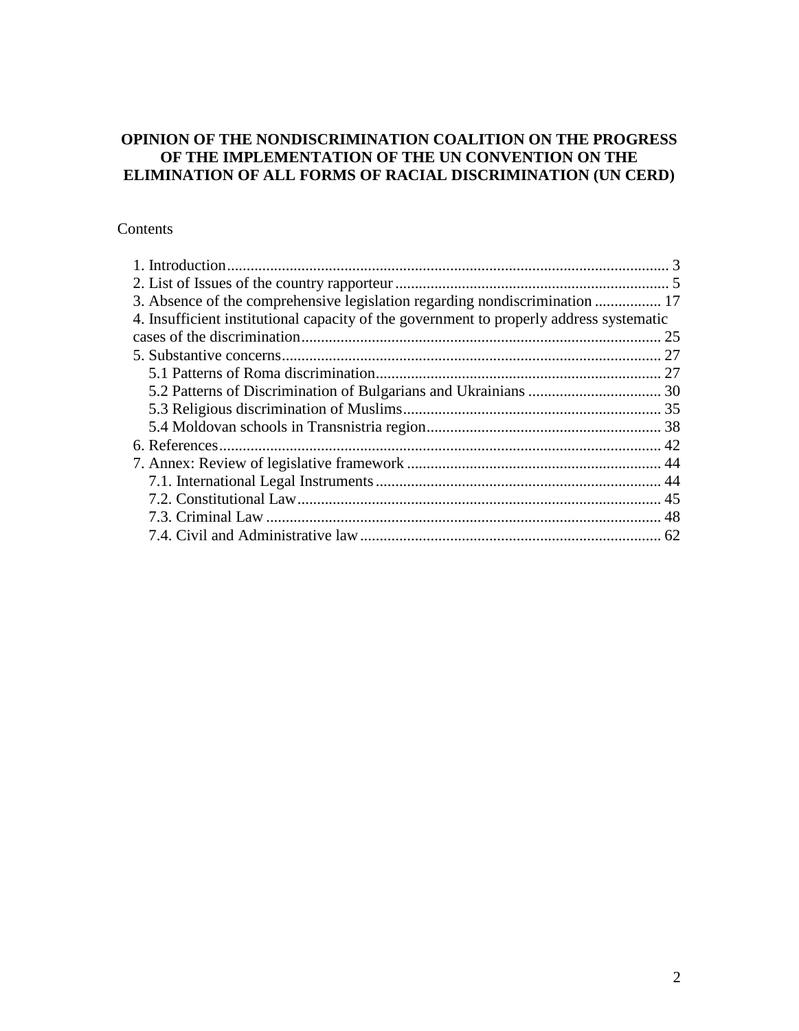**OPINION OF THE NONDISCRIMINATION COALITION ON THE PROGRESS OF THE IMPLEMENTATION OF THE UN CONVENTION ON THE ELIMINATION OF ALL FORMS OF RACIAL DISCRIMINATION (UN CERD)**

Contents

1. Introduction ................................................................................................ 3
2. List of Issues of the country rapporteur ..................................................................... 5
3. Absence of the comprehensive legislation regarding nondiscrimination ................. 17
4. Insufficient institutional capacity of the government to properly address systematic cases of the discrimination ........................................................................................ 25
5. Substantive concerns ................................................................................................ 27
   - 5.1 Patterns of Roma discrimination ........................................................................ 27
   - 5.2 Patterns of Discrimination of Bulgarians and Ukrainians .................................. 30
   - 5.3 Religious discrimination of Muslims .................................................................. 35
   - 5.4 Moldovan schools in Transnistria region ............................................................ 38
6. References ................................................................................................................ 42
7. Annex: Review of legislative framework ................................................................. 44
   - 7.1. International Legal Instruments ........................................................................ 44
   - 7.2. Constitutional Law ............................................................................................ 45
   - 7.3. Criminal Law .................................................................................................... 48
   - 7.4. Civil and Administrative law ............................................................................ 62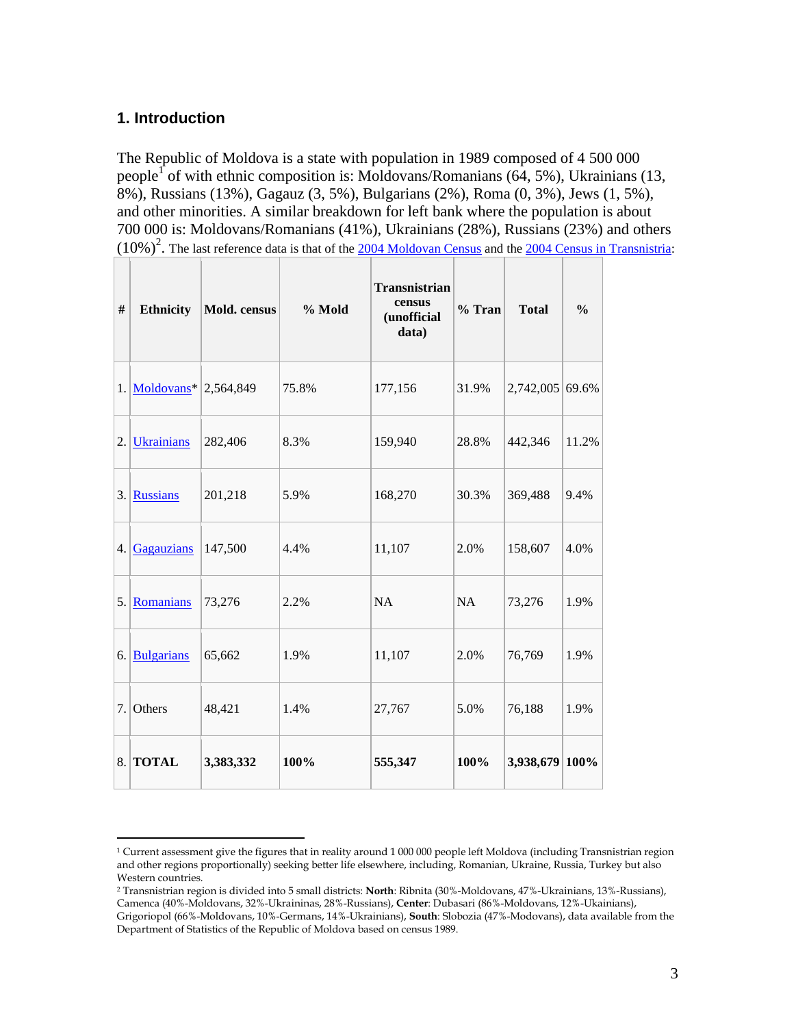## 1. Introduction

The Republic of Moldova is a state with population in 1989 composed of 4 500 000 people[1] of with ethnic composition is: Moldovans/Romanians (64, 5%), Ukrainians (13, 8%), Russians (13%), Gagauz (3, 5%), Bulgarians (2%), Roma (0, 3%), Jews (1, 5%), and other minorities. A similar breakdown for left bank where the population is about 700 000 is: Moldovans/Romanians (41%), Ukrainians (28%), Russians (23%) and others (10%)[2]. The last reference data is that of the 2004 Moldovan Census and the 2004 Census in Transnistria:

| # | Ethnicity | Mold. census | % Mold | Transnistrian census (unofficial data) | % Tran | Total | % |
|---|---|---|---|---|---|---|---|
| 1. | Moldovans* | 2,564,849 | 75.8% | 177,156 | 31.9% | 2,742,005 | 69.6% |
| 2. | Ukrainians | 282,406 | 8.3% | 159,940 | 28.8% | 442,346 | 11.2% |
| 3. | Russians | 201,218 | 5.9% | 168,270 | 30.3% | 369,488 | 9.4% |
| 4. | Gagauzians | 147,500 | 4.4% | 11,107 | 2.0% | 158,607 | 4.0% |
| 5. | Romanians | 73,276 | 2.2% | NA | NA | 73,276 | 1.9% |
| 6. | Bulgarians | 65,662 | 1.9% | 11,107 | 2.0% | 76,769 | 1.9% |
| 7. | Others | 48,421 | 1.4% | 27,767 | 5.0% | 76,188 | 1.9% |
| 8. | **TOTAL** | **3,383,332** | **100%** | **555,347** | **100%** | **3,938,679** | **100%** |

---

[1] Current assessment give the figures that in reality around 1 000 000 people left Moldova (including Transnistrian region and other regions proportionally) seeking better life elsewhere, including, Romanian, Ukraine, Russia, Turkey but also Western countries.

[2] Transnistrian region is divided into 5 small districts: **North**: Ribnita (30%-Moldovans, 47%-Ukrainians, 13%-Russians), Camenca (40%-Moldovans, 32%-Ukraininas, 28%-Russians), **Center**: Dubasari (86%-Moldovans, 12%-Ukainians), Grigoriopol (66%-Moldovans, 10%-Germans, 14%-Ukrainians), **South**: Slobozia (47%-Modovans), data available from the Department of Statistics of the Republic of Moldova based on census 1989.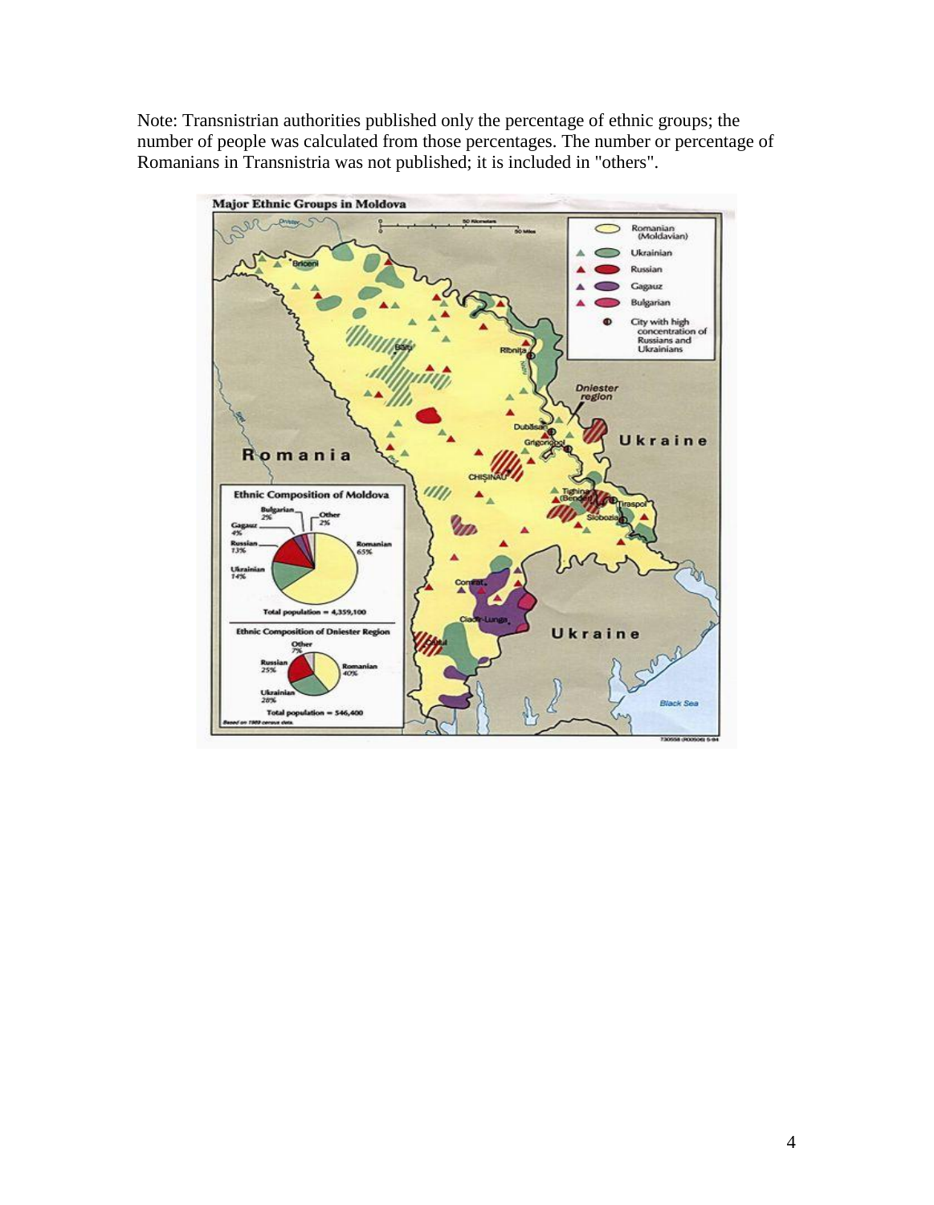Note: Transnistrian authorities published only the percentage of ethnic groups; the number of people was calculated from those percentages. The number or percentage of Romanians in Transnistria was not published; it is included in "others".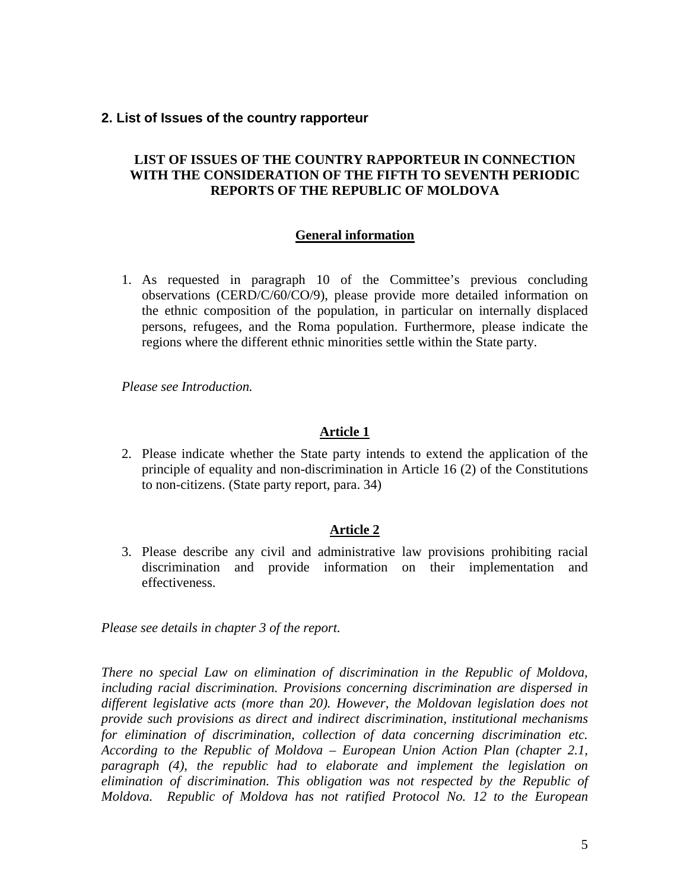## 2. List of Issues of the country rapporteur

**LIST OF ISSUES OF THE COUNTRY RAPPORTEUR IN CONNECTION WITH THE CONSIDERATION OF THE FIFTH TO SEVENTH PERIODIC REPORTS OF THE REPUBLIC OF MOLDOVA**

**General information**

1. As requested in paragraph 10 of the Committee's previous concluding observations (CERD/C/60/CO/9), please provide more detailed information on the ethnic composition of the population, in particular on internally displaced persons, refugees, and the Roma population. Furthermore, please indicate the regions where the different ethnic minorities settle within the State party.

*Please see Introduction.*

**Article 1**

2. Please indicate whether the State party intends to extend the application of the principle of equality and non-discrimination in Article 16 (2) of the Constitutions to non-citizens. (State party report, para. 34)

**Article 2**

3. Please describe any civil and administrative law provisions prohibiting racial discrimination and provide information on their implementation and effectiveness.

*Please see details in chapter 3 of the report.*

*There no special Law on elimination of discrimination in the Republic of Moldova, including racial discrimination. Provisions concerning discrimination are dispersed in different legislative acts (more than 20). However, the Moldovan legislation does not provide such provisions as direct and indirect discrimination, institutional mechanisms for elimination of discrimination, collection of data concerning discrimination etc. According to the Republic of Moldova – European Union Action Plan (chapter 2.1, paragraph (4), the republic had to elaborate and implement the legislation on elimination of discrimination. This obligation was not respected by the Republic of Moldova. Republic of Moldova has not ratified Protocol No. 12 to the European*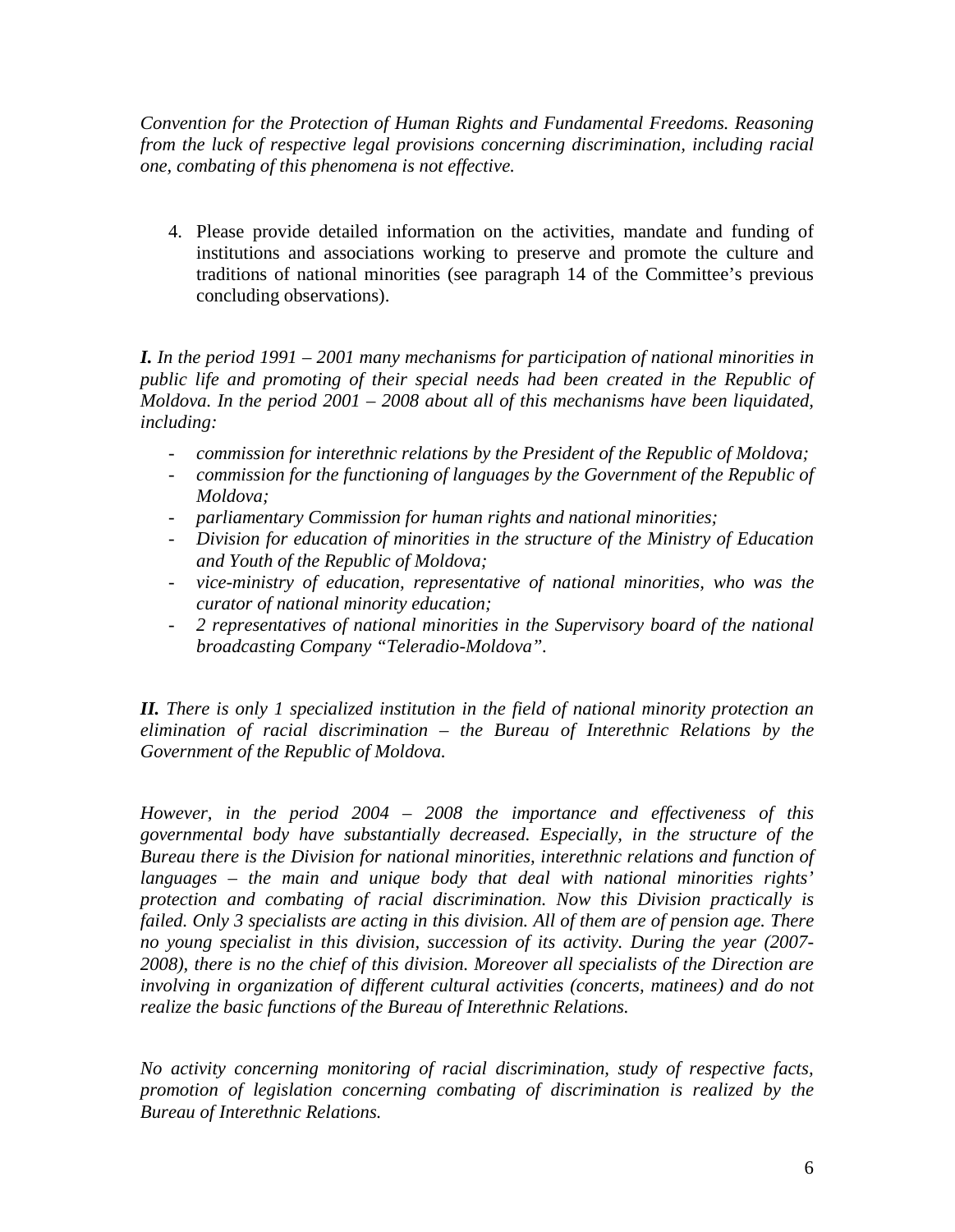*Convention for the Protection of Human Rights and Fundamental Freedoms. Reasoning from the luck of respective legal provisions concerning discrimination, including racial one, combating of this phenomena is not effective.*

4. Please provide detailed information on the activities, mandate and funding of institutions and associations working to preserve and promote the culture and traditions of national minorities (see paragraph 14 of the Committee's previous concluding observations).

***I.*** *In the period 1991 – 2001 many mechanisms for participation of national minorities in public life and promoting of their special needs had been created in the Republic of Moldova. In the period 2001 – 2008 about all of this mechanisms have been liquidated, including:*

- *commission for interethnic relations by the President of the Republic of Moldova;*
- *commission for the functioning of languages by the Government of the Republic of Moldova;*
- *parliamentary Commission for human rights and national minorities;*
- *Division for education of minorities in the structure of the Ministry of Education and Youth of the Republic of Moldova;*
- *vice-ministry of education, representative of national minorities, who was the curator of national minority education;*
- *2 representatives of national minorities in the Supervisory board of the national broadcasting Company "Teleradio-Moldova".*

***II.*** *There is only 1 specialized institution in the field of national minority protection an elimination of racial discrimination – the Bureau of Interethnic Relations by the Government of the Republic of Moldova.*

*However, in the period 2004 – 2008 the importance and effectiveness of this governmental body have substantially decreased. Especially, in the structure of the Bureau there is the Division for national minorities, interethnic relations and function of languages – the main and unique body that deal with national minorities rights' protection and combating of racial discrimination. Now this Division practically is failed. Only 3 specialists are acting in this division. All of them are of pension age. There no young specialist in this division, succession of its activity. During the year (2007-2008), there is no the chief of this division. Moreover all specialists of the Direction are involving in organization of different cultural activities (concerts, matinees) and do not realize the basic functions of the Bureau of Interethnic Relations.*

*No activity concerning monitoring of racial discrimination, study of respective facts, promotion of legislation concerning combating of discrimination is realized by the Bureau of Interethnic Relations.*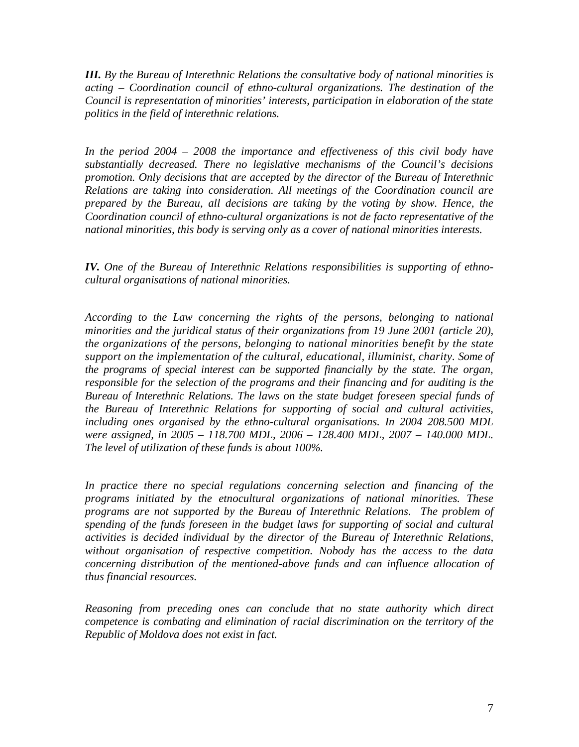***III.*** *By the Bureau of Interethnic Relations the consultative body of national minorities is acting – Coordination council of ethno-cultural organizations. The destination of the Council is representation of minorities' interests, participation in elaboration of the state politics in the field of interethnic relations.*

*In the period 2004 – 2008 the importance and effectiveness of this civil body have substantially decreased. There no legislative mechanisms of the Council's decisions promotion. Only decisions that are accepted by the director of the Bureau of Interethnic Relations are taking into consideration. All meetings of the Coordination council are prepared by the Bureau, all decisions are taking by the voting by show. Hence, the Coordination council of ethno-cultural organizations is not de facto representative of the national minorities, this body is serving only as a cover of national minorities interests.*

***IV.*** *One of the Bureau of Interethnic Relations responsibilities is supporting of ethno-cultural organisations of national minorities.*

*According to the Law concerning the rights of the persons, belonging to national minorities and the juridical status of their organizations from 19 June 2001 (article 20), the organizations of the persons, belonging to national minorities benefit by the state support on the implementation of the cultural, educational, illuminist, charity. Some of the programs of special interest can be supported financially by the state. The organ, responsible for the selection of the programs and their financing and for auditing is the Bureau of Interethnic Relations. The laws on the state budget foreseen special funds of the Bureau of Interethnic Relations for supporting of social and cultural activities, including ones organised by the ethno-cultural organisations. In 2004 208.500 MDL were assigned, in 2005 – 118.700 MDL, 2006 – 128.400 MDL, 2007 – 140.000 MDL. The level of utilization of these funds is about 100%.*

*In practice there no special regulations concerning selection and financing of the programs initiated by the etnocultural organizations of national minorities. These programs are not supported by the Bureau of Interethnic Relations. The problem of spending of the funds foreseen in the budget laws for supporting of social and cultural activities is decided individual by the director of the Bureau of Interethnic Relations, without organisation of respective competition. Nobody has the access to the data concerning distribution of the mentioned-above funds and can influence allocation of thus financial resources.*

*Reasoning from preceding ones can conclude that no state authority which direct competence is combating and elimination of racial discrimination on the territory of the Republic of Moldova does not exist in fact.*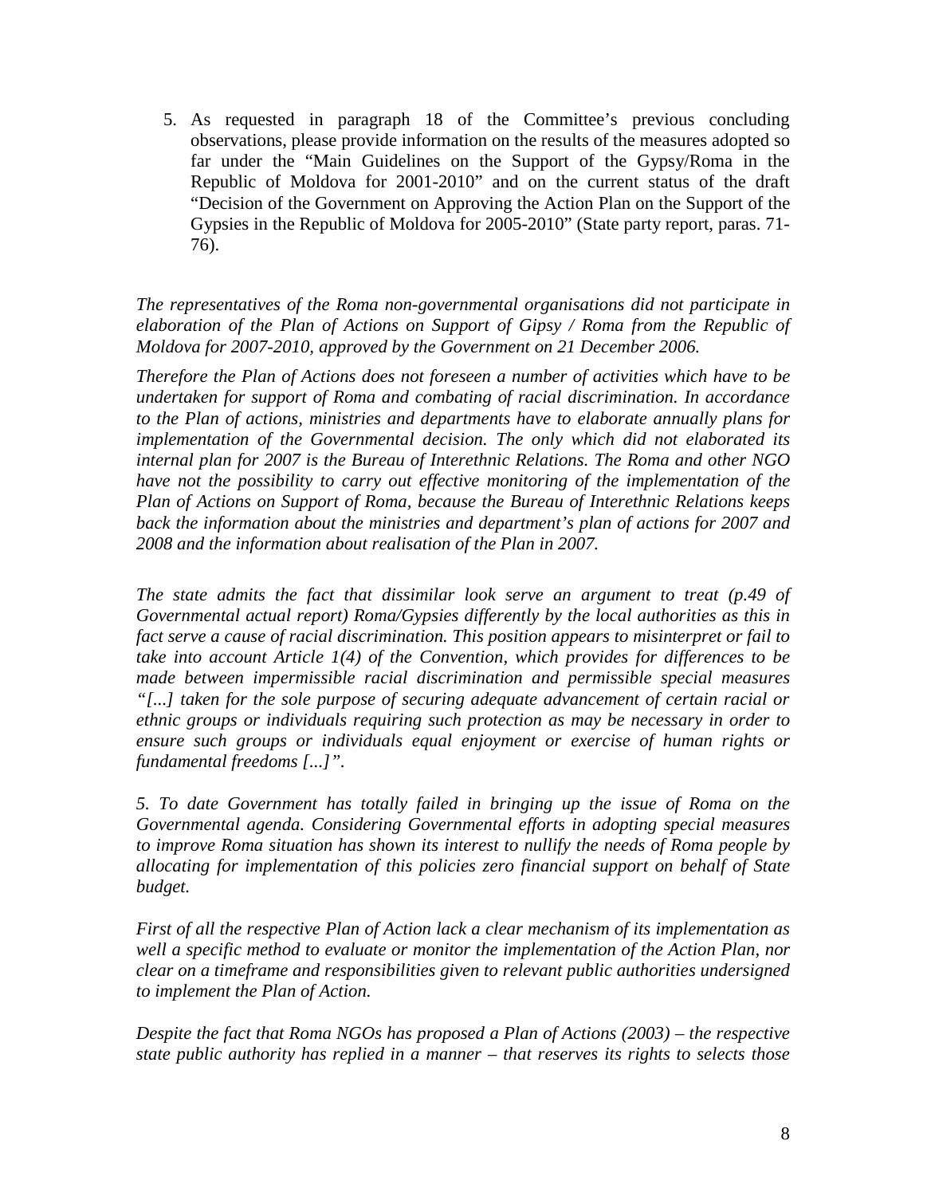5. As requested in paragraph 18 of the Committee's previous concluding observations, please provide information on the results of the measures adopted so far under the "Main Guidelines on the Support of the Gypsy/Roma in the Republic of Moldova for 2001-2010" and on the current status of the draft "Decision of the Government on Approving the Action Plan on the Support of the Gypsies in the Republic of Moldova for 2005-2010" (State party report, paras. 71-76).

*The representatives of the Roma non-governmental organisations did not participate in elaboration of the Plan of Actions on Support of Gipsy / Roma from the Republic of Moldova for 2007-2010, approved by the Government on 21 December 2006.*

*Therefore the Plan of Actions does not foreseen a number of activities which have to be undertaken for support of Roma and combating of racial discrimination. In accordance to the Plan of actions, ministries and departments have to elaborate annually plans for implementation of the Governmental decision. The only which did not elaborated its internal plan for 2007 is the Bureau of Interethnic Relations. The Roma and other NGO have not the possibility to carry out effective monitoring of the implementation of the Plan of Actions on Support of Roma, because the Bureau of Interethnic Relations keeps back the information about the ministries and department's plan of actions for 2007 and 2008 and the information about realisation of the Plan in 2007.*

*The state admits the fact that dissimilar look serve an argument to treat (p.49 of Governmental actual report) Roma/Gypsies differently by the local authorities as this in fact serve a cause of racial discrimination. This position appears to misinterpret or fail to take into account Article 1(4) of the Convention, which provides for differences to be made between impermissible racial discrimination and permissible special measures "[...] taken for the sole purpose of securing adequate advancement of certain racial or ethnic groups or individuals requiring such protection as may be necessary in order to ensure such groups or individuals equal enjoyment or exercise of human rights or fundamental freedoms [...]".*

*5. To date Government has totally failed in bringing up the issue of Roma on the Governmental agenda. Considering Governmental efforts in adopting special measures to improve Roma situation has shown its interest to nullify the needs of Roma people by allocating for implementation of this policies zero financial support on behalf of State budget.*

*First of all the respective Plan of Action lack a clear mechanism of its implementation as well a specific method to evaluate or monitor the implementation of the Action Plan, nor clear on a timeframe and responsibilities given to relevant public authorities undersigned to implement the Plan of Action.*

*Despite the fact that Roma NGOs has proposed a Plan of Actions (2003) – the respective state public authority has replied in a manner – that reserves its rights to selects those*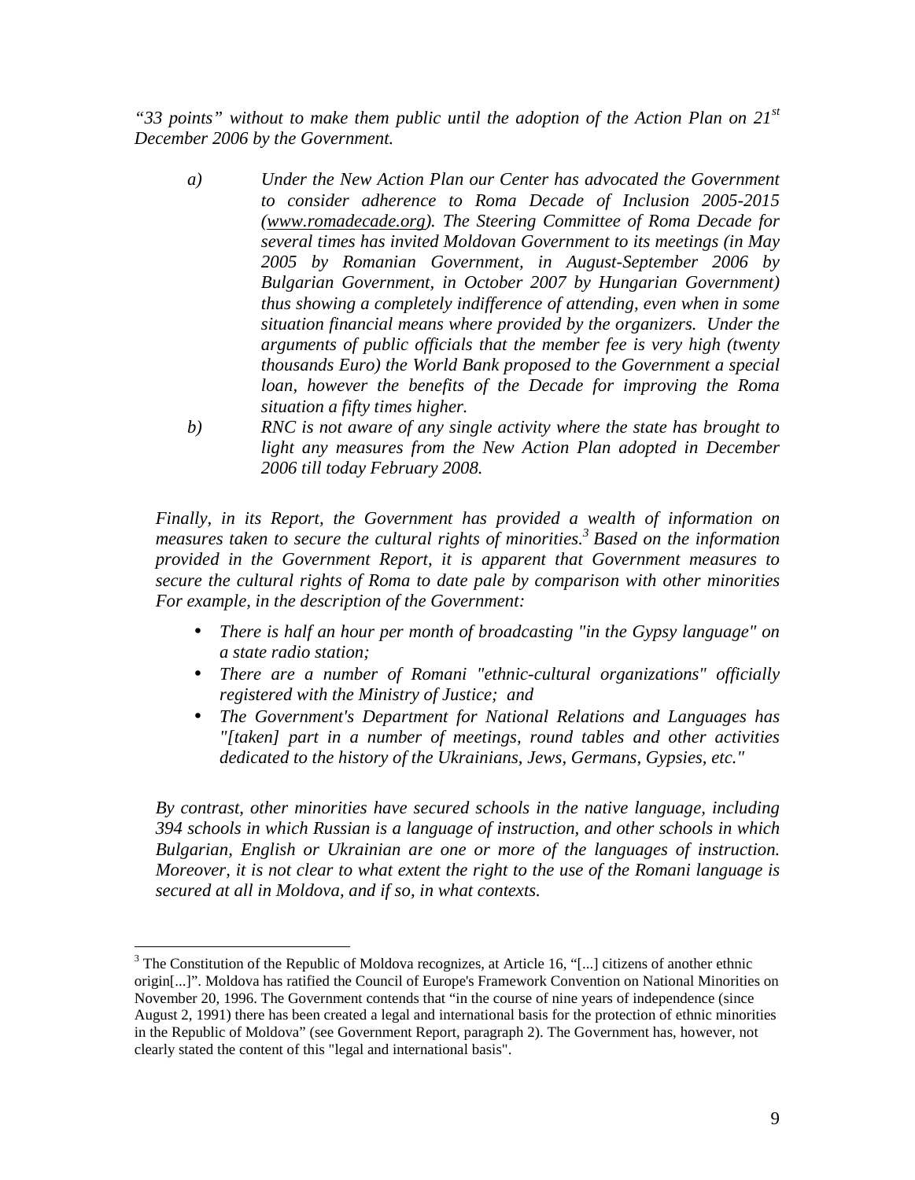*"33 points" without to make them public until the adoption of the Action Plan on 21st December 2006 by the Government.*

*a) Under the New Action Plan our Center has advocated the Government to consider adherence to Roma Decade of Inclusion 2005-2015 ([www.romadecade.org](http://www.romadecade.org)). The Steering Committee of Roma Decade for several times has invited Moldovan Government to its meetings (in May 2005 by Romanian Government, in August-September 2006 by Bulgarian Government, in October 2007 by Hungarian Government) thus showing a completely indifference of attending, even when in some situation financial means where provided by the organizers. Under the arguments of public officials that the member fee is very high (twenty thousands Euro) the World Bank proposed to the Government a special loan, however the benefits of the Decade for improving the Roma situation a fifty times higher.*

*b) RNC is not aware of any single activity where the state has brought to light any measures from the New Action Plan adopted in December 2006 till today February 2008.*

*Finally, in its Report, the Government has provided a wealth of information on measures taken to secure the cultural rights of minorities.[3] Based on the information provided in the Government Report, it is apparent that Government measures to secure the cultural rights of Roma to date pale by comparison with other minorities For example, in the description of the Government:*

- *There is half an hour per month of broadcasting "in the Gypsy language" on a state radio station;*
- *There are a number of Romani "ethnic-cultural organizations" officially registered with the Ministry of Justice; and*
- *The Government's Department for National Relations and Languages has "[taken] part in a number of meetings, round tables and other activities dedicated to the history of the Ukrainians, Jews, Germans, Gypsies, etc."*

*By contrast, other minorities have secured schools in the native language, including 394 schools in which Russian is a language of instruction, and other schools in which Bulgarian, English or Ukrainian are one or more of the languages of instruction. Moreover, it is not clear to what extent the right to the use of the Romani language is secured at all in Moldova, and if so, in what contexts.*

---

[3] The Constitution of the Republic of Moldova recognizes, at Article 16, "[...] citizens of another ethnic origin[...]". Moldova has ratified the Council of Europe's Framework Convention on National Minorities on November 20, 1996. The Government contends that "in the course of nine years of independence (since August 2, 1991) there has been created a legal and international basis for the protection of ethnic minorities in the Republic of Moldova" (see Government Report, paragraph 2). The Government has, however, not clearly stated the content of this "legal and international basis".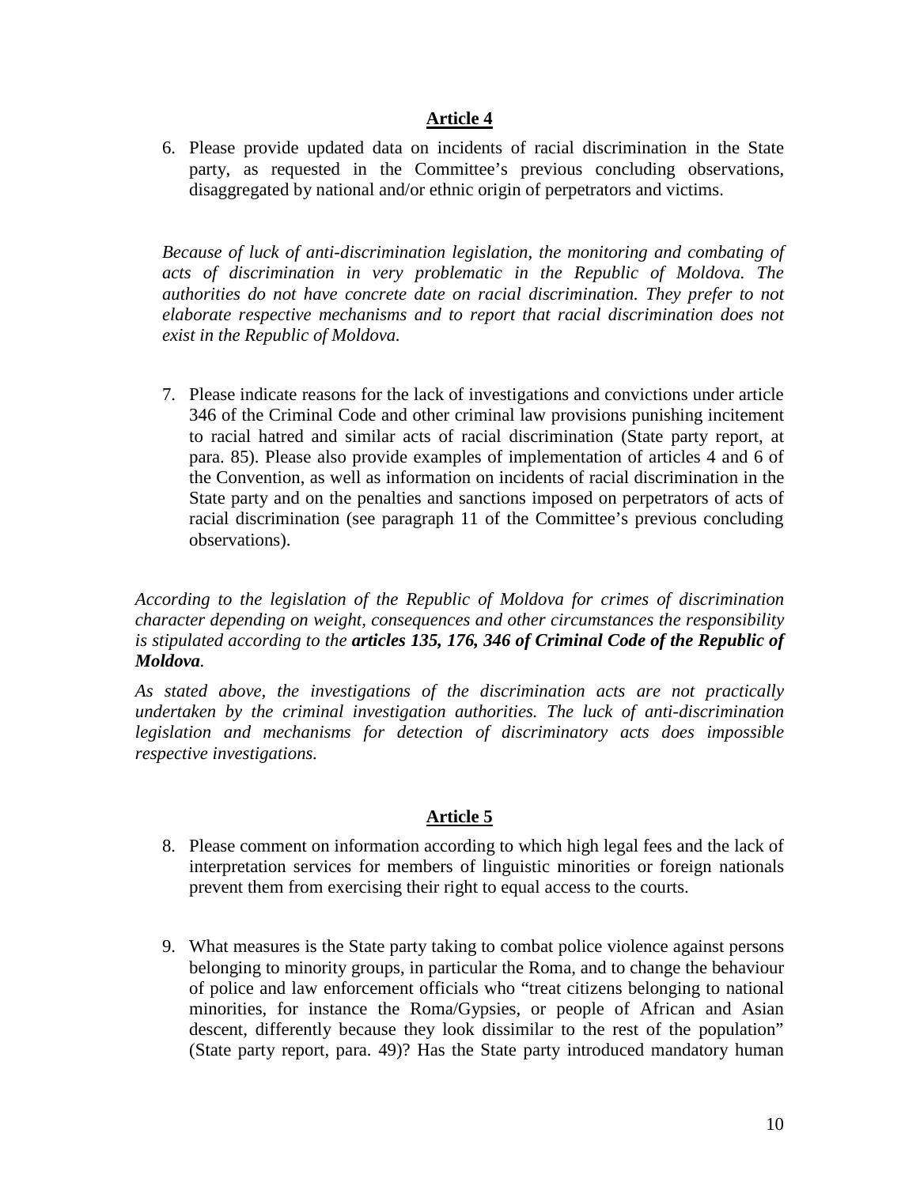## Article 4

6. Please provide updated data on incidents of racial discrimination in the State party, as requested in the Committee's previous concluding observations, disaggregated by national and/or ethnic origin of perpetrators and victims.

*Because of luck of anti-discrimination legislation, the monitoring and combating of acts of discrimination in very problematic in the Republic of Moldova. The authorities do not have concrete date on racial discrimination. They prefer to not elaborate respective mechanisms and to report that racial discrimination does not exist in the Republic of Moldova.*

7. Please indicate reasons for the lack of investigations and convictions under article 346 of the Criminal Code and other criminal law provisions punishing incitement to racial hatred and similar acts of racial discrimination (State party report, at para. 85). Please also provide examples of implementation of articles 4 and 6 of the Convention, as well as information on incidents of racial discrimination in the State party and on the penalties and sanctions imposed on perpetrators of acts of racial discrimination (see paragraph 11 of the Committee's previous concluding observations).

*According to the legislation of the Republic of Moldova for crimes of discrimination character depending on weight, consequences and other circumstances the responsibility is stipulated according to the* ***articles 135, 176, 346 of Criminal Code of the Republic of Moldova****.*

*As stated above, the investigations of the discrimination acts are not practically undertaken by the criminal investigation authorities. The luck of anti-discrimination legislation and mechanisms for detection of discriminatory acts does impossible respective investigations.*

## Article 5

8. Please comment on information according to which high legal fees and the lack of interpretation services for members of linguistic minorities or foreign nationals prevent them from exercising their right to equal access to the courts.

9. What measures is the State party taking to combat police violence against persons belonging to minority groups, in particular the Roma, and to change the behaviour of police and law enforcement officials who "treat citizens belonging to national minorities, for instance the Roma/Gypsies, or people of African and Asian descent, differently because they look dissimilar to the rest of the population" (State party report, para. 49)? Has the State party introduced mandatory human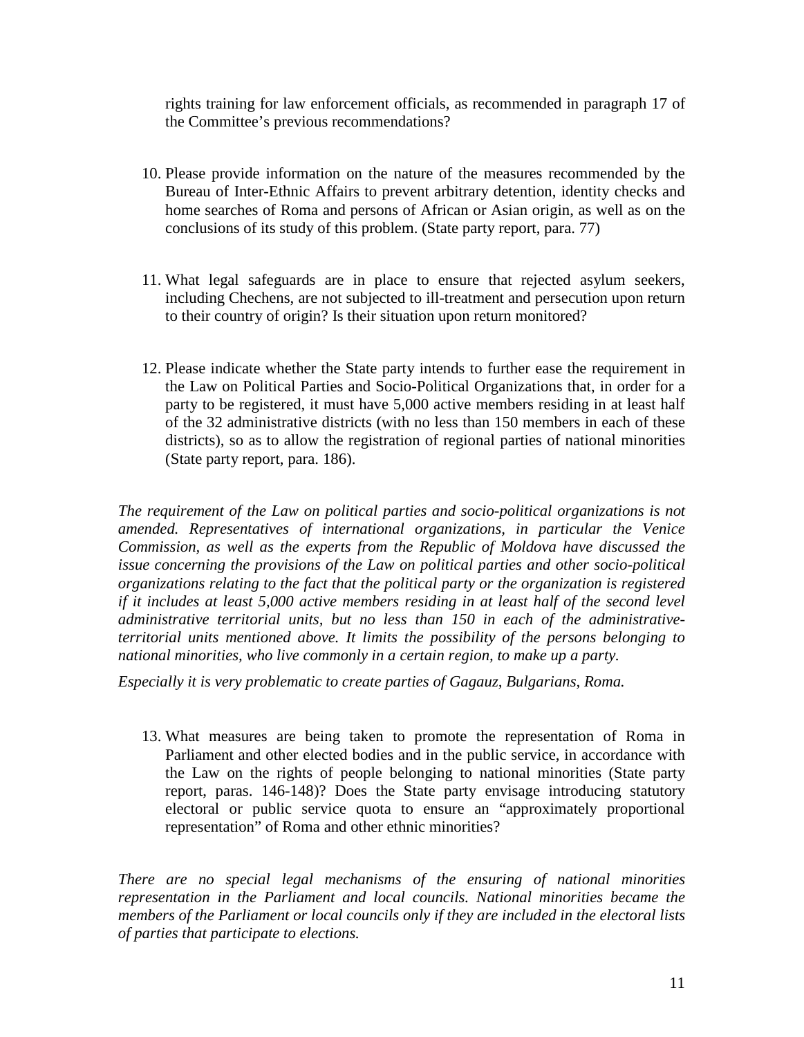rights training for law enforcement officials, as recommended in paragraph 17 of the Committee's previous recommendations?

10. Please provide information on the nature of the measures recommended by the Bureau of Inter-Ethnic Affairs to prevent arbitrary detention, identity checks and home searches of Roma and persons of African or Asian origin, as well as on the conclusions of its study of this problem. (State party report, para. 77)

11. What legal safeguards are in place to ensure that rejected asylum seekers, including Chechens, are not subjected to ill-treatment and persecution upon return to their country of origin? Is their situation upon return monitored?

12. Please indicate whether the State party intends to further ease the requirement in the Law on Political Parties and Socio-Political Organizations that, in order for a party to be registered, it must have 5,000 active members residing in at least half of the 32 administrative districts (with no less than 150 members in each of these districts), so as to allow the registration of regional parties of national minorities (State party report, para. 186).

*The requirement of the Law on political parties and socio-political organizations is not amended. Representatives of international organizations, in particular the Venice Commission, as well as the experts from the Republic of Moldova have discussed the issue concerning the provisions of the Law on political parties and other socio-political organizations relating to the fact that the political party or the organization is registered if it includes at least 5,000 active members residing in at least half of the second level administrative territorial units, but no less than 150 in each of the administrative-territorial units mentioned above. It limits the possibility of the persons belonging to national minorities, who live commonly in a certain region, to make up a party.*

*Especially it is very problematic to create parties of Gagauz, Bulgarians, Roma.*

13. What measures are being taken to promote the representation of Roma in Parliament and other elected bodies and in the public service, in accordance with the Law on the rights of people belonging to national minorities (State party report, paras. 146-148)? Does the State party envisage introducing statutory electoral or public service quota to ensure an "approximately proportional representation" of Roma and other ethnic minorities?

*There are no special legal mechanisms of the ensuring of national minorities representation in the Parliament and local councils. National minorities became the members of the Parliament or local councils only if they are included in the electoral lists of parties that participate to elections.*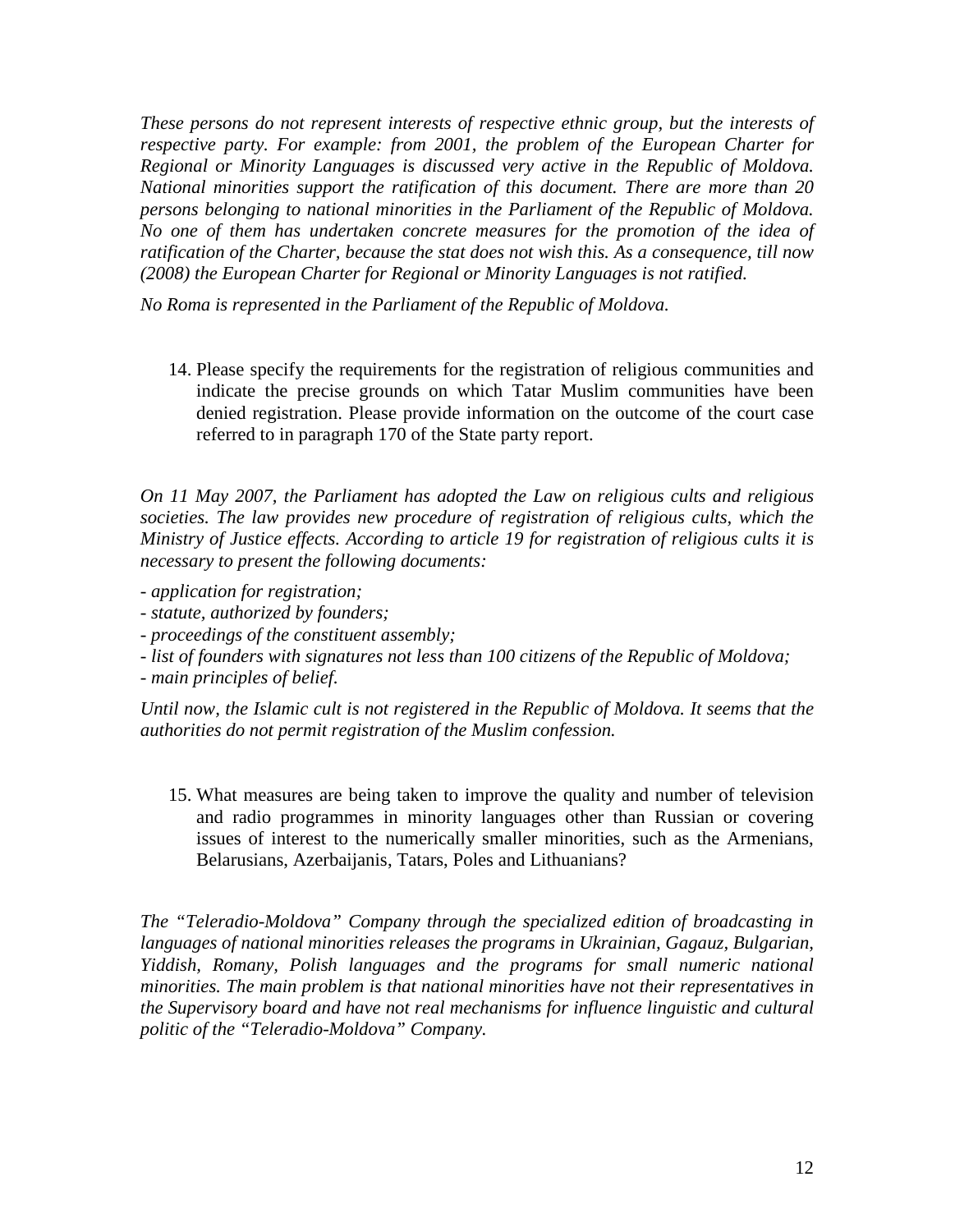*These persons do not represent interests of respective ethnic group, but the interests of respective party. For example: from 2001, the problem of the European Charter for Regional or Minority Languages is discussed very active in the Republic of Moldova. National minorities support the ratification of this document. There are more than 20 persons belonging to national minorities in the Parliament of the Republic of Moldova. No one of them has undertaken concrete measures for the promotion of the idea of ratification of the Charter, because the stat does not wish this. As a consequence, till now (2008) the European Charter for Regional or Minority Languages is not ratified.*

*No Roma is represented in the Parliament of the Republic of Moldova.*

14. Please specify the requirements for the registration of religious communities and indicate the precise grounds on which Tatar Muslim communities have been denied registration. Please provide information on the outcome of the court case referred to in paragraph 170 of the State party report.

*On 11 May 2007, the Parliament has adopted the Law on religious cults and religious societies. The law provides new procedure of registration of religious cults, which the Ministry of Justice effects. According to article 19 for registration of religious cults it is necessary to present the following documents:*

- *application for registration;*
- *statute, authorized by founders;*
- *proceedings of the constituent assembly;*
- *list of founders with signatures not less than 100 citizens of the Republic of Moldova;*
- *main principles of belief.*

*Until now, the Islamic cult is not registered in the Republic of Moldova. It seems that the authorities do not permit registration of the Muslim confession.*

15. What measures are being taken to improve the quality and number of television and radio programmes in minority languages other than Russian or covering issues of interest to the numerically smaller minorities, such as the Armenians, Belarusians, Azerbaijanis, Tatars, Poles and Lithuanians?

*The "Teleradio-Moldova" Company through the specialized edition of broadcasting in languages of national minorities releases the programs in Ukrainian, Gagauz, Bulgarian, Yiddish, Romany, Polish languages and the programs for small numeric national minorities. The main problem is that national minorities have not their representatives in the Supervisory board and have not real mechanisms for influence linguistic and cultural politic of the "Teleradio-Moldova" Company.*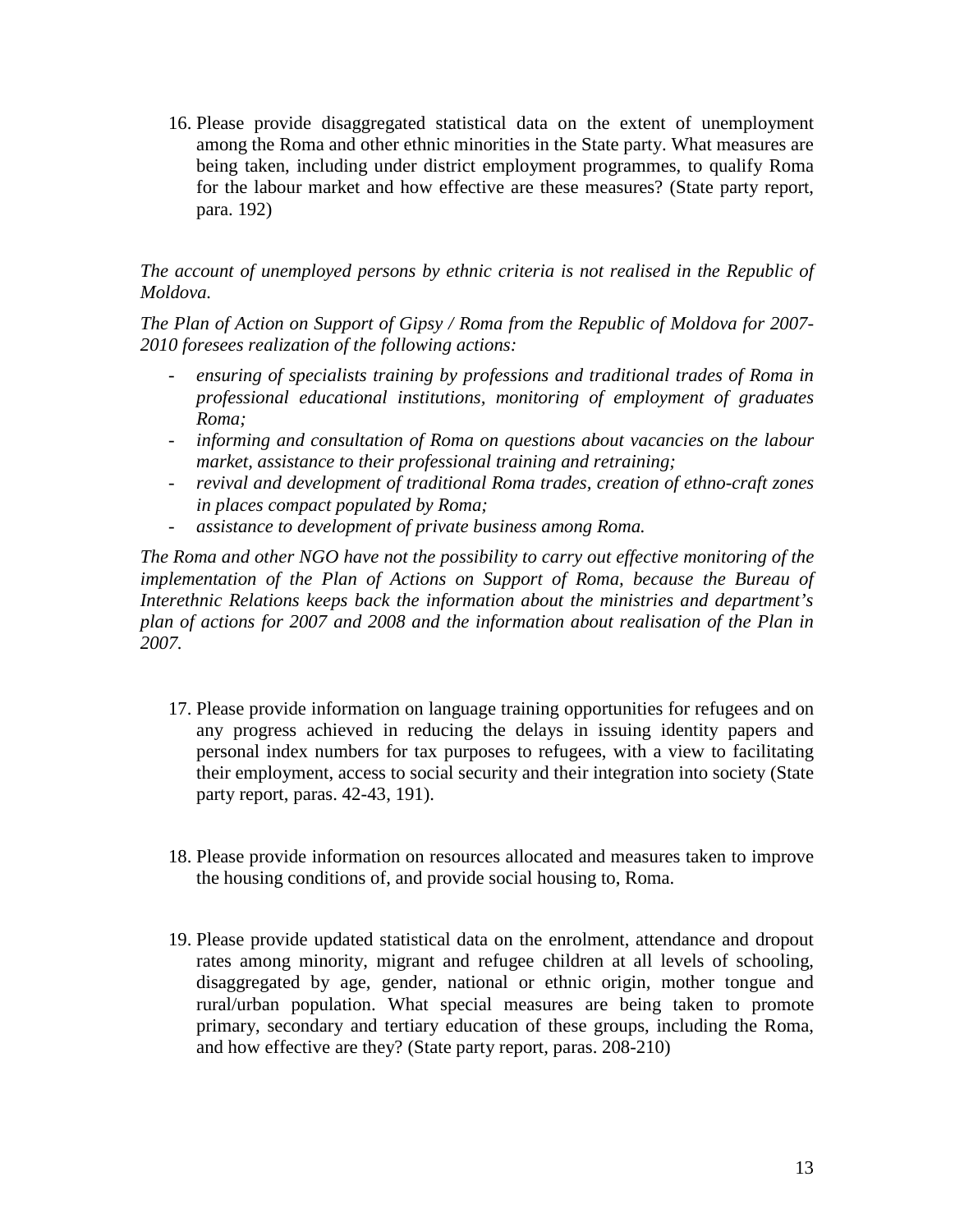16. Please provide disaggregated statistical data on the extent of unemployment among the Roma and other ethnic minorities in the State party. What measures are being taken, including under district employment programmes, to qualify Roma for the labour market and how effective are these measures? (State party report, para. 192)

*The account of unemployed persons by ethnic criteria is not realised in the Republic of Moldova.*

*The Plan of Action on Support of Gipsy / Roma from the Republic of Moldova for 2007-2010 foresees realization of the following actions:*

- *ensuring of specialists training by professions and traditional trades of Roma in professional educational institutions, monitoring of employment of graduates Roma;*
- *informing and consultation of Roma on questions about vacancies on the labour market, assistance to their professional training and retraining;*
- *revival and development of traditional Roma trades, creation of ethno-craft zones in places compact populated by Roma;*
- *assistance to development of private business among Roma.*

*The Roma and other NGO have not the possibility to carry out effective monitoring of the implementation of the Plan of Actions on Support of Roma, because the Bureau of Interethnic Relations keeps back the information about the ministries and department's plan of actions for 2007 and 2008 and the information about realisation of the Plan in 2007.*

17. Please provide information on language training opportunities for refugees and on any progress achieved in reducing the delays in issuing identity papers and personal index numbers for tax purposes to refugees, with a view to facilitating their employment, access to social security and their integration into society (State party report, paras. 42-43, 191).

18. Please provide information on resources allocated and measures taken to improve the housing conditions of, and provide social housing to, Roma.

19. Please provide updated statistical data on the enrolment, attendance and dropout rates among minority, migrant and refugee children at all levels of schooling, disaggregated by age, gender, national or ethnic origin, mother tongue and rural/urban population. What special measures are being taken to promote primary, secondary and tertiary education of these groups, including the Roma, and how effective are they? (State party report, paras. 208-210)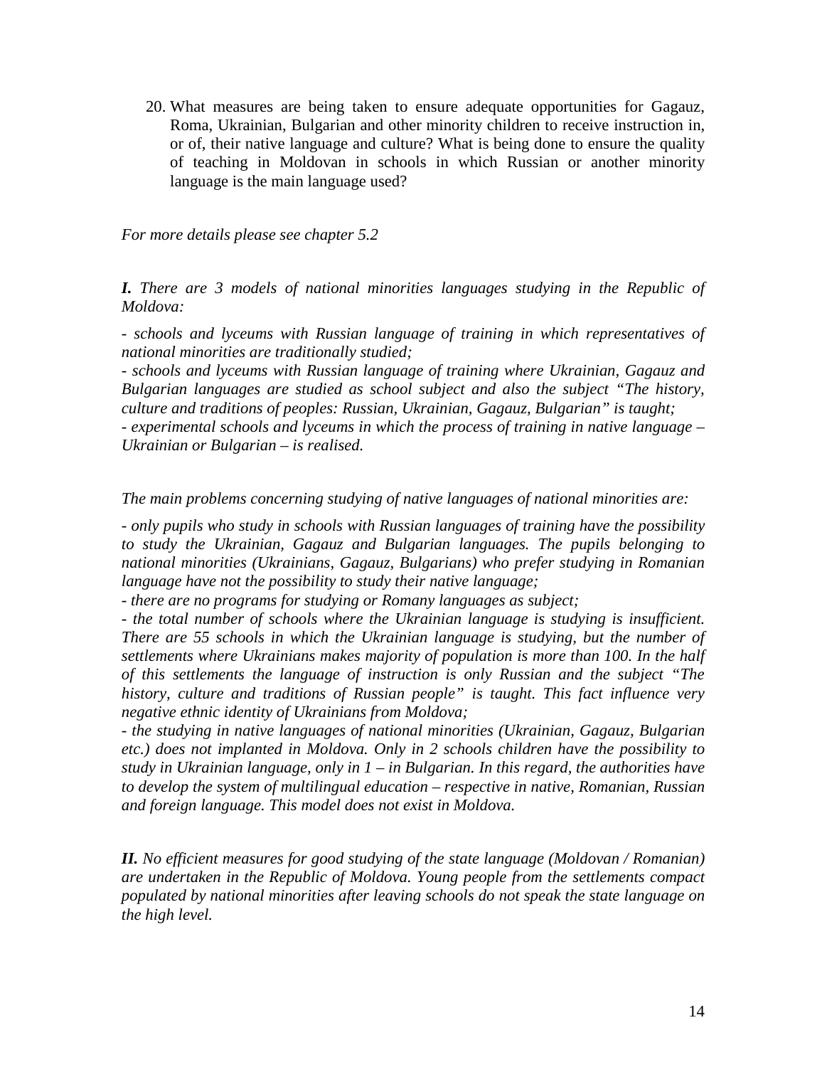20. What measures are being taken to ensure adequate opportunities for Gagauz, Roma, Ukrainian, Bulgarian and other minority children to receive instruction in, or of, their native language and culture? What is being done to ensure the quality of teaching in Moldovan in schools in which Russian or another minority language is the main language used?

*For more details please see chapter 5.2*

***I.*** *There are 3 models of national minorities languages studying in the Republic of Moldova:*

*- schools and lyceums with Russian language of training in which representatives of national minorities are traditionally studied;*
*- schools and lyceums with Russian language of training where Ukrainian, Gagauz and Bulgarian languages are studied as school subject and also the subject "The history, culture and traditions of peoples: Russian, Ukrainian, Gagauz, Bulgarian" is taught;*
*- experimental schools and lyceums in which the process of training in native language – Ukrainian or Bulgarian – is realised.*

*The main problems concerning studying of native languages of national minorities are:*

*- only pupils who study in schools with Russian languages of training have the possibility to study the Ukrainian, Gagauz and Bulgarian languages. The pupils belonging to national minorities (Ukrainians, Gagauz, Bulgarians) who prefer studying in Romanian language have not the possibility to study their native language;*
*- there are no programs for studying or Romany languages as subject;*
*- the total number of schools where the Ukrainian language is studying is insufficient. There are 55 schools in which the Ukrainian language is studying, but the number of settlements where Ukrainians makes majority of population is more than 100. In the half of this settlements the language of instruction is only Russian and the subject "The history, culture and traditions of Russian people" is taught. This fact influence very negative ethnic identity of Ukrainians from Moldova;*
*- the studying in native languages of national minorities (Ukrainian, Gagauz, Bulgarian etc.) does not implanted in Moldova. Only in 2 schools children have the possibility to study in Ukrainian language, only in 1 – in Bulgarian. In this regard, the authorities have to develop the system of multilingual education – respective in native, Romanian, Russian and foreign language. This model does not exist in Moldova.*

***II.*** *No efficient measures for good studying of the state language (Moldovan / Romanian) are undertaken in the Republic of Moldova. Young people from the settlements compact populated by national minorities after leaving schools do not speak the state language on the high level.*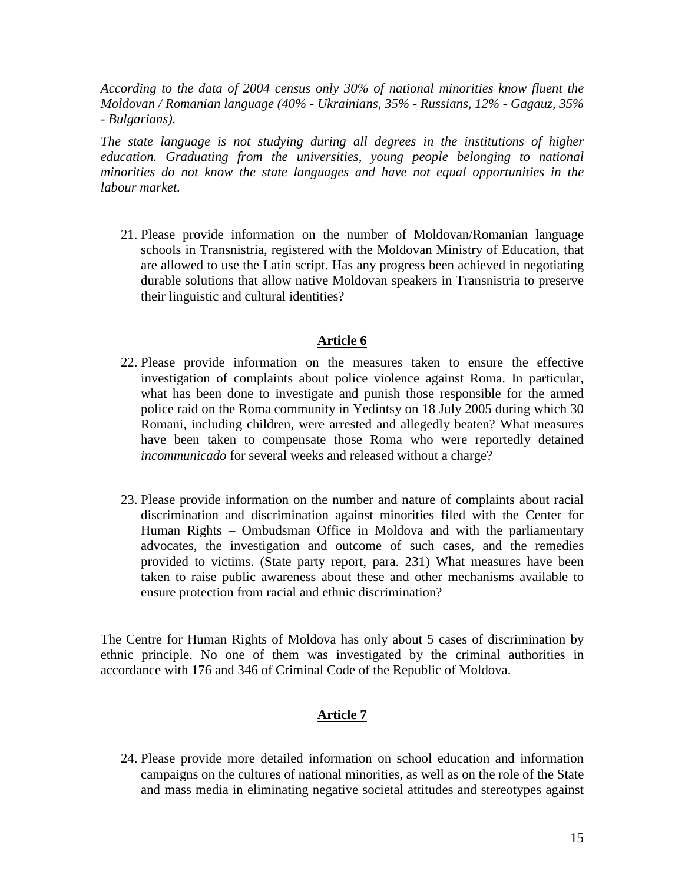*According to the data of 2004 census only 30% of national minorities know fluent the Moldovan / Romanian language (40% - Ukrainians, 35% - Russians, 12% - Gagauz, 35% - Bulgarians).*

*The state language is not studying during all degrees in the institutions of higher education. Graduating from the universities, young people belonging to national minorities do not know the state languages and have not equal opportunities in the labour market.*

21. Please provide information on the number of Moldovan/Romanian language schools in Transnistria, registered with the Moldovan Ministry of Education, that are allowed to use the Latin script. Has any progress been achieved in negotiating durable solutions that allow native Moldovan speakers in Transnistria to preserve their linguistic and cultural identities?

## Article 6

22. Please provide information on the measures taken to ensure the effective investigation of complaints about police violence against Roma. In particular, what has been done to investigate and punish those responsible for the armed police raid on the Roma community in Yedintsy on 18 July 2005 during which 30 Romani, including children, were arrested and allegedly beaten? What measures have been taken to compensate those Roma who were reportedly detained *incommunicado* for several weeks and released without a charge?

23. Please provide information on the number and nature of complaints about racial discrimination and discrimination against minorities filed with the Center for Human Rights – Ombudsman Office in Moldova and with the parliamentary advocates, the investigation and outcome of such cases, and the remedies provided to victims. (State party report, para. 231) What measures have been taken to raise public awareness about these and other mechanisms available to ensure protection from racial and ethnic discrimination?

The Centre for Human Rights of Moldova has only about 5 cases of discrimination by ethnic principle. No one of them was investigated by the criminal authorities in accordance with 176 and 346 of Criminal Code of the Republic of Moldova.

## Article 7

24. Please provide more detailed information on school education and information campaigns on the cultures of national minorities, as well as on the role of the State and mass media in eliminating negative societal attitudes and stereotypes against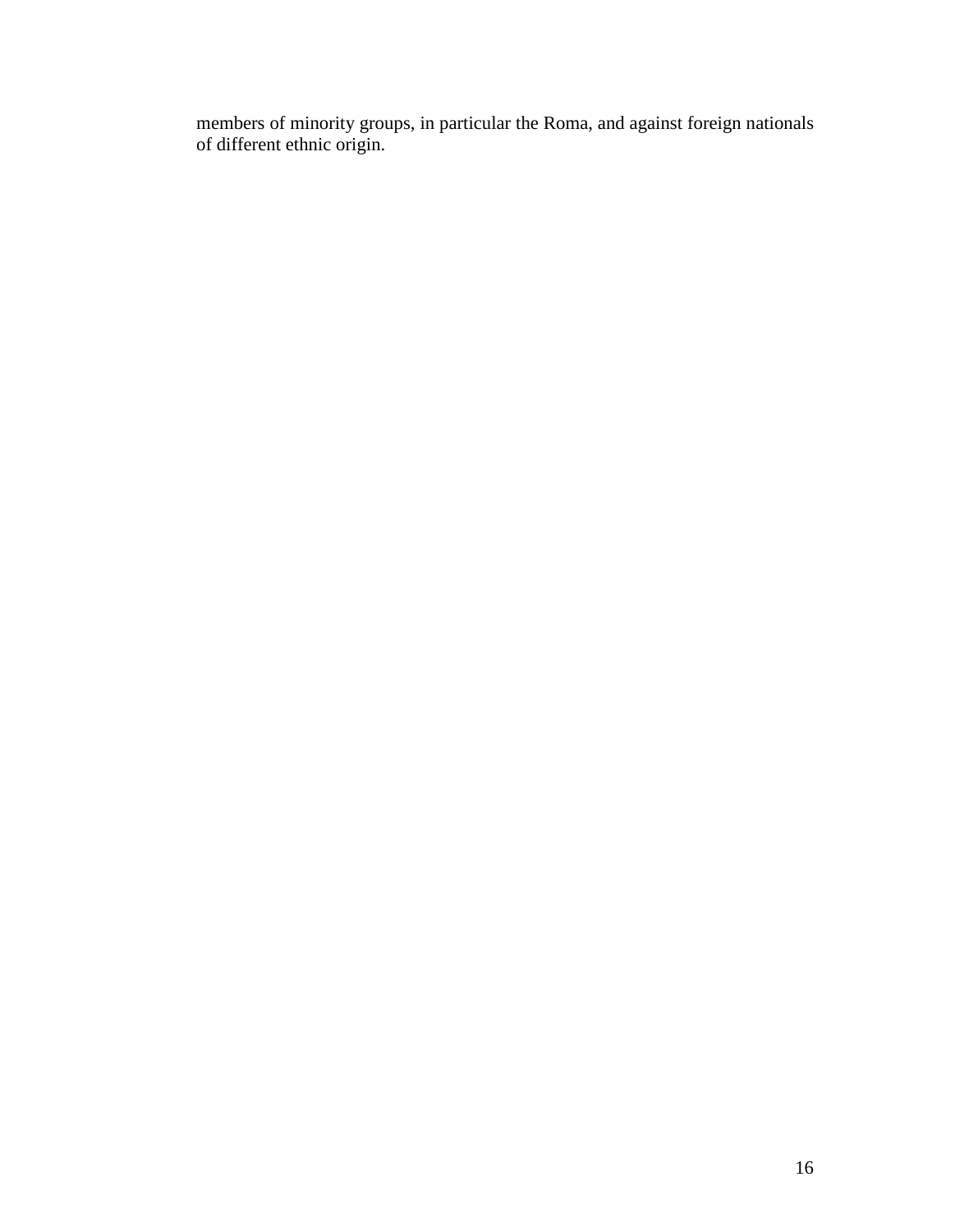members of minority groups, in particular the Roma, and against foreign nationals of different ethnic origin.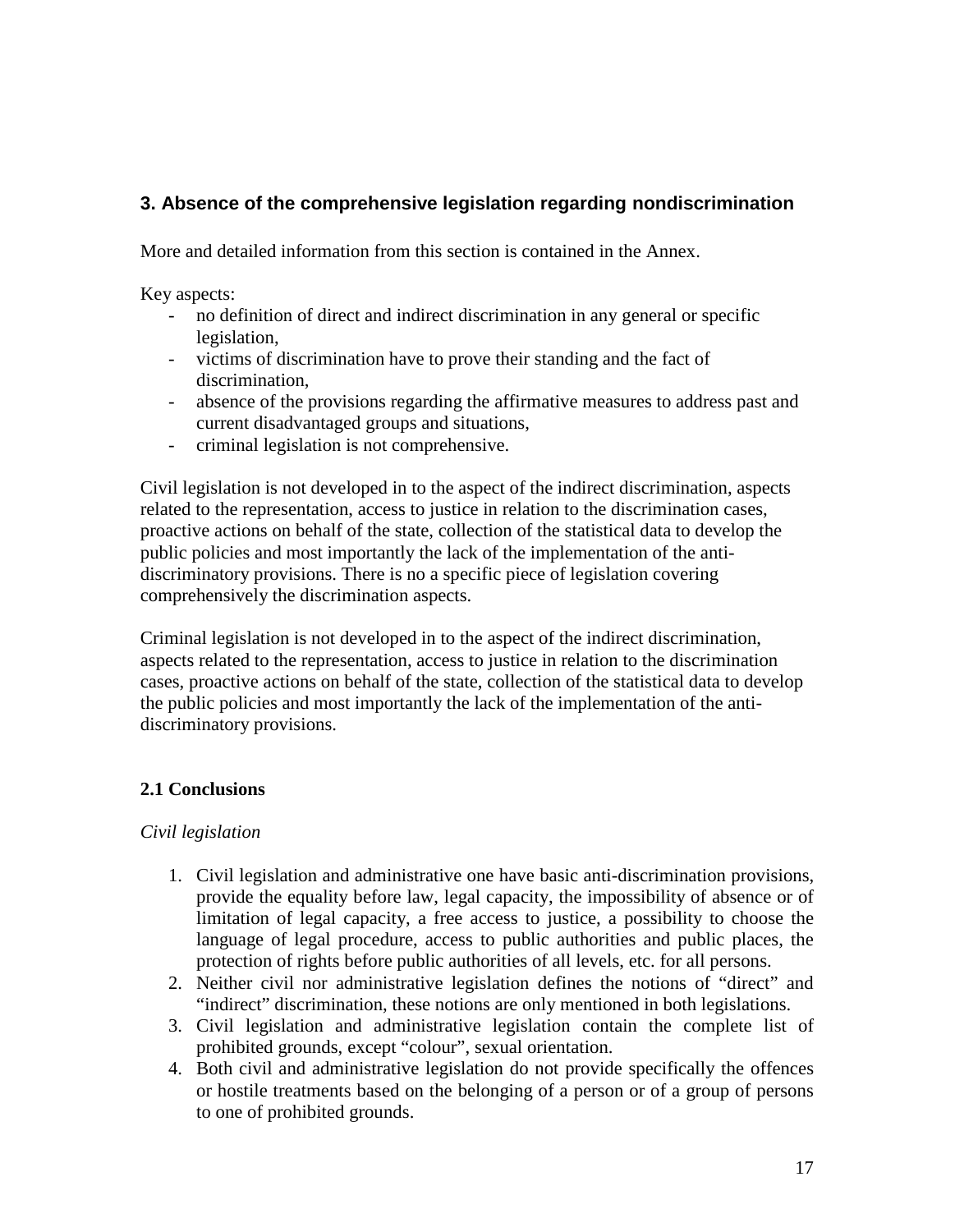## 3. Absence of the comprehensive legislation regarding nondiscrimination

More and detailed information from this section is contained in the Annex.

Key aspects:

- no definition of direct and indirect discrimination in any general or specific legislation,
- victims of discrimination have to prove their standing and the fact of discrimination,
- absence of the provisions regarding the affirmative measures to address past and current disadvantaged groups and situations,
- criminal legislation is not comprehensive.

Civil legislation is not developed in to the aspect of the indirect discrimination, aspects related to the representation, access to justice in relation to the discrimination cases, proactive actions on behalf of the state, collection of the statistical data to develop the public policies and most importantly the lack of the implementation of the anti-discriminatory provisions. There is no a specific piece of legislation covering comprehensively the discrimination aspects.

Criminal legislation is not developed in to the aspect of the indirect discrimination, aspects related to the representation, access to justice in relation to the discrimination cases, proactive actions on behalf of the state, collection of the statistical data to develop the public policies and most importantly the lack of the implementation of the anti-discriminatory provisions.

### 2.1 Conclusions

*Civil legislation*

1. Civil legislation and administrative one have basic anti-discrimination provisions, provide the equality before law, legal capacity, the impossibility of absence or of limitation of legal capacity, a free access to justice, a possibility to choose the language of legal procedure, access to public authorities and public places, the protection of rights before public authorities of all levels, etc. for all persons.
2. Neither civil nor administrative legislation defines the notions of "direct" and "indirect" discrimination, these notions are only mentioned in both legislations.
3. Civil legislation and administrative legislation contain the complete list of prohibited grounds, except "colour", sexual orientation.
4. Both civil and administrative legislation do not provide specifically the offences or hostile treatments based on the belonging of a person or of a group of persons to one of prohibited grounds.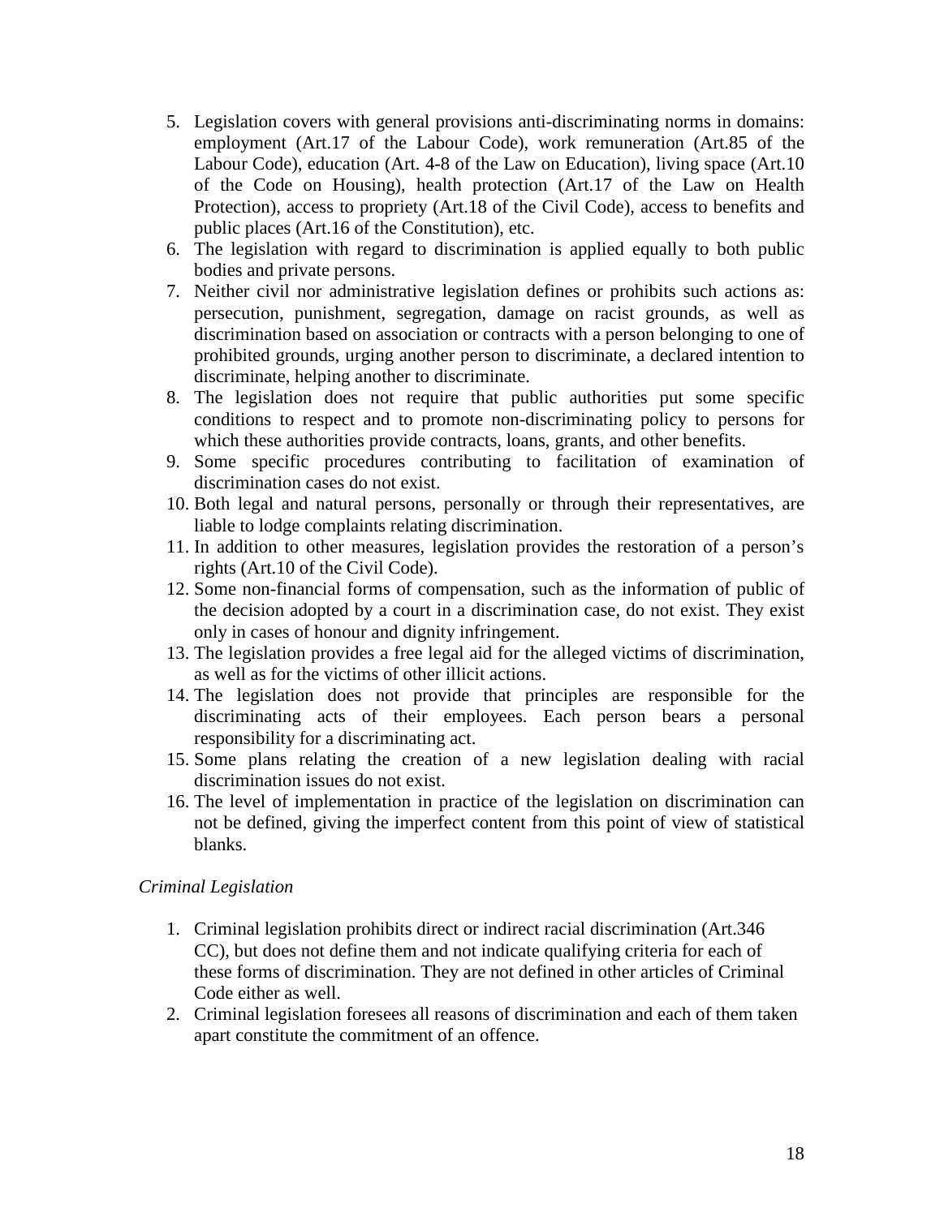5. Legislation covers with general provisions anti-discriminating norms in domains: employment (Art.17 of the Labour Code), work remuneration (Art.85 of the Labour Code), education (Art. 4-8 of the Law on Education), living space (Art.10 of the Code on Housing), health protection (Art.17 of the Law on Health Protection), access to propriety (Art.18 of the Civil Code), access to benefits and public places (Art.16 of the Constitution), etc.
6. The legislation with regard to discrimination is applied equally to both public bodies and private persons.
7. Neither civil nor administrative legislation defines or prohibits such actions as: persecution, punishment, segregation, damage on racist grounds, as well as discrimination based on association or contracts with a person belonging to one of prohibited grounds, urging another person to discriminate, a declared intention to discriminate, helping another to discriminate.
8. The legislation does not require that public authorities put some specific conditions to respect and to promote non-discriminating policy to persons for which these authorities provide contracts, loans, grants, and other benefits.
9. Some specific procedures contributing to facilitation of examination of discrimination cases do not exist.
10. Both legal and natural persons, personally or through their representatives, are liable to lodge complaints relating discrimination.
11. In addition to other measures, legislation provides the restoration of a person's rights (Art.10 of the Civil Code).
12. Some non-financial forms of compensation, such as the information of public of the decision adopted by a court in a discrimination case, do not exist. They exist only in cases of honour and dignity infringement.
13. The legislation provides a free legal aid for the alleged victims of discrimination, as well as for the victims of other illicit actions.
14. The legislation does not provide that principles are responsible for the discriminating acts of their employees. Each person bears a personal responsibility for a discriminating act.
15. Some plans relating the creation of a new legislation dealing with racial discrimination issues do not exist.
16. The level of implementation in practice of the legislation on discrimination can not be defined, giving the imperfect content from this point of view of statistical blanks.

*Criminal Legislation*

1. Criminal legislation prohibits direct or indirect racial discrimination (Art.346 CC), but does not define them and not indicate qualifying criteria for each of these forms of discrimination. They are not defined in other articles of Criminal Code either as well.
2. Criminal legislation foresees all reasons of discrimination and each of them taken apart constitute the commitment of an offence.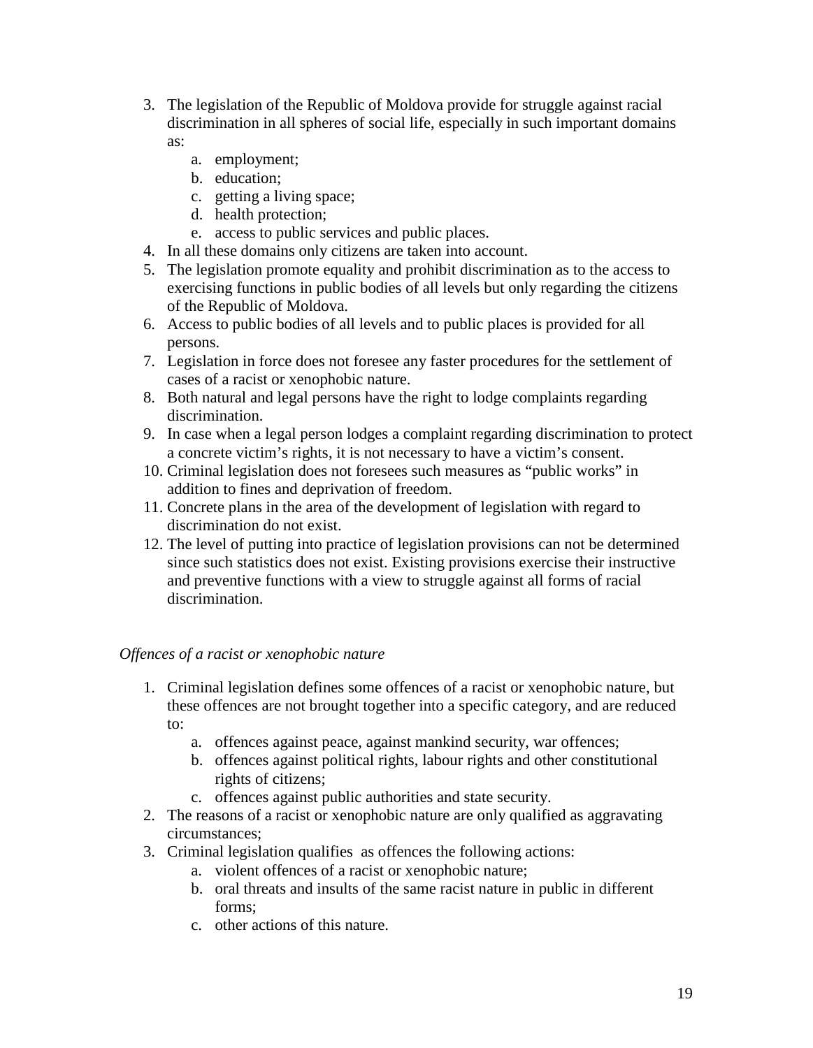3. The legislation of the Republic of Moldova provide for struggle against racial discrimination in all spheres of social life, especially in such important domains as:
    a. employment;
    b. education;
    c. getting a living space;
    d. health protection;
    e. access to public services and public places.
4. In all these domains only citizens are taken into account.
5. The legislation promote equality and prohibit discrimination as to the access to exercising functions in public bodies of all levels but only regarding the citizens of the Republic of Moldova.
6. Access to public bodies of all levels and to public places is provided for all persons.
7. Legislation in force does not foresee any faster procedures for the settlement of cases of a racist or xenophobic nature.
8. Both natural and legal persons have the right to lodge complaints regarding discrimination.
9. In case when a legal person lodges a complaint regarding discrimination to protect a concrete victim's rights, it is not necessary to have a victim's consent.
10. Criminal legislation does not foresees such measures as "public works" in addition to fines and deprivation of freedom.
11. Concrete plans in the area of the development of legislation with regard to discrimination do not exist.
12. The level of putting into practice of legislation provisions can not be determined since such statistics does not exist. Existing provisions exercise their instructive and preventive functions with a view to struggle against all forms of racial discrimination.

*Offences of a racist or xenophobic nature*

1. Criminal legislation defines some offences of a racist or xenophobic nature, but these offences are not brought together into a specific category, and are reduced to:
    a. offences against peace, against mankind security, war offences;
    b. offences against political rights, labour rights and other constitutional rights of citizens;
    c. offences against public authorities and state security.
2. The reasons of a racist or xenophobic nature are only qualified as aggravating circumstances;
3. Criminal legislation qualifies as offences the following actions:
    a. violent offences of a racist or xenophobic nature;
    b. oral threats and insults of the same racist nature in public in different forms;
    c. other actions of this nature.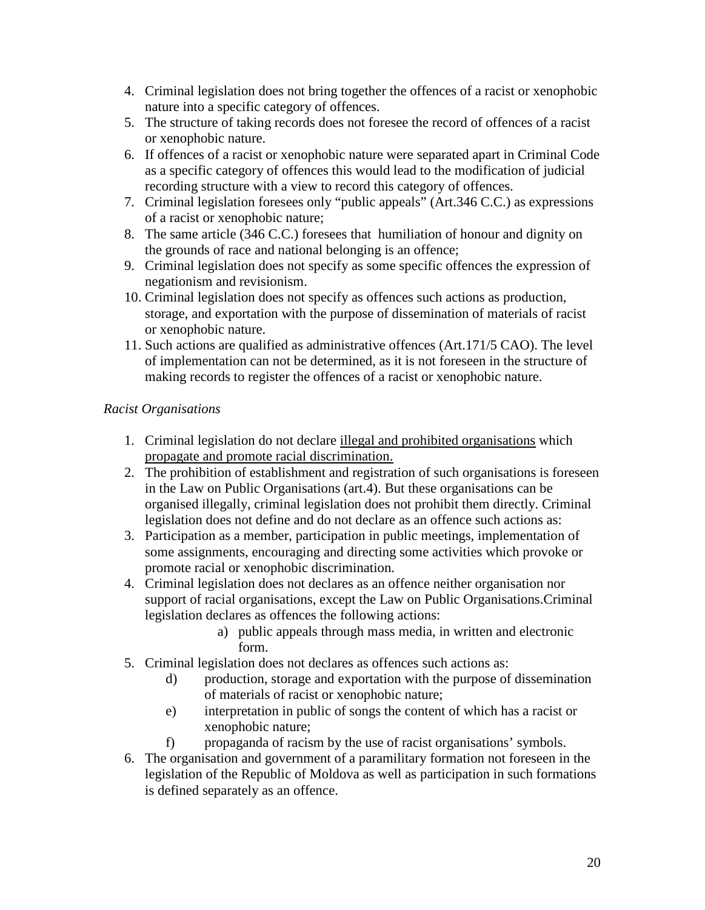4. Criminal legislation does not bring together the offences of a racist or xenophobic nature into a specific category of offences.
5. The structure of taking records does not foresee the record of offences of a racist or xenophobic nature.
6. If offences of a racist or xenophobic nature were separated apart in Criminal Code as a specific category of offences this would lead to the modification of judicial recording structure with a view to record this category of offences.
7. Criminal legislation foresees only "public appeals" (Art.346 C.C.) as expressions of a racist or xenophobic nature;
8. The same article (346 C.C.) foresees that humiliation of honour and dignity on the grounds of race and national belonging is an offence;
9. Criminal legislation does not specify as some specific offences the expression of negationism and revisionism.
10. Criminal legislation does not specify as offences such actions as production, storage, and exportation with the purpose of dissemination of materials of racist or xenophobic nature.
11. Such actions are qualified as administrative offences (Art.171/5 CAO). The level of implementation can not be determined, as it is not foreseen in the structure of making records to register the offences of a racist or xenophobic nature.

*Racist Organisations*

1. Criminal legislation do not declare <u>illegal and prohibited organisations</u> which <u>propagate and promote racial discrimination.</u>
2. The prohibition of establishment and registration of such organisations is foreseen in the Law on Public Organisations (art.4). But these organisations can be organised illegally, criminal legislation does not prohibit them directly. Criminal legislation does not define and do not declare as an offence such actions as:
3. Participation as a member, participation in public meetings, implementation of some assignments, encouraging and directing some activities which provoke or promote racial or xenophobic discrimination.
4. Criminal legislation does not declares as an offence neither organisation nor support of racial organisations, except the Law on Public Organisations.Criminal legislation declares as offences the following actions:
   a) public appeals through mass media, in written and electronic form.
5. Criminal legislation does not declares as offences such actions as:
   d) production, storage and exportation with the purpose of dissemination of materials of racist or xenophobic nature;
   e) interpretation in public of songs the content of which has a racist or xenophobic nature;
   f) propaganda of racism by the use of racist organisations' symbols.
6. The organisation and government of a paramilitary formation not foreseen in the legislation of the Republic of Moldova as well as participation in such formations is defined separately as an offence.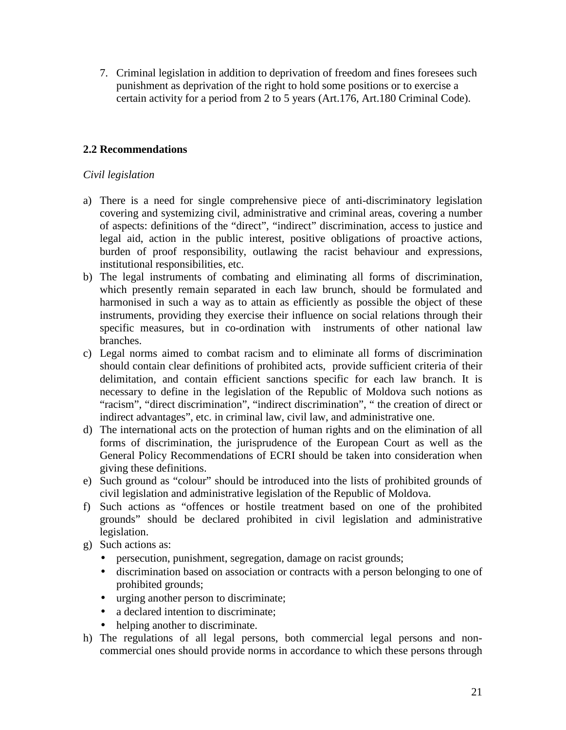7. Criminal legislation in addition to deprivation of freedom and fines foresees such punishment as deprivation of the right to hold some positions or to exercise a certain activity for a period from 2 to 5 years (Art.176, Art.180 Criminal Code).

## 2.2 Recommendations

*Civil legislation*

a) There is a need for single comprehensive piece of anti-discriminatory legislation covering and systemizing civil, administrative and criminal areas, covering a number of aspects: definitions of the "direct", "indirect" discrimination, access to justice and legal aid, action in the public interest, positive obligations of proactive actions, burden of proof responsibility, outlawing the racist behaviour and expressions, institutional responsibilities, etc.
b) The legal instruments of combating and eliminating all forms of discrimination, which presently remain separated in each law brunch, should be formulated and harmonised in such a way as to attain as efficiently as possible the object of these instruments, providing they exercise their influence on social relations through their specific measures, but in co-ordination with instruments of other national law branches.
c) Legal norms aimed to combat racism and to eliminate all forms of discrimination should contain clear definitions of prohibited acts, provide sufficient criteria of their delimitation, and contain efficient sanctions specific for each law branch. It is necessary to define in the legislation of the Republic of Moldova such notions as "racism", "direct discrimination", "indirect discrimination", " the creation of direct or indirect advantages", etc. in criminal law, civil law, and administrative one.
d) The international acts on the protection of human rights and on the elimination of all forms of discrimination, the jurisprudence of the European Court as well as the General Policy Recommendations of ECRI should be taken into consideration when giving these definitions.
e) Such ground as "colour" should be introduced into the lists of prohibited grounds of civil legislation and administrative legislation of the Republic of Moldova.
f) Such actions as "offences or hostile treatment based on one of the prohibited grounds" should be declared prohibited in civil legislation and administrative legislation.
g) Such actions as:
   - persecution, punishment, segregation, damage on racist grounds;
   - discrimination based on association or contracts with a person belonging to one of prohibited grounds;
   - urging another person to discriminate;
   - a declared intention to discriminate;
   - helping another to discriminate.
h) The regulations of all legal persons, both commercial legal persons and non-commercial ones should provide norms in accordance to which these persons through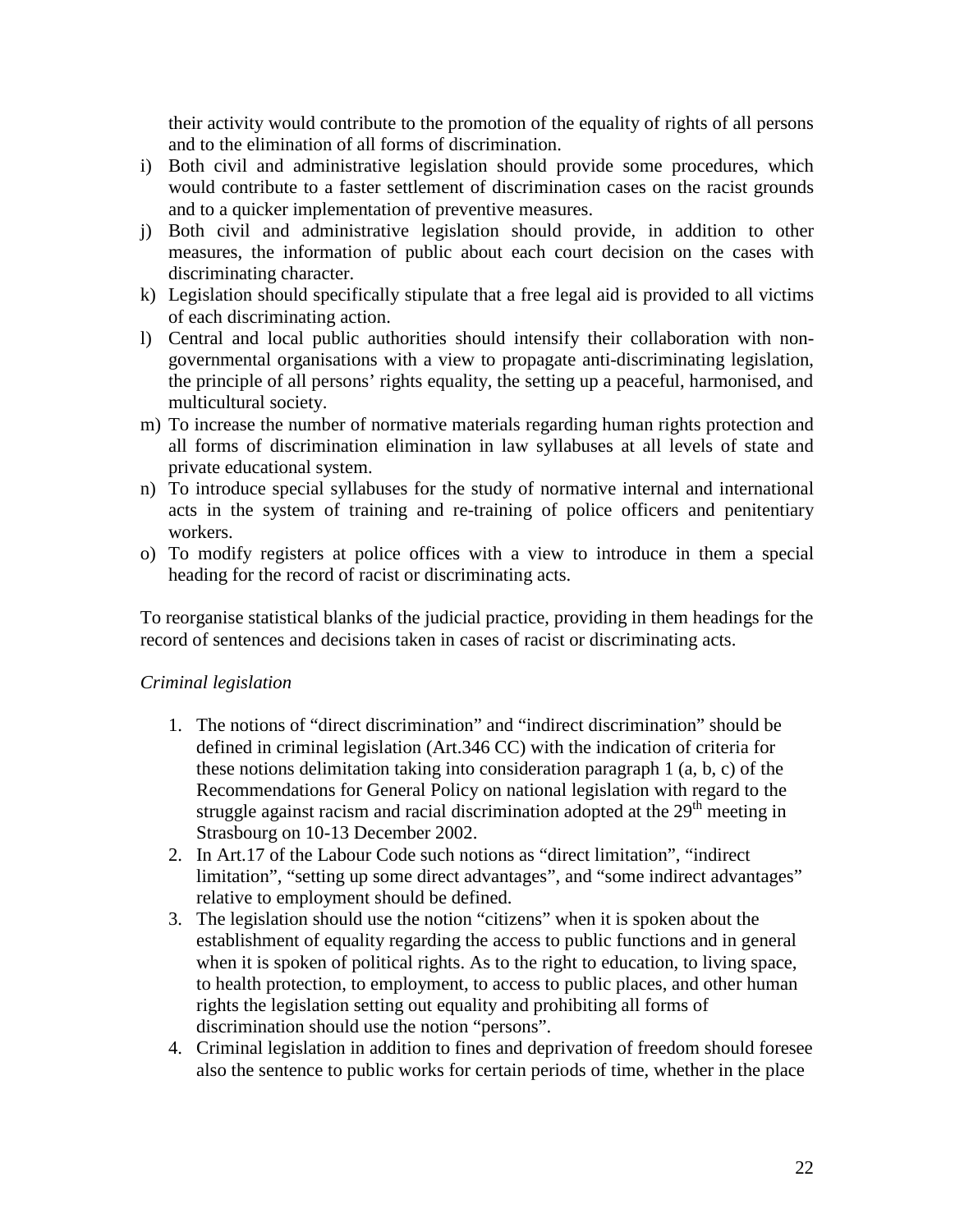their activity would contribute to the promotion of the equality of rights of all persons and to the elimination of all forms of discrimination.

i) Both civil and administrative legislation should provide some procedures, which would contribute to a faster settlement of discrimination cases on the racist grounds and to a quicker implementation of preventive measures.
j) Both civil and administrative legislation should provide, in addition to other measures, the information of public about each court decision on the cases with discriminating character.
k) Legislation should specifically stipulate that a free legal aid is provided to all victims of each discriminating action.
l) Central and local public authorities should intensify their collaboration with non-governmental organisations with a view to propagate anti-discriminating legislation, the principle of all persons' rights equality, the setting up a peaceful, harmonised, and multicultural society.
m) To increase the number of normative materials regarding human rights protection and all forms of discrimination elimination in law syllabuses at all levels of state and private educational system.
n) To introduce special syllabuses for the study of normative internal and international acts in the system of training and re-training of police officers and penitentiary workers.
o) To modify registers at police offices with a view to introduce in them a special heading for the record of racist or discriminating acts.

To reorganise statistical blanks of the judicial practice, providing in them headings for the record of sentences and decisions taken in cases of racist or discriminating acts.

*Criminal legislation*

1. The notions of "direct discrimination" and "indirect discrimination" should be defined in criminal legislation (Art.346 CC) with the indication of criteria for these notions delimitation taking into consideration paragraph 1 (a, b, c) of the Recommendations for General Policy on national legislation with regard to the struggle against racism and racial discrimination adopted at the 29th meeting in Strasbourg on 10-13 December 2002.
2. In Art.17 of the Labour Code such notions as "direct limitation", "indirect limitation", "setting up some direct advantages", and "some indirect advantages" relative to employment should be defined.
3. The legislation should use the notion "citizens" when it is spoken about the establishment of equality regarding the access to public functions and in general when it is spoken of political rights. As to the right to education, to living space, to health protection, to employment, to access to public places, and other human rights the legislation setting out equality and prohibiting all forms of discrimination should use the notion "persons".
4. Criminal legislation in addition to fines and deprivation of freedom should foresee also the sentence to public works for certain periods of time, whether in the place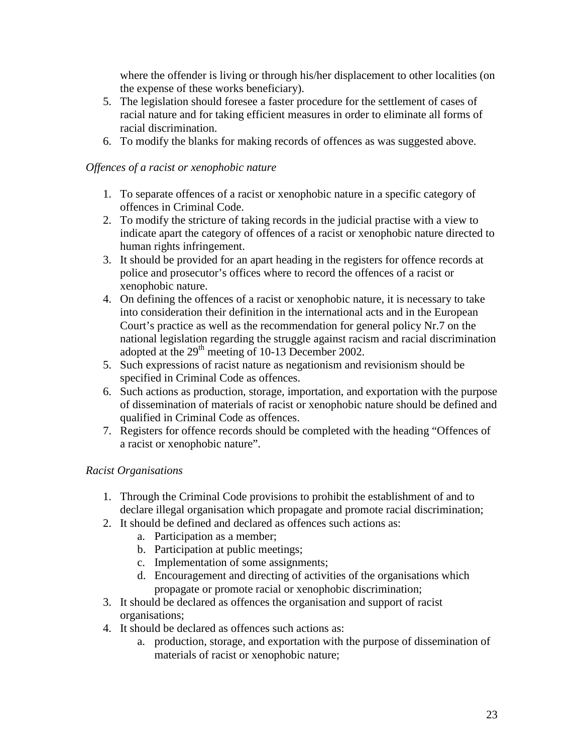where the offender is living or through his/her displacement to other localities (on the expense of these works beneficiary).

5. The legislation should foresee a faster procedure for the settlement of cases of racial nature and for taking efficient measures in order to eliminate all forms of racial discrimination.
6. To modify the blanks for making records of offences as was suggested above.

*Offences of a racist or xenophobic nature*

1. To separate offences of a racist or xenophobic nature in a specific category of offences in Criminal Code.
2. To modify the stricture of taking records in the judicial practise with a view to indicate apart the category of offences of a racist or xenophobic nature directed to human rights infringement.
3. It should be provided for an apart heading in the registers for offence records at police and prosecutor's offices where to record the offences of a racist or xenophobic nature.
4. On defining the offences of a racist or xenophobic nature, it is necessary to take into consideration their definition in the international acts and in the European Court's practice as well as the recommendation for general policy Nr.7 on the national legislation regarding the struggle against racism and racial discrimination adopted at the 29th meeting of 10-13 December 2002.
5. Such expressions of racist nature as negationism and revisionism should be specified in Criminal Code as offences.
6. Such actions as production, storage, importation, and exportation with the purpose of dissemination of materials of racist or xenophobic nature should be defined and qualified in Criminal Code as offences.
7. Registers for offence records should be completed with the heading "Offences of a racist or xenophobic nature".

*Racist Organisations*

1. Through the Criminal Code provisions to prohibit the establishment of and to declare illegal organisation which propagate and promote racial discrimination;
2. It should be defined and declared as offences such actions as:
   a. Participation as a member;
   b. Participation at public meetings;
   c. Implementation of some assignments;
   d. Encouragement and directing of activities of the organisations which propagate or promote racial or xenophobic discrimination;
3. It should be declared as offences the organisation and support of racist organisations;
4. It should be declared as offences such actions as:
   a. production, storage, and exportation with the purpose of dissemination of materials of racist or xenophobic nature;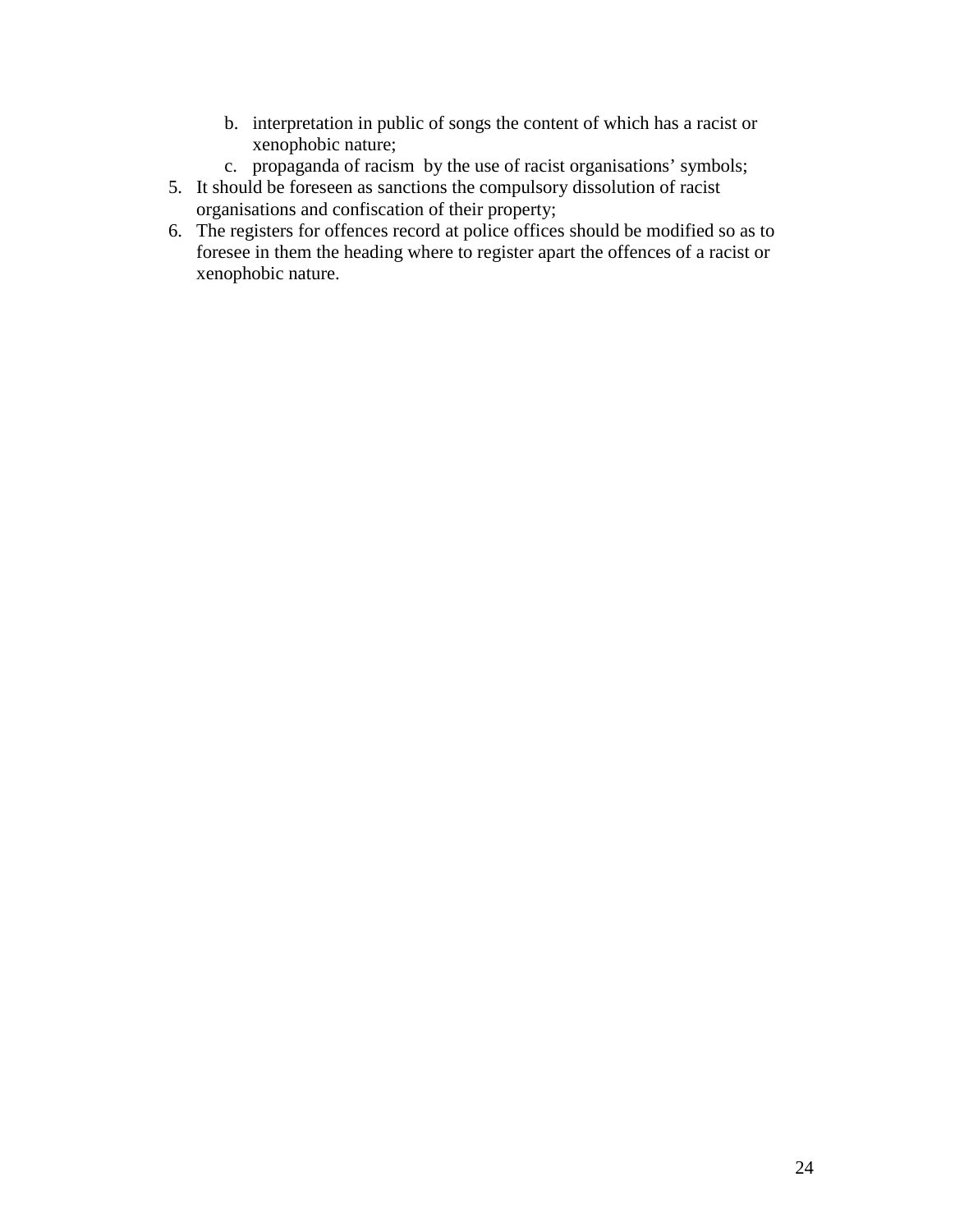b. interpretation in public of songs the content of which has a racist or xenophobic nature;
   c. propaganda of racism  by the use of racist organisations' symbols;

5. It should be foreseen as sanctions the compulsory dissolution of racist organisations and confiscation of their property;
6. The registers for offences record at police offices should be modified so as to foresee in them the heading where to register apart the offences of a racist or xenophobic nature.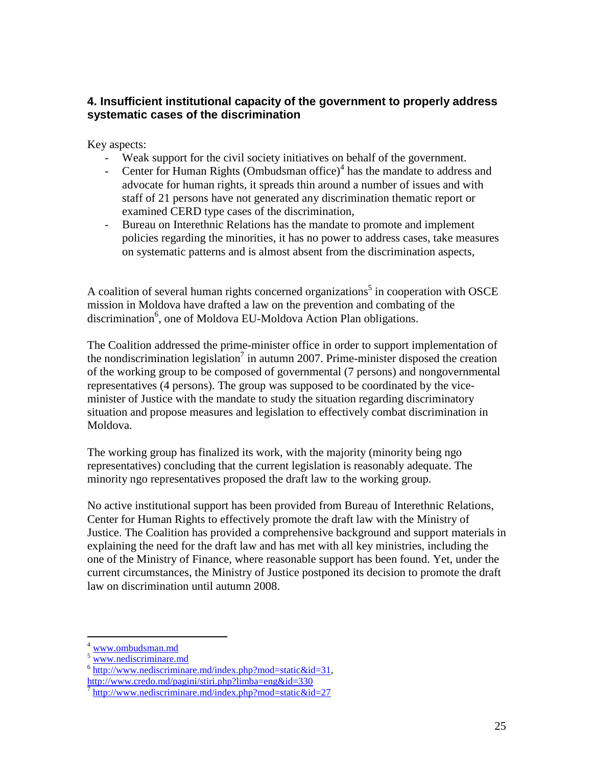### 4. Insufficient institutional capacity of the government to properly address systematic cases of the discrimination

Key aspects:

- Weak support for the civil society initiatives on behalf of the government.
- Center for Human Rights (Ombudsman office)[4] has the mandate to address and advocate for human rights, it spreads thin around a number of issues and with staff of 21 persons have not generated any discrimination thematic report or examined CERD type cases of the discrimination,
- Bureau on Interethnic Relations has the mandate to promote and implement policies regarding the minorities, it has no power to address cases, take measures on systematic patterns and is almost absent from the discrimination aspects,

A coalition of several human rights concerned organizations[5] in cooperation with OSCE mission in Moldova have drafted a law on the prevention and combating of the discrimination[6], one of Moldova EU-Moldova Action Plan obligations.

The Coalition addressed the prime-minister office in order to support implementation of the nondiscrimination legislation[7] in autumn 2007. Prime-minister disposed the creation of the working group to be composed of governmental (7 persons) and nongovernmental representatives (4 persons). The group was supposed to be coordinated by the vice-minister of Justice with the mandate to study the situation regarding discriminatory situation and propose measures and legislation to effectively combat discrimination in Moldova.

The working group has finalized its work, with the majority (minority being ngo representatives) concluding that the current legislation is reasonably adequate. The minority ngo representatives proposed the draft law to the working group.

No active institutional support has been provided from Bureau of Interethnic Relations, Center for Human Rights to effectively promote the draft law with the Ministry of Justice. The Coalition has provided a comprehensive background and support materials in explaining the need for the draft law and has met with all key ministries, including the one of the Ministry of Finance, where reasonable support has been found. Yet, under the current circumstances, the Ministry of Justice postponed its decision to promote the draft law on discrimination until autumn 2008.

---

[4] www.ombudsman.md

[5] www.nediscriminare.md

[6] http://www.nediscriminare.md/index.php?mod=static&id=31, http://www.credo.md/pagini/stiri.php?limba=eng&id=330

[7] http://www.nediscriminare.md/index.php?mod=static&id=27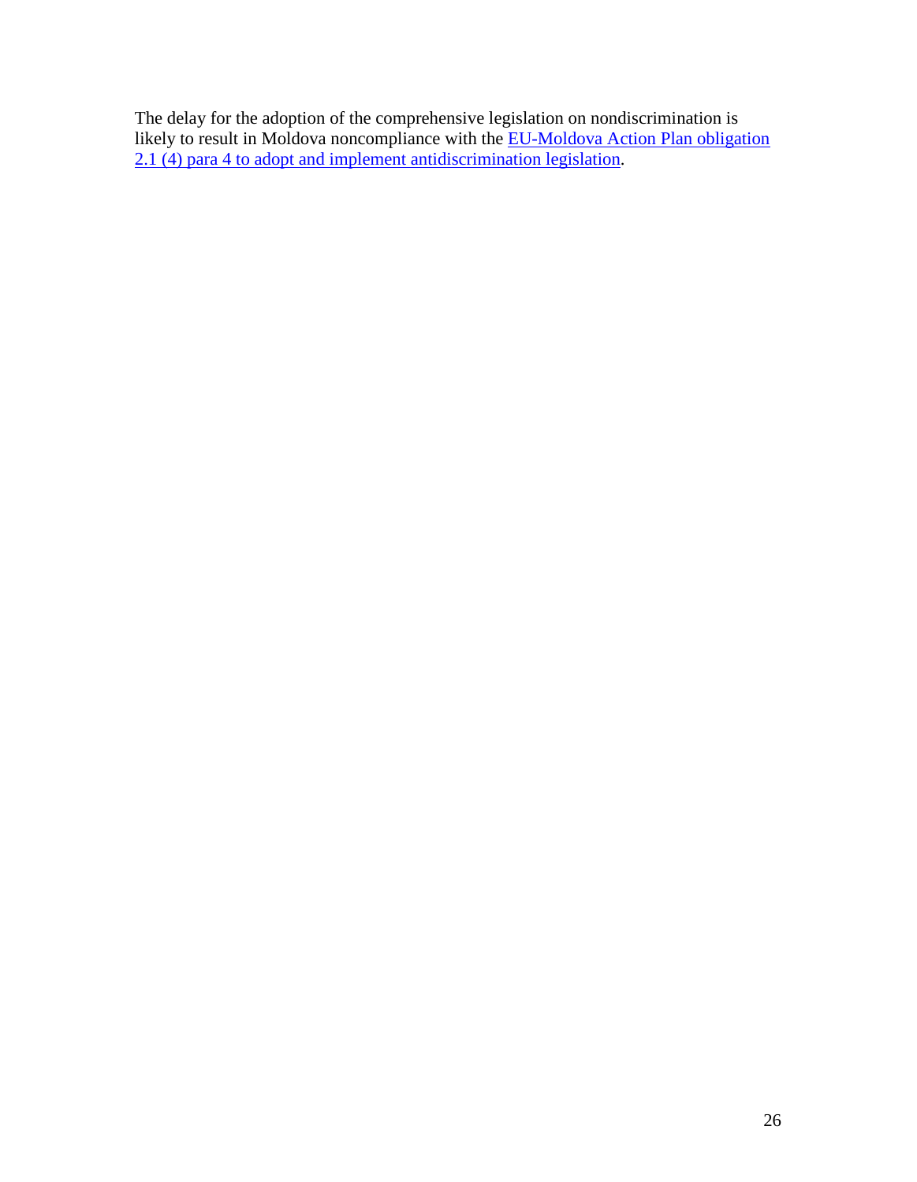The delay for the adoption of the comprehensive legislation on nondiscrimination is likely to result in Moldova noncompliance with the EU-Moldova Action Plan obligation 2.1 (4) para 4 to adopt and implement antidiscrimination legislation.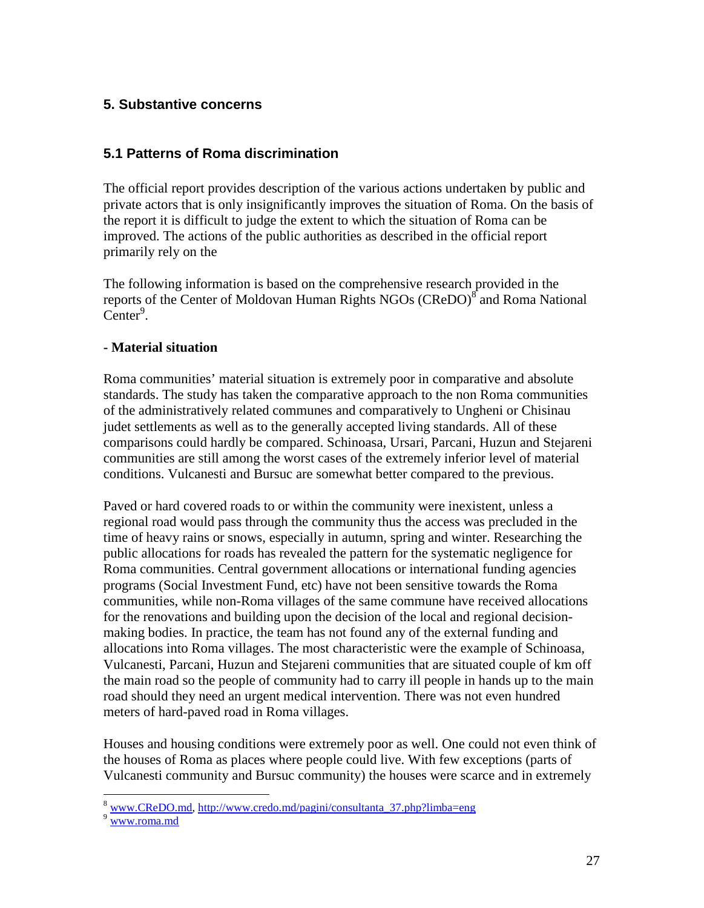## 5. Substantive concerns

### 5.1 Patterns of Roma discrimination

The official report provides description of the various actions undertaken by public and private actors that is only insignificantly improves the situation of Roma. On the basis of the report it is difficult to judge the extent to which the situation of Roma can be improved. The actions of the public authorities as described in the official report primarily rely on the

The following information is based on the comprehensive research provided in the reports of the Center of Moldovan Human Rights NGOs (CReDO)[8] and Roma National Center[9].

**- Material situation**

Roma communities' material situation is extremely poor in comparative and absolute standards. The study has taken the comparative approach to the non Roma communities of the administratively related communes and comparatively to Ungheni or Chisinau judet settlements as well as to the generally accepted living standards. All of these comparisons could hardly be compared. Schinoasa, Ursari, Parcani, Huzun and Stejareni communities are still among the worst cases of the extremely inferior level of material conditions. Vulcanesti and Bursuc are somewhat better compared to the previous.

Paved or hard covered roads to or within the community were inexistent, unless a regional road would pass through the community thus the access was precluded in the time of heavy rains or snows, especially in autumn, spring and winter. Researching the public allocations for roads has revealed the pattern for the systematic negligence for Roma communities. Central government allocations or international funding agencies programs (Social Investment Fund, etc) have not been sensitive towards the Roma communities, while non-Roma villages of the same commune have received allocations for the renovations and building upon the decision of the local and regional decision-making bodies. In practice, the team has not found any of the external funding and allocations into Roma villages. The most characteristic were the example of Schinoasa, Vulcanesti, Parcani, Huzun and Stejareni communities that are situated couple of km off the main road so the people of community had to carry ill people in hands up to the main road should they need an urgent medical intervention. There was not even hundred meters of hard-paved road in Roma villages.

Houses and housing conditions were extremely poor as well. One could not even think of the houses of Roma as places where people could live. With few exceptions (parts of Vulcanesti community and Bursuc community) the houses were scarce and in extremely

---

[8] www.CReDO.md, http://www.credo.md/pagini/consultanta_37.php?limba=eng

[9] www.roma.md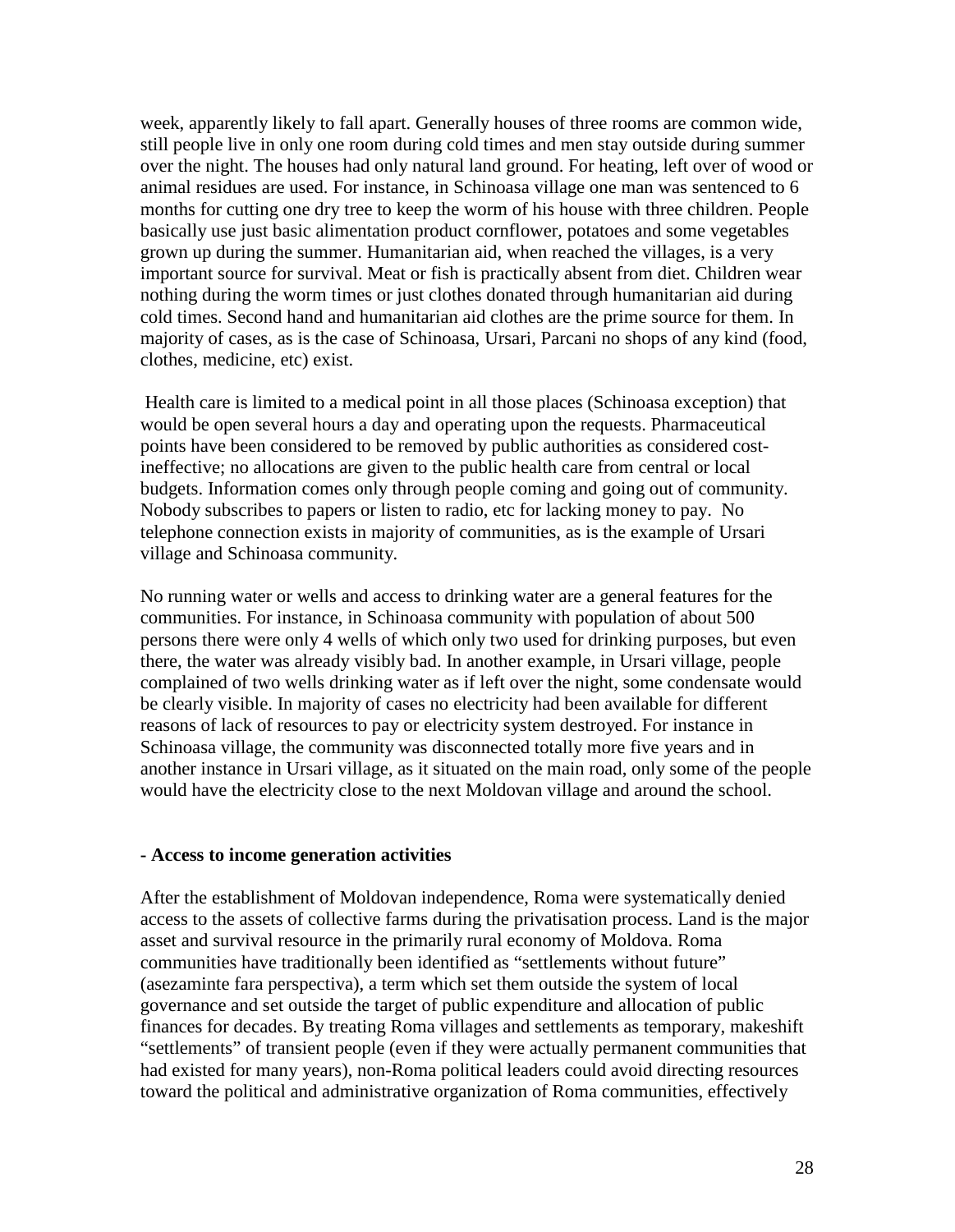week, apparently likely to fall apart. Generally houses of three rooms are common wide, still people live in only one room during cold times and men stay outside during summer over the night. The houses had only natural land ground. For heating, left over of wood or animal residues are used. For instance, in Schinoasa village one man was sentenced to 6 months for cutting one dry tree to keep the worm of his house with three children. People basically use just basic alimentation product cornflower, potatoes and some vegetables grown up during the summer. Humanitarian aid, when reached the villages, is a very important source for survival. Meat or fish is practically absent from diet. Children wear nothing during the worm times or just clothes donated through humanitarian aid during cold times. Second hand and humanitarian aid clothes are the prime source for them. In majority of cases, as is the case of Schinoasa, Ursari, Parcani no shops of any kind (food, clothes, medicine, etc) exist.

Health care is limited to a medical point in all those places (Schinoasa exception) that would be open several hours a day and operating upon the requests. Pharmaceutical points have been considered to be removed by public authorities as considered cost-ineffective; no allocations are given to the public health care from central or local budgets. Information comes only through people coming and going out of community. Nobody subscribes to papers or listen to radio, etc for lacking money to pay. No telephone connection exists in majority of communities, as is the example of Ursari village and Schinoasa community.

No running water or wells and access to drinking water are a general features for the communities. For instance, in Schinoasa community with population of about 500 persons there were only 4 wells of which only two used for drinking purposes, but even there, the water was already visibly bad. In another example, in Ursari village, people complained of two wells drinking water as if left over the night, some condensate would be clearly visible. In majority of cases no electricity had been available for different reasons of lack of resources to pay or electricity system destroyed. For instance in Schinoasa village, the community was disconnected totally more five years and in another instance in Ursari village, as it situated on the main road, only some of the people would have the electricity close to the next Moldovan village and around the school.

**- Access to income generation activities**

After the establishment of Moldovan independence, Roma were systematically denied access to the assets of collective farms during the privatisation process. Land is the major asset and survival resource in the primarily rural economy of Moldova. Roma communities have traditionally been identified as "settlements without future" (asezaminte fara perspectiva), a term which set them outside the system of local governance and set outside the target of public expenditure and allocation of public finances for decades. By treating Roma villages and settlements as temporary, makeshift "settlements" of transient people (even if they were actually permanent communities that had existed for many years), non-Roma political leaders could avoid directing resources toward the political and administrative organization of Roma communities, effectively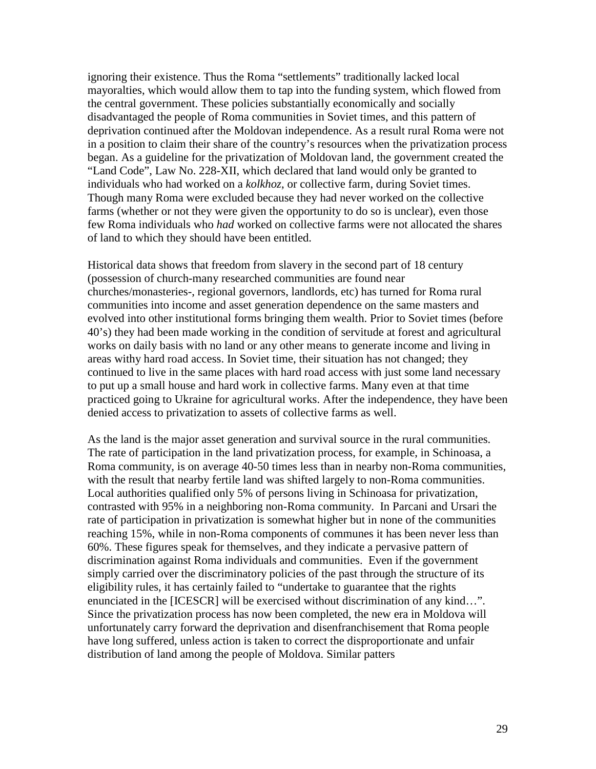ignoring their existence. Thus the Roma "settlements" traditionally lacked local mayoralties, which would allow them to tap into the funding system, which flowed from the central government. These policies substantially economically and socially disadvantaged the people of Roma communities in Soviet times, and this pattern of deprivation continued after the Moldovan independence. As a result rural Roma were not in a position to claim their share of the country's resources when the privatization process began. As a guideline for the privatization of Moldovan land, the government created the "Land Code", Law No. 228-XII, which declared that land would only be granted to individuals who had worked on a *kolkhoz*, or collective farm, during Soviet times. Though many Roma were excluded because they had never worked on the collective farms (whether or not they were given the opportunity to do so is unclear), even those few Roma individuals who *had* worked on collective farms were not allocated the shares of land to which they should have been entitled.

Historical data shows that freedom from slavery in the second part of 18 century (possession of church-many researched communities are found near churches/monasteries-, regional governors, landlords, etc) has turned for Roma rural communities into income and asset generation dependence on the same masters and evolved into other institutional forms bringing them wealth. Prior to Soviet times (before 40's) they had been made working in the condition of servitude at forest and agricultural works on daily basis with no land or any other means to generate income and living in areas withy hard road access. In Soviet time, their situation has not changed; they continued to live in the same places with hard road access with just some land necessary to put up a small house and hard work in collective farms. Many even at that time practiced going to Ukraine for agricultural works. After the independence, they have been denied access to privatization to assets of collective farms as well.

As the land is the major asset generation and survival source in the rural communities. The rate of participation in the land privatization process, for example, in Schinoasa, a Roma community, is on average 40-50 times less than in nearby non-Roma communities, with the result that nearby fertile land was shifted largely to non-Roma communities. Local authorities qualified only 5% of persons living in Schinoasa for privatization, contrasted with 95% in a neighboring non-Roma community. In Parcani and Ursari the rate of participation in privatization is somewhat higher but in none of the communities reaching 15%, while in non-Roma components of communes it has been never less than 60%. These figures speak for themselves, and they indicate a pervasive pattern of discrimination against Roma individuals and communities. Even if the government simply carried over the discriminatory policies of the past through the structure of its eligibility rules, it has certainly failed to "undertake to guarantee that the rights enunciated in the [ICESCR] will be exercised without discrimination of any kind…". Since the privatization process has now been completed, the new era in Moldova will unfortunately carry forward the deprivation and disenfranchisement that Roma people have long suffered, unless action is taken to correct the disproportionate and unfair distribution of land among the people of Moldova. Similar patters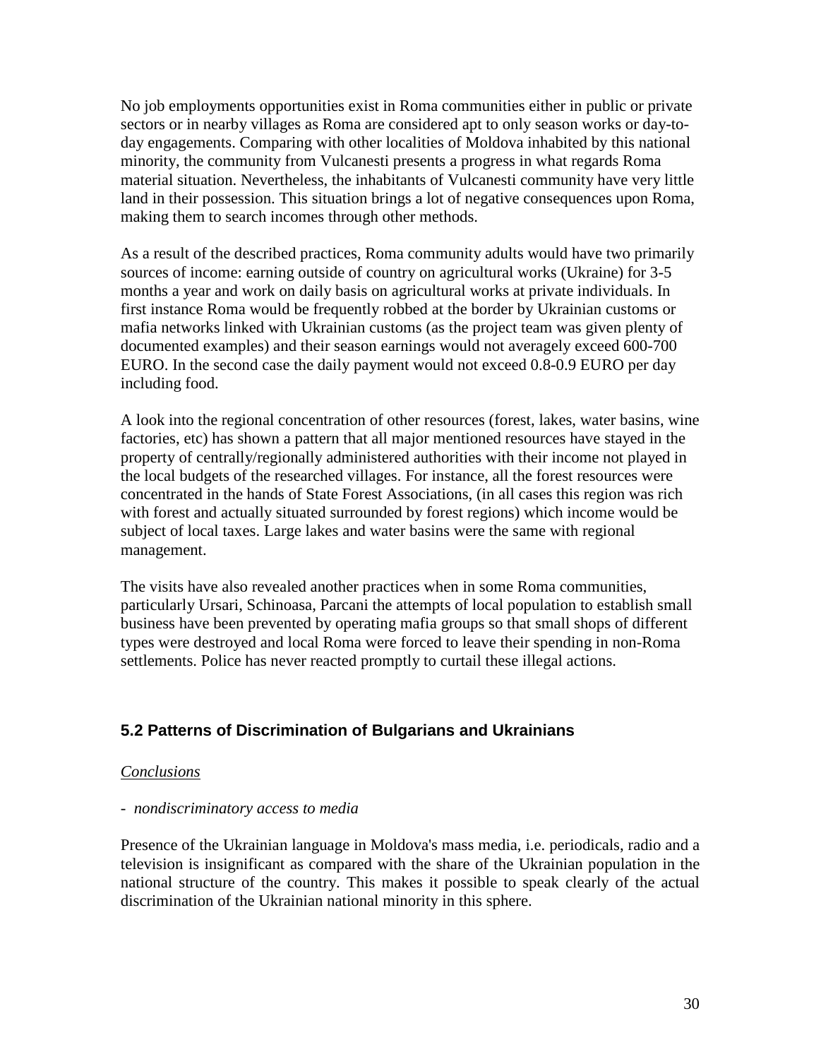No job employments opportunities exist in Roma communities either in public or private sectors or in nearby villages as Roma are considered apt to only season works or day-to-day engagements. Comparing with other localities of Moldova inhabited by this national minority, the community from Vulcanesti presents a progress in what regards Roma material situation. Nevertheless, the inhabitants of Vulcanesti community have very little land in their possession. This situation brings a lot of negative consequences upon Roma, making them to search incomes through other methods.

As a result of the described practices, Roma community adults would have two primarily sources of income: earning outside of country on agricultural works (Ukraine) for 3-5 months a year and work on daily basis on agricultural works at private individuals. In first instance Roma would be frequently robbed at the border by Ukrainian customs or mafia networks linked with Ukrainian customs (as the project team was given plenty of documented examples) and their season earnings would not averagely exceed 600-700 EURO. In the second case the daily payment would not exceed 0.8-0.9 EURO per day including food.

A look into the regional concentration of other resources (forest, lakes, water basins, wine factories, etc) has shown a pattern that all major mentioned resources have stayed in the property of centrally/regionally administered authorities with their income not played in the local budgets of the researched villages. For instance, all the forest resources were concentrated in the hands of State Forest Associations, (in all cases this region was rich with forest and actually situated surrounded by forest regions) which income would be subject of local taxes. Large lakes and water basins were the same with regional management.

The visits have also revealed another practices when in some Roma communities, particularly Ursari, Schinoasa, Parcani the attempts of local population to establish small business have been prevented by operating mafia groups so that small shops of different types were destroyed and local Roma were forced to leave their spending in non-Roma settlements. Police has never reacted promptly to curtail these illegal actions.

### 5.2 Patterns of Discrimination of Bulgarians and Ukrainians

*Conclusions*

- *nondiscriminatory access to media*

Presence of the Ukrainian language in Moldova's mass media, i.e. periodicals, radio and a television is insignificant as compared with the share of the Ukrainian population in the national structure of the country. This makes it possible to speak clearly of the actual discrimination of the Ukrainian national minority in this sphere.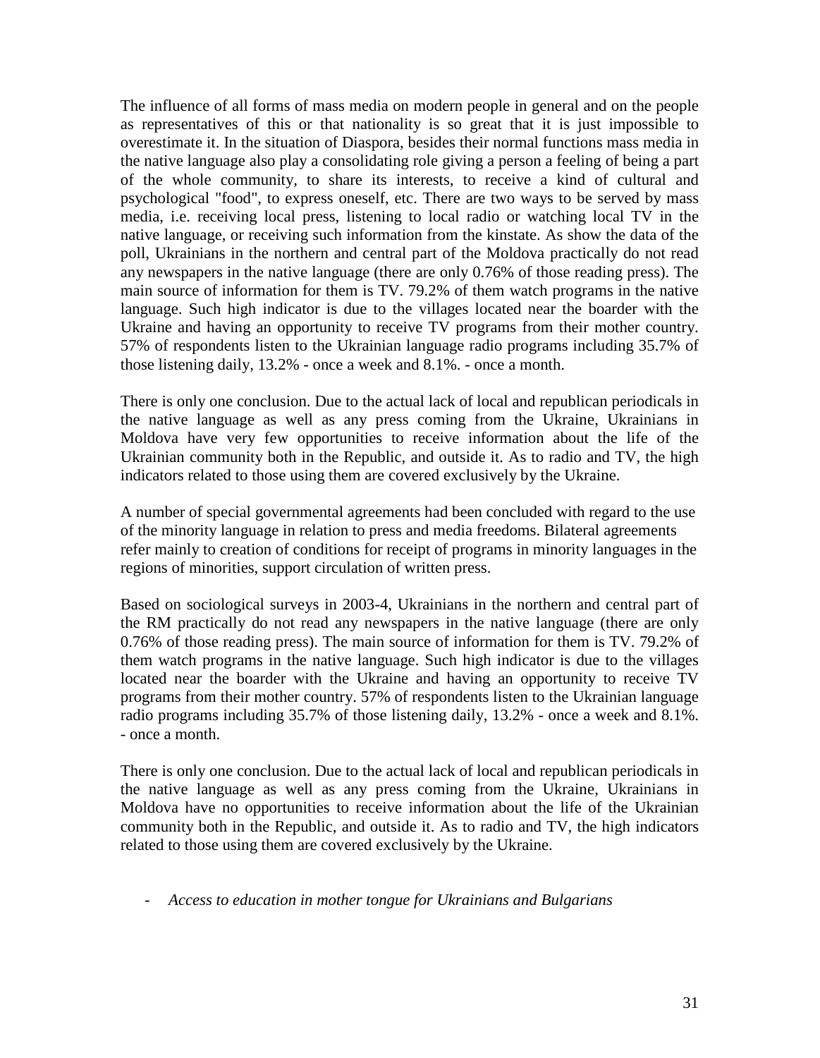The influence of all forms of mass media on modern people in general and on the people as representatives of this or that nationality is so great that it is just impossible to overestimate it. In the situation of Diaspora, besides their normal functions mass media in the native language also play a consolidating role giving a person a feeling of being a part of the whole community, to share its interests, to receive a kind of cultural and psychological "food", to express oneself, etc. There are two ways to be served by mass media, i.e. receiving local press, listening to local radio or watching local TV in the native language, or receiving such information from the kinstate. As show the data of the poll, Ukrainians in the northern and central part of the Moldova practically do not read any newspapers in the native language (there are only 0.76% of those reading press). The main source of information for them is TV. 79.2% of them watch programs in the native language. Such high indicator is due to the villages located near the boarder with the Ukraine and having an opportunity to receive TV programs from their mother country. 57% of respondents listen to the Ukrainian language radio programs including 35.7% of those listening daily, 13.2% - once a week and 8.1%. - once a month.

There is only one conclusion. Due to the actual lack of local and republican periodicals in the native language as well as any press coming from the Ukraine, Ukrainians in Moldova have very few opportunities to receive information about the life of the Ukrainian community both in the Republic, and outside it. As to radio and TV, the high indicators related to those using them are covered exclusively by the Ukraine.

A number of special governmental agreements had been concluded with regard to the use of the minority language in relation to press and media freedoms. Bilateral agreements refer mainly to creation of conditions for receipt of programs in minority languages in the regions of minorities, support circulation of written press.

Based on sociological surveys in 2003-4, Ukrainians in the northern and central part of the RM practically do not read any newspapers in the native language (there are only 0.76% of those reading press). The main source of information for them is TV. 79.2% of them watch programs in the native language. Such high indicator is due to the villages located near the boarder with the Ukraine and having an opportunity to receive TV programs from their mother country. 57% of respondents listen to the Ukrainian language radio programs including 35.7% of those listening daily, 13.2% - once a week and 8.1%. - once a month.

There is only one conclusion. Due to the actual lack of local and republican periodicals in the native language as well as any press coming from the Ukraine, Ukrainians in Moldova have no opportunities to receive information about the life of the Ukrainian community both in the Republic, and outside it. As to radio and TV, the high indicators related to those using them are covered exclusively by the Ukraine.

- *Access to education in mother tongue for Ukrainians and Bulgarians*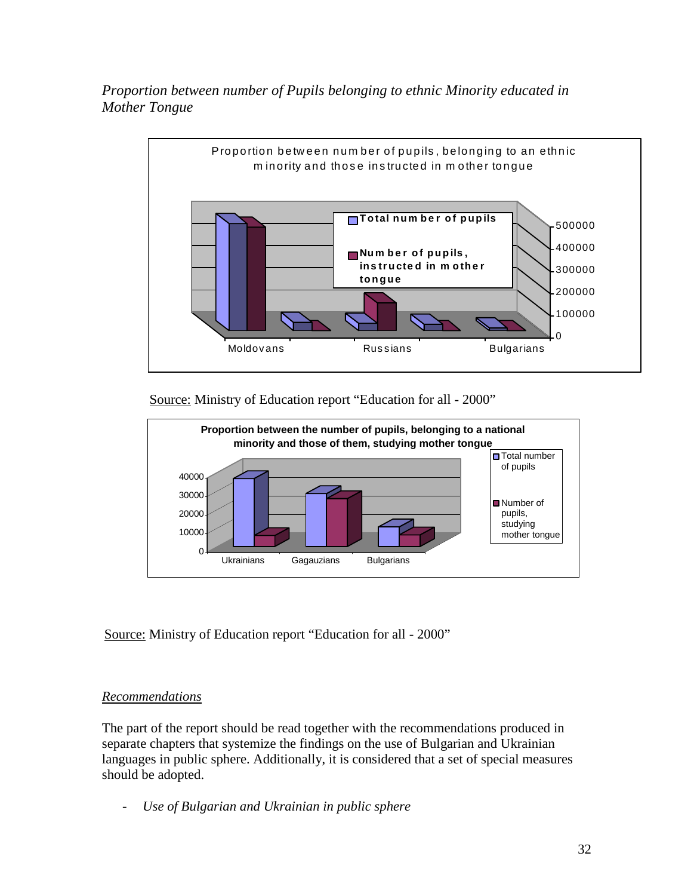*Proportion between number of Pupils belonging to ethnic Minority educated in Mother Tongue*

Source: Ministry of Education report "Education for all - 2000"

Source: Ministry of Education report "Education for all - 2000"

## *Recommendations*

The part of the report should be read together with the recommendations produced in separate chapters that systemize the findings on the use of Bulgarian and Ukrainian languages in public sphere. Additionally, it is considered that a set of special measures should be adopted.

- *Use of Bulgarian and Ukrainian in public sphere*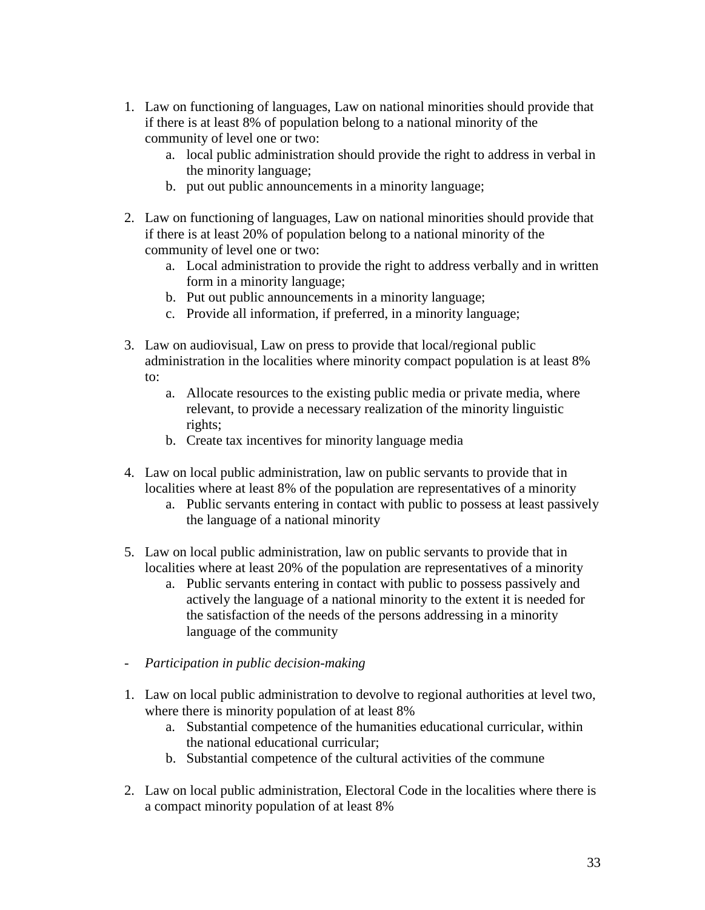1. Law on functioning of languages, Law on national minorities should provide that if there is at least 8% of population belong to a national minority of the community of level one or two:
   a. local public administration should provide the right to address in verbal in the minority language;
   b. put out public announcements in a minority language;

2. Law on functioning of languages, Law on national minorities should provide that if there is at least 20% of population belong to a national minority of the community of level one or two:
   a. Local administration to provide the right to address verbally and in written form in a minority language;
   b. Put out public announcements in a minority language;
   c. Provide all information, if preferred, in a minority language;

3. Law on audiovisual, Law on press to provide that local/regional public administration in the localities where minority compact population is at least 8% to:
   a. Allocate resources to the existing public media or private media, where relevant, to provide a necessary realization of the minority linguistic rights;
   b. Create tax incentives for minority language media

4. Law on local public administration, law on public servants to provide that in localities where at least 8% of the population are representatives of a minority
   a. Public servants entering in contact with public to possess at least passively the language of a national minority

5. Law on local public administration, law on public servants to provide that in localities where at least 20% of the population are representatives of a minority
   a. Public servants entering in contact with public to possess passively and actively the language of a national minority to the extent it is needed for the satisfaction of the needs of the persons addressing in a minority language of the community

- *Participation in public decision-making*

1. Law on local public administration to devolve to regional authorities at level two, where there is minority population of at least 8%
   a. Substantial competence of the humanities educational curricular, within the national educational curricular;
   b. Substantial competence of the cultural activities of the commune

2. Law on local public administration, Electoral Code in the localities where there is a compact minority population of at least 8%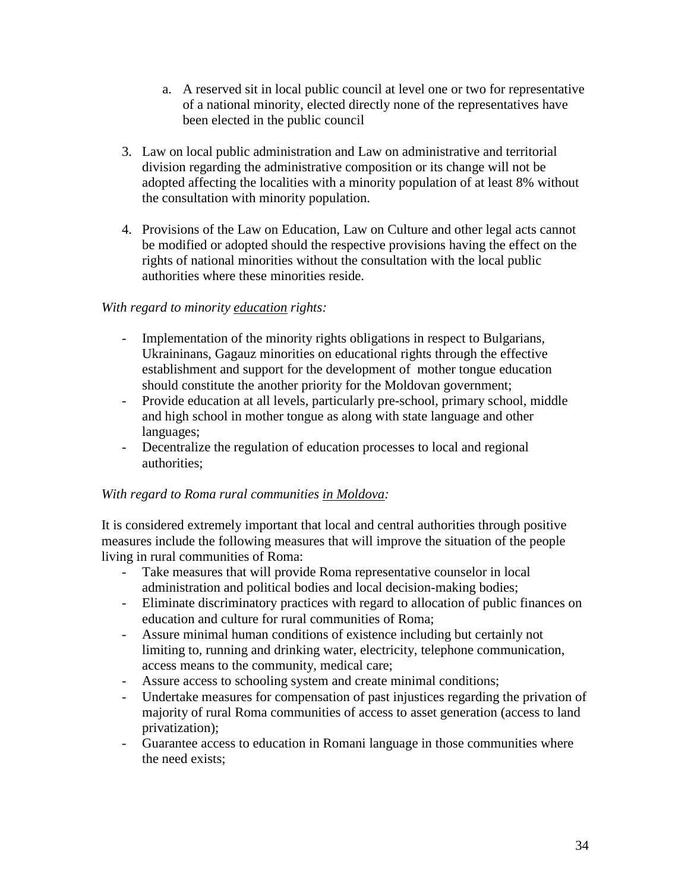a. A reserved sit in local public council at level one or two for representative of a national minority, elected directly none of the representatives have been elected in the public council

3. Law on local public administration and Law on administrative and territorial division regarding the administrative composition or its change will not be adopted affecting the localities with a minority population of at least 8% without the consultation with minority population.

4. Provisions of the Law on Education, Law on Culture and other legal acts cannot be modified or adopted should the respective provisions having the effect on the rights of national minorities without the consultation with the local public authorities where these minorities reside.

*With regard to minority <u>education</u> rights:*

- Implementation of the minority rights obligations in respect to Bulgarians, Ukraininans, Gagauz minorities on educational rights through the effective establishment and support for the development of mother tongue education should constitute the another priority for the Moldovan government;
- Provide education at all levels, particularly pre-school, primary school, middle and high school in mother tongue as along with state language and other languages;
- Decentralize the regulation of education processes to local and regional authorities;

*With regard to Roma rural communities <u>in Moldova</u>:*

It is considered extremely important that local and central authorities through positive measures include the following measures that will improve the situation of the people living in rural communities of Roma:

- Take measures that will provide Roma representative counselor in local administration and political bodies and local decision-making bodies;
- Eliminate discriminatory practices with regard to allocation of public finances on education and culture for rural communities of Roma;
- Assure minimal human conditions of existence including but certainly not limiting to, running and drinking water, electricity, telephone communication, access means to the community, medical care;
- Assure access to schooling system and create minimal conditions;
- Undertake measures for compensation of past injustices regarding the privation of majority of rural Roma communities of access to asset generation (access to land privatization);
- Guarantee access to education in Romani language in those communities where the need exists;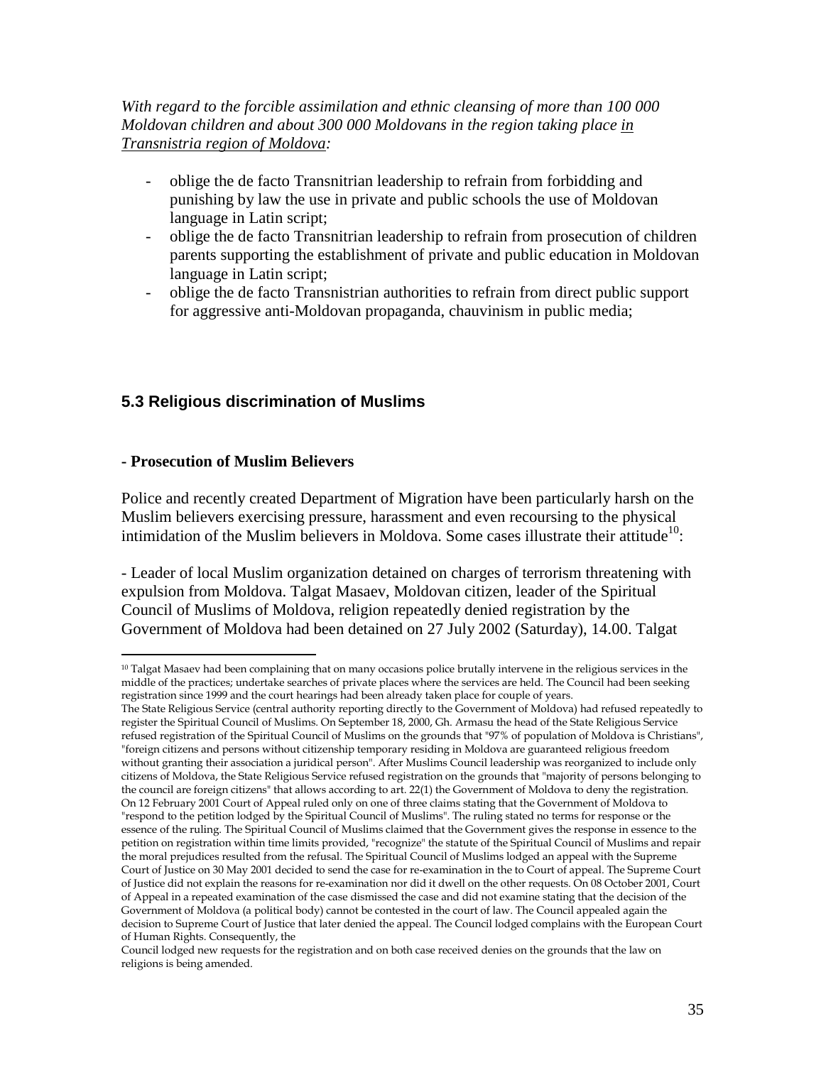*With regard to the forcible assimilation and ethnic cleansing of more than 100 000 Moldovan children and about 300 000 Moldovans in the region taking place <u>in Transnistria region of Moldova</u>:*

- oblige the de facto Transnitrian leadership to refrain from forbidding and punishing by law the use in private and public schools the use of Moldovan language in Latin script;
- oblige the de facto Transnitrian leadership to refrain from prosecution of children parents supporting the establishment of private and public education in Moldovan language in Latin script;
- oblige the de facto Transnistrian authorities to refrain from direct public support for aggressive anti-Moldovan propaganda, chauvinism in public media;

### 5.3 Religious discrimination of Muslims

**- Prosecution of Muslim Believers**

Police and recently created Department of Migration have been particularly harsh on the Muslim believers exercising pressure, harassment and even recoursing to the physical intimidation of the Muslim believers in Moldova. Some cases illustrate their attitude[10]:

- Leader of local Muslim organization detained on charges of terrorism threatening with expulsion from Moldova. Talgat Masaev, Moldovan citizen, leader of the Spiritual Council of Muslims of Moldova, religion repeatedly denied registration by the Government of Moldova had been detained on 27 July 2002 (Saturday), 14.00. Talgat

---

[10] Talgat Masaev had been complaining that on many occasions police brutally intervene in the religious services in the middle of the practices; undertake searches of private places where the services are held. The Council had been seeking registration since 1999 and the court hearings had been already taken place for couple of years.
The State Religious Service (central authority reporting directly to the Government of Moldova) had refused repeatedly to register the Spiritual Council of Muslims. On September 18, 2000, Gh. Armasu the head of the State Religious Service refused registration of the Spiritual Council of Muslims on the grounds that "97% of population of Moldova is Christians", "foreign citizens and persons without citizenship temporary residing in Moldova are guaranteed religious freedom without granting their association a juridical person". After Muslims Council leadership was reorganized to include only citizens of Moldova, the State Religious Service refused registration on the grounds that "majority of persons belonging to the council are foreign citizens" that allows according to art. 22(1) the Government of Moldova to deny the registration. On 12 February 2001 Court of Appeal ruled only on one of three claims stating that the Government of Moldova to "respond to the petition lodged by the Spiritual Council of Muslims". The ruling stated no terms for response or the essence of the ruling. The Spiritual Council of Muslims claimed that the Government gives the response in essence to the petition on registration within time limits provided, "recognize" the statute of the Spiritual Council of Muslims and repair the moral prejudices resulted from the refusal. The Spiritual Council of Muslims lodged an appeal with the Supreme Court of Justice on 30 May 2001 decided to send the case for re-examination in the to Court of appeal. The Supreme Court of Justice did not explain the reasons for re-examination nor did it dwell on the other requests. On 08 October 2001, Court of Appeal in a repeated examination of the case dismissed the case and did not examine stating that the decision of the Government of Moldova (a political body) cannot be contested in the court of law. The Council appealed again the decision to Supreme Court of Justice that later denied the appeal. The Council lodged complains with the European Court of Human Rights. Consequently, the
Council lodged new requests for the registration and on both case received denies on the grounds that the law on religions is being amended.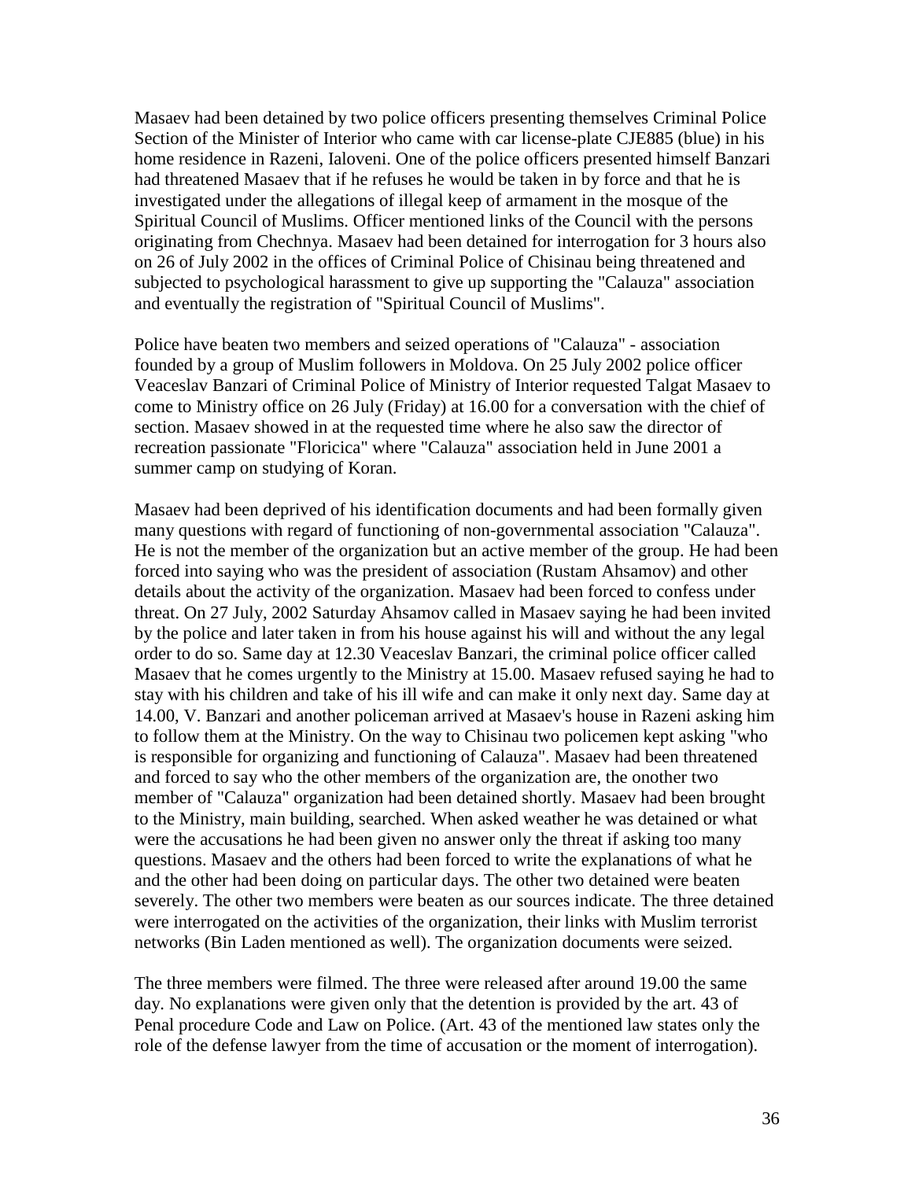Masaev had been detained by two police officers presenting themselves Criminal Police Section of the Minister of Interior who came with car license-plate CJE885 (blue) in his home residence in Razeni, Ialoveni. One of the police officers presented himself Banzari had threatened Masaev that if he refuses he would be taken in by force and that he is investigated under the allegations of illegal keep of armament in the mosque of the Spiritual Council of Muslims. Officer mentioned links of the Council with the persons originating from Chechnya. Masaev had been detained for interrogation for 3 hours also on 26 of July 2002 in the offices of Criminal Police of Chisinau being threatened and subjected to psychological harassment to give up supporting the "Calauza" association and eventually the registration of "Spiritual Council of Muslims".

Police have beaten two members and seized operations of "Calauza" - association founded by a group of Muslim followers in Moldova. On 25 July 2002 police officer Veaceslav Banzari of Criminal Police of Ministry of Interior requested Talgat Masaev to come to Ministry office on 26 July (Friday) at 16.00 for a conversation with the chief of section. Masaev showed in at the requested time where he also saw the director of recreation passionate "Floricica" where "Calauza" association held in June 2001 a summer camp on studying of Koran.

Masaev had been deprived of his identification documents and had been formally given many questions with regard of functioning of non-governmental association "Calauza". He is not the member of the organization but an active member of the group. He had been forced into saying who was the president of association (Rustam Ahsamov) and other details about the activity of the organization. Masaev had been forced to confess under threat. On 27 July, 2002 Saturday Ahsamov called in Masaev saying he had been invited by the police and later taken in from his house against his will and without the any legal order to do so. Same day at 12.30 Veaceslav Banzari, the criminal police officer called Masaev that he comes urgently to the Ministry at 15.00. Masaev refused saying he had to stay with his children and take of his ill wife and can make it only next day. Same day at 14.00, V. Banzari and another policeman arrived at Masaev's house in Razeni asking him to follow them at the Ministry. On the way to Chisinau two policemen kept asking "who is responsible for organizing and functioning of Calauza". Masaev had been threatened and forced to say who the other members of the organization are, the onother two member of "Calauza" organization had been detained shortly. Masaev had been brought to the Ministry, main building, searched. When asked weather he was detained or what were the accusations he had been given no answer only the threat if asking too many questions. Masaev and the others had been forced to write the explanations of what he and the other had been doing on particular days. The other two detained were beaten severely. The other two members were beaten as our sources indicate. The three detained were interrogated on the activities of the organization, their links with Muslim terrorist networks (Bin Laden mentioned as well). The organization documents were seized.

The three members were filmed. The three were released after around 19.00 the same day. No explanations were given only that the detention is provided by the art. 43 of Penal procedure Code and Law on Police. (Art. 43 of the mentioned law states only the role of the defense lawyer from the time of accusation or the moment of interrogation).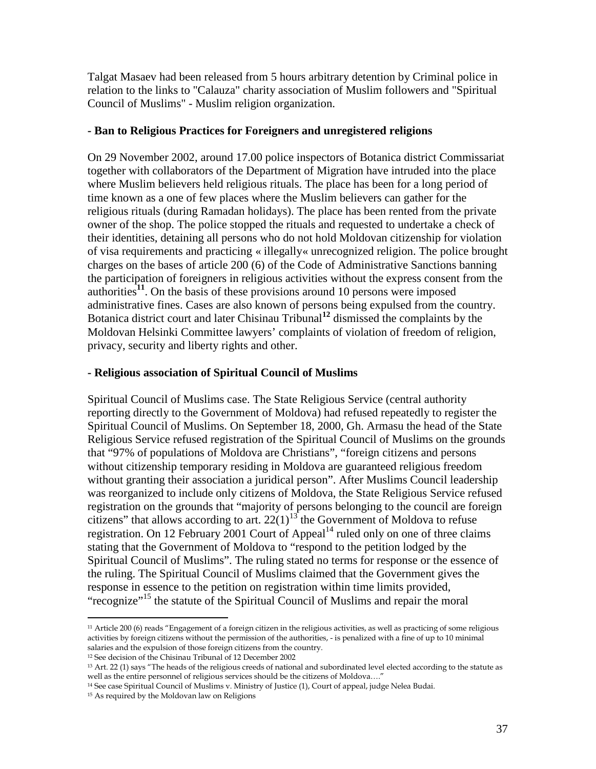Talgat Masaev had been released from 5 hours arbitrary detention by Criminal police in relation to the links to "Calauza" charity association of Muslim followers and "Spiritual Council of Muslims" - Muslim religion organization.

**- Ban to Religious Practices for Foreigners and unregistered religions**

On 29 November 2002, around 17.00 police inspectors of Botanica district Commissariat together with collaborators of the Department of Migration have intruded into the place where Muslim believers held religious rituals. The place has been for a long period of time known as a one of few places where the Muslim believers can gather for the religious rituals (during Ramadan holidays). The place has been rented from the private owner of the shop. The police stopped the rituals and requested to undertake a check of their identities, detaining all persons who do not hold Moldovan citizenship for violation of visa requirements and practicing « illegally« unrecognized religion. The police brought charges on the bases of article 200 (6) of the Code of Administrative Sanctions banning the participation of foreigners in religious activities without the express consent from the authorities[11]. On the basis of these provisions around 10 persons were imposed administrative fines. Cases are also known of persons being expulsed from the country. Botanica district court and later Chisinau Tribunal[12] dismissed the complaints by the Moldovan Helsinki Committee lawyers' complaints of violation of freedom of religion, privacy, security and liberty rights and other.

**- Religious association of Spiritual Council of Muslims**

Spiritual Council of Muslims case. The State Religious Service (central authority reporting directly to the Government of Moldova) had refused repeatedly to register the Spiritual Council of Muslims. On September 18, 2000, Gh. Armasu the head of the State Religious Service refused registration of the Spiritual Council of Muslims on the grounds that "97% of populations of Moldova are Christians", "foreign citizens and persons without citizenship temporary residing in Moldova are guaranteed religious freedom without granting their association a juridical person". After Muslims Council leadership was reorganized to include only citizens of Moldova, the State Religious Service refused registration on the grounds that "majority of persons belonging to the council are foreign citizens" that allows according to art. 22(1)[13] the Government of Moldova to refuse registration. On 12 February 2001 Court of Appeal[14] ruled only on one of three claims stating that the Government of Moldova to "respond to the petition lodged by the Spiritual Council of Muslims". The ruling stated no terms for response or the essence of the ruling. The Spiritual Council of Muslims claimed that the Government gives the response in essence to the petition on registration within time limits provided, "recognize"[15] the statute of the Spiritual Council of Muslims and repair the moral

---

[11] Article 200 (6) reads "Engagement of a foreign citizen in the religious activities, as well as practicing of some religious activities by foreign citizens without the permission of the authorities, - is penalized with a fine of up to 10 minimal salaries and the expulsion of those foreign citizens from the country.

[12] See decision of the Chisinau Tribunal of 12 December 2002

[13] Art. 22 (1) says "The heads of the religious creeds of national and subordinated level elected according to the statute as well as the entire personnel of religious services should be the citizens of Moldova…."

[14] See case Spiritual Council of Muslims v. Ministry of Justice (1), Court of appeal, judge Nelea Budai.

[15] As required by the Moldovan law on Religions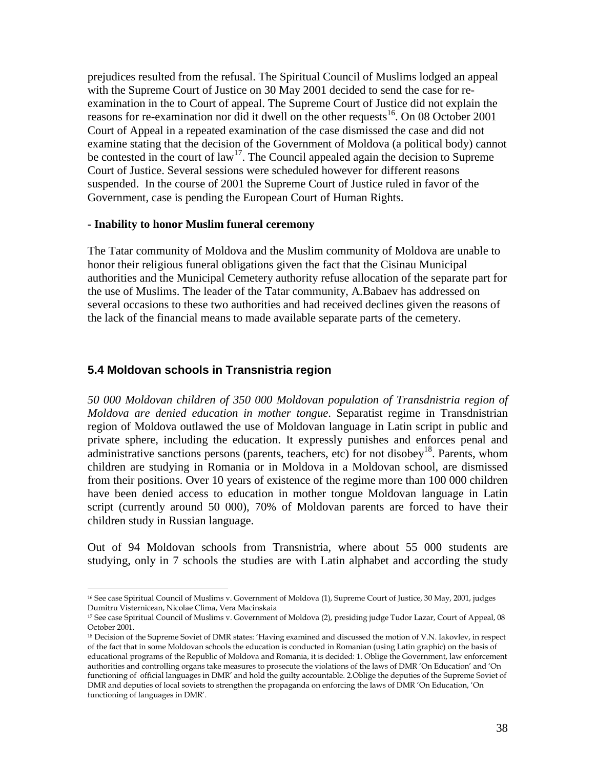prejudices resulted from the refusal. The Spiritual Council of Muslims lodged an appeal with the Supreme Court of Justice on 30 May 2001 decided to send the case for re-examination in the to Court of appeal. The Supreme Court of Justice did not explain the reasons for re-examination nor did it dwell on the other requests[16]. On 08 October 2001 Court of Appeal in a repeated examination of the case dismissed the case and did not examine stating that the decision of the Government of Moldova (a political body) cannot be contested in the court of law[17]. The Council appealed again the decision to Supreme Court of Justice. Several sessions were scheduled however for different reasons suspended. In the course of 2001 the Supreme Court of Justice ruled in favor of the Government, case is pending the European Court of Human Rights.

**- Inability to honor Muslim funeral ceremony**

The Tatar community of Moldova and the Muslim community of Moldova are unable to honor their religious funeral obligations given the fact that the Cisinau Municipal authorities and the Municipal Cemetery authority refuse allocation of the separate part for the use of Muslims. The leader of the Tatar community, A.Babaev has addressed on several occasions to these two authorities and had received declines given the reasons of the lack of the financial means to made available separate parts of the cemetery.

### 5.4 Moldovan schools in Transnistria region

*50 000 Moldovan children of 350 000 Moldovan population of Transdnistria region of Moldova are denied education in mother tongue*. Separatist regime in Transdnistrian region of Moldova outlawed the use of Moldovan language in Latin script in public and private sphere, including the education. It expressly punishes and enforces penal and administrative sanctions persons (parents, teachers, etc) for not disobey[18]. Parents, whom children are studying in Romania or in Moldova in a Moldovan school, are dismissed from their positions. Over 10 years of existence of the regime more than 100 000 children have been denied access to education in mother tongue Moldovan language in Latin script (currently around 50 000), 70% of Moldovan parents are forced to have their children study in Russian language.

Out of 94 Moldovan schools from Transnistria, where about 55 000 students are studying, only in 7 schools the studies are with Latin alphabet and according the study

---

[16] See case Spiritual Council of Muslims v. Government of Moldova (1), Supreme Court of Justice, 30 May, 2001, judges Dumitru Visternicean, Nicolae Clima, Vera Macinskaia

[17] See case Spiritual Council of Muslims v. Government of Moldova (2), presiding judge Tudor Lazar, Court of Appeal, 08 October 2001.

[18] Decision of the Supreme Soviet of DMR states: 'Having examined and discussed the motion of V.N. Iakovlev, in respect of the fact that in some Moldovan schools the education is conducted in Romanian (using Latin graphic) on the basis of educational programs of the Republic of Moldova and Romania, it is decided: 1. Oblige the Government, law enforcement authorities and controlling organs take measures to prosecute the violations of the laws of DMR 'On Education' and 'On functioning of official languages in DMR' and hold the guilty accountable. 2.Oblige the deputies of the Supreme Soviet of DMR and deputies of local soviets to strengthen the propaganda on enforcing the laws of DMR 'On Education, 'On functioning of languages in DMR'.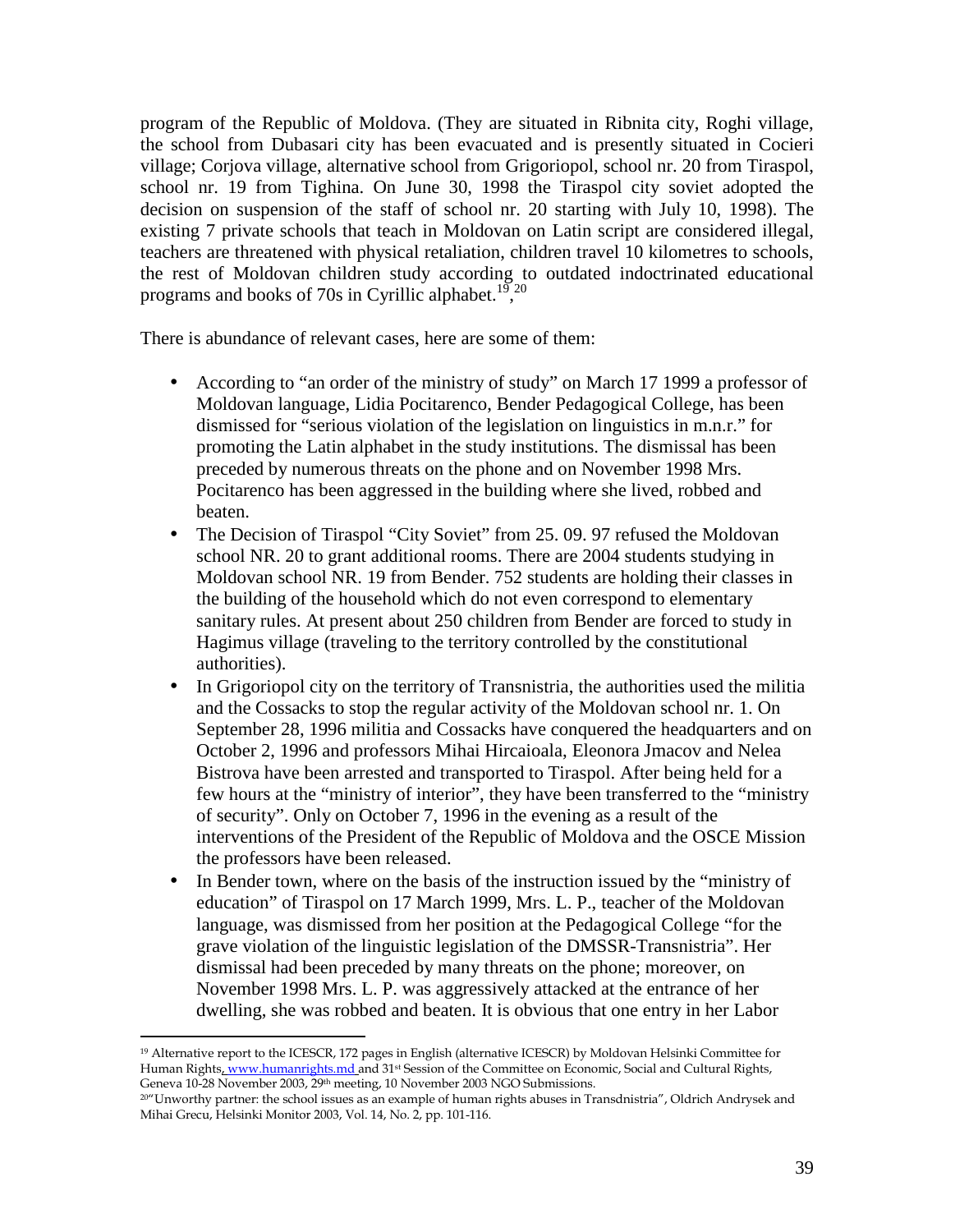program of the Republic of Moldova. (They are situated in Ribnita city, Roghi village, the school from Dubasari city has been evacuated and is presently situated in Cocieri village; Corjova village, alternative school from Grigoriopol, school nr. 20 from Tiraspol, school nr. 19 from Tighina. On June 30, 1998 the Tiraspol city soviet adopted the decision on suspension of the staff of school nr. 20 starting with July 10, 1998). The existing 7 private schools that teach in Moldovan on Latin script are considered illegal, teachers are threatened with physical retaliation, children travel 10 kilometres to schools, the rest of Moldovan children study according to outdated indoctrinated educational programs and books of 70s in Cyrillic alphabet.[19],[20]

There is abundance of relevant cases, here are some of them:

- According to "an order of the ministry of study" on March 17 1999 a professor of Moldovan language, Lidia Pocitarenco, Bender Pedagogical College, has been dismissed for "serious violation of the legislation on linguistics in m.n.r." for promoting the Latin alphabet in the study institutions. The dismissal has been preceded by numerous threats on the phone and on November 1998 Mrs. Pocitarenco has been aggressed in the building where she lived, robbed and beaten.
- The Decision of Tiraspol "City Soviet" from 25. 09. 97 refused the Moldovan school NR. 20 to grant additional rooms. There are 2004 students studying in Moldovan school NR. 19 from Bender. 752 students are holding their classes in the building of the household which do not even correspond to elementary sanitary rules. At present about 250 children from Bender are forced to study in Hagimus village (traveling to the territory controlled by the constitutional authorities).
- In Grigoriopol city on the territory of Transnistria, the authorities used the militia and the Cossacks to stop the regular activity of the Moldovan school nr. 1. On September 28, 1996 militia and Cossacks have conquered the headquarters and on October 2, 1996 and professors Mihai Hircaioala, Eleonora Jmacov and Nelea Bistrova have been arrested and transported to Tiraspol. After being held for a few hours at the "ministry of interior", they have been transferred to the "ministry of security". Only on October 7, 1996 in the evening as a result of the interventions of the President of the Republic of Moldova and the OSCE Mission the professors have been released.
- In Bender town, where on the basis of the instruction issued by the "ministry of education" of Tiraspol on 17 March 1999, Mrs. L. P., teacher of the Moldovan language, was dismissed from her position at the Pedagogical College "for the grave violation of the linguistic legislation of the DMSSR-Transnistria". Her dismissal had been preceded by many threats on the phone; moreover, on November 1998 Mrs. L. P. was aggressively attacked at the entrance of her dwelling, she was robbed and beaten. It is obvious that one entry in her Labor

---

[19] Alternative report to the ICESCR, 172 pages in English (alternative ICESCR) by Moldovan Helsinki Committee for Human Rights, www.humanrights.md and 31st Session of the Committee on Economic, Social and Cultural Rights, Geneva 10-28 November 2003, 29th meeting, 10 November 2003 NGO Submissions.

[20] "Unworthy partner: the school issues as an example of human rights abuses in Transdnistria", Oldrich Andrysek and Mihai Grecu, Helsinki Monitor 2003, Vol. 14, No. 2, pp. 101-116.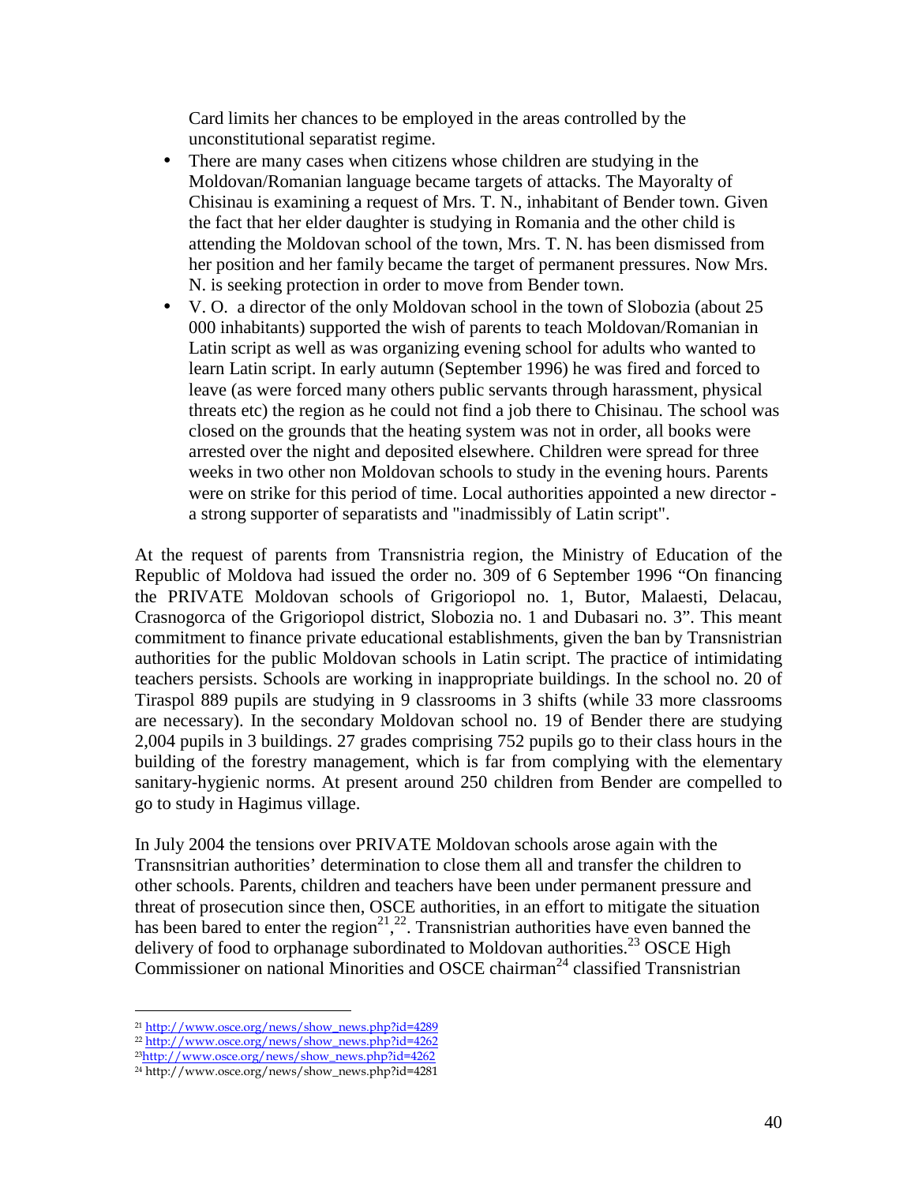Card limits her chances to be employed in the areas controlled by the unconstitutional separatist regime.

- There are many cases when citizens whose children are studying in the Moldovan/Romanian language became targets of attacks. The Mayoralty of Chisinau is examining a request of Mrs. T. N., inhabitant of Bender town. Given the fact that her elder daughter is studying in Romania and the other child is attending the Moldovan school of the town, Mrs. T. N. has been dismissed from her position and her family became the target of permanent pressures. Now Mrs. N. is seeking protection in order to move from Bender town.
- V. O. a director of the only Moldovan school in the town of Slobozia (about 25 000 inhabitants) supported the wish of parents to teach Moldovan/Romanian in Latin script as well as was organizing evening school for adults who wanted to learn Latin script. In early autumn (September 1996) he was fired and forced to leave (as were forced many others public servants through harassment, physical threats etc) the region as he could not find a job there to Chisinau. The school was closed on the grounds that the heating system was not in order, all books were arrested over the night and deposited elsewhere. Children were spread for three weeks in two other non Moldovan schools to study in the evening hours. Parents were on strike for this period of time. Local authorities appointed a new director - a strong supporter of separatists and "inadmissibly of Latin script".

At the request of parents from Transnistria region, the Ministry of Education of the Republic of Moldova had issued the order no. 309 of 6 September 1996 "On financing the PRIVATE Moldovan schools of Grigoriopol no. 1, Butor, Malaesti, Delacau, Crasnogorca of the Grigoriopol district, Slobozia no. 1 and Dubasari no. 3". This meant commitment to finance private educational establishments, given the ban by Transnistrian authorities for the public Moldovan schools in Latin script. The practice of intimidating teachers persists. Schools are working in inappropriate buildings. In the school no. 20 of Tiraspol 889 pupils are studying in 9 classrooms in 3 shifts (while 33 more classrooms are necessary). In the secondary Moldovan school no. 19 of Bender there are studying 2,004 pupils in 3 buildings. 27 grades comprising 752 pupils go to their class hours in the building of the forestry management, which is far from complying with the elementary sanitary-hygienic norms. At present around 250 children from Bender are compelled to go to study in Hagimus village.

In July 2004 the tensions over PRIVATE Moldovan schools arose again with the Transnsitrian authorities' determination to close them all and transfer the children to other schools. Parents, children and teachers have been under permanent pressure and threat of prosecution since then, OSCE authorities, in an effort to mitigate the situation has been bared to enter the region[21],[22]. Transnistrian authorities have even banned the delivery of food to orphanage subordinated to Moldovan authorities.[23] OSCE High Commissioner on national Minorities and OSCE chairman[24] classified Transnistrian

[21] http://www.osce.org/news/show_news.php?id=4289
[22] http://www.osce.org/news/show_news.php?id=4262
[23] http://www.osce.org/news/show_news.php?id=4262
[24] http://www.osce.org/news/show_news.php?id=4281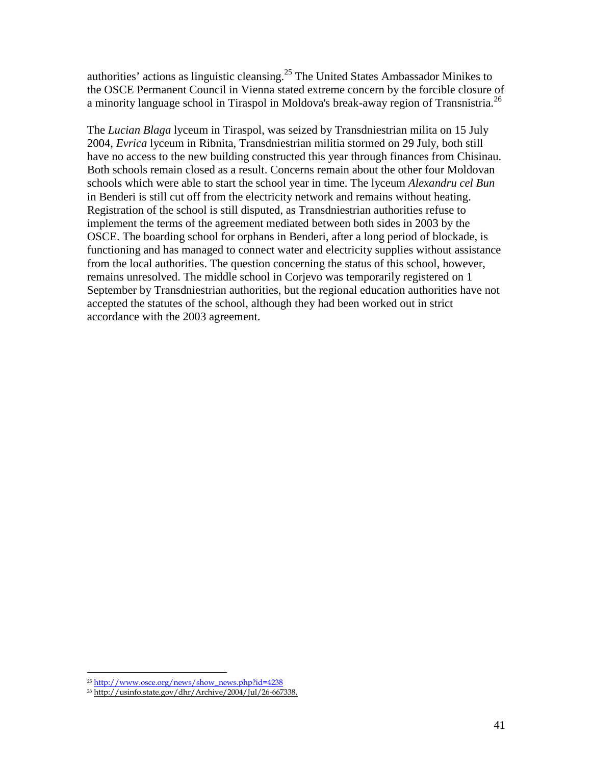authorities' actions as linguistic cleansing.[25] The United States Ambassador Minikes to the OSCE Permanent Council in Vienna stated extreme concern by the forcible closure of a minority language school in Tiraspol in Moldova's break-away region of Transnistria.[26]

The *Lucian Blaga* lyceum in Tiraspol, was seized by Transdniestrian milita on 15 July 2004, *Evrica* lyceum in Ribnita, Transdniestrian militia stormed on 29 July, both still have no access to the new building constructed this year through finances from Chisinau. Both schools remain closed as a result. Concerns remain about the other four Moldovan schools which were able to start the school year in time. The lyceum *Alexandru cel Bun* in Benderi is still cut off from the electricity network and remains without heating. Registration of the school is still disputed, as Transdniestrian authorities refuse to implement the terms of the agreement mediated between both sides in 2003 by the OSCE. The boarding school for orphans in Benderi, after a long period of blockade, is functioning and has managed to connect water and electricity supplies without assistance from the local authorities. The question concerning the status of this school, however, remains unresolved. The middle school in Corjevo was temporarily registered on 1 September by Transdniestrian authorities, but the regional education authorities have not accepted the statutes of the school, although they had been worked out in strict accordance with the 2003 agreement.

---

[25] http://www.osce.org/news/show_news.php?id=4238

[26] http://usinfo.state.gov/dhr/Archive/2004/Jul/26-667338.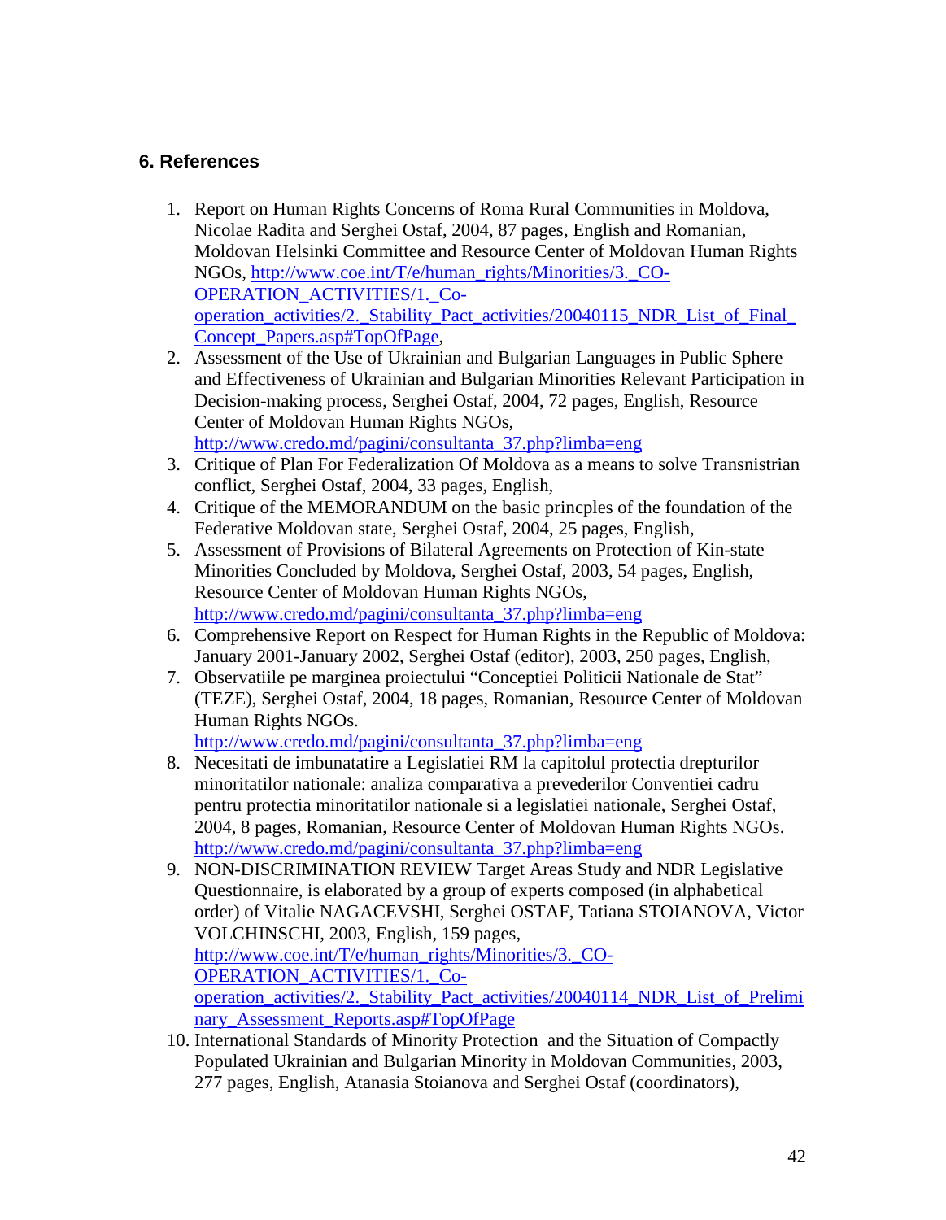## 6. References

1. Report on Human Rights Concerns of Roma Rural Communities in Moldova, Nicolae Radita and Serghei Ostaf, 2004, 87 pages, English and Romanian, Moldovan Helsinki Committee and Resource Center of Moldovan Human Rights NGOs, http://www.coe.int/T/e/human_rights/Minorities/3._CO-OPERATION_ACTIVITIES/1._Co-operation_activities/2._Stability_Pact_activities/20040115_NDR_List_of_Final_Concept_Papers.asp#TopOfPage,
2. Assessment of the Use of Ukrainian and Bulgarian Languages in Public Sphere and Effectiveness of Ukrainian and Bulgarian Minorities Relevant Participation in Decision-making process, Serghei Ostaf, 2004, 72 pages, English, Resource Center of Moldovan Human Rights NGOs, http://www.credo.md/pagini/consultanta_37.php?limba=eng
3. Critique of Plan For Federalization Of Moldova as a means to solve Transnistrian conflict, Serghei Ostaf, 2004, 33 pages, English,
4. Critique of the MEMORANDUM on the basic princples of the foundation of the Federative Moldovan state, Serghei Ostaf, 2004, 25 pages, English,
5. Assessment of Provisions of Bilateral Agreements on Protection of Kin-state Minorities Concluded by Moldova, Serghei Ostaf, 2003, 54 pages, English, Resource Center of Moldovan Human Rights NGOs, http://www.credo.md/pagini/consultanta_37.php?limba=eng
6. Comprehensive Report on Respect for Human Rights in the Republic of Moldova: January 2001-January 2002, Serghei Ostaf (editor), 2003, 250 pages, English,
7. Observatiile pe marginea proiectului "Conceptiei Politicii Nationale de Stat" (TEZE), Serghei Ostaf, 2004, 18 pages, Romanian, Resource Center of Moldovan Human Rights NGOs. http://www.credo.md/pagini/consultanta_37.php?limba=eng
8. Necesitati de imbunatatire a Legislatiei RM la capitolul protectia drepturilor minoritatilor nationale: analiza comparativa a prevederilor Conventiei cadru pentru protectia minoritatilor nationale si a legislatiei nationale, Serghei Ostaf, 2004, 8 pages, Romanian, Resource Center of Moldovan Human Rights NGOs. http://www.credo.md/pagini/consultanta_37.php?limba=eng
9. NON-DISCRIMINATION REVIEW Target Areas Study and NDR Legislative Questionnaire, is elaborated by a group of experts composed (in alphabetical order) of Vitalie NAGACEVSHI, Serghei OSTAF, Tatiana STOIANOVA, Victor VOLCHINSCHI, 2003, English, 159 pages, http://www.coe.int/T/e/human_rights/Minorities/3._CO-OPERATION_ACTIVITIES/1._Co-operation_activities/2._Stability_Pact_activities/20040114_NDR_List_of_Preliminary_Assessment_Reports.asp#TopOfPage
10. International Standards of Minority Protection and the Situation of Compactly Populated Ukrainian and Bulgarian Minority in Moldovan Communities, 2003, 277 pages, English, Atanasia Stoianova and Serghei Ostaf (coordinators),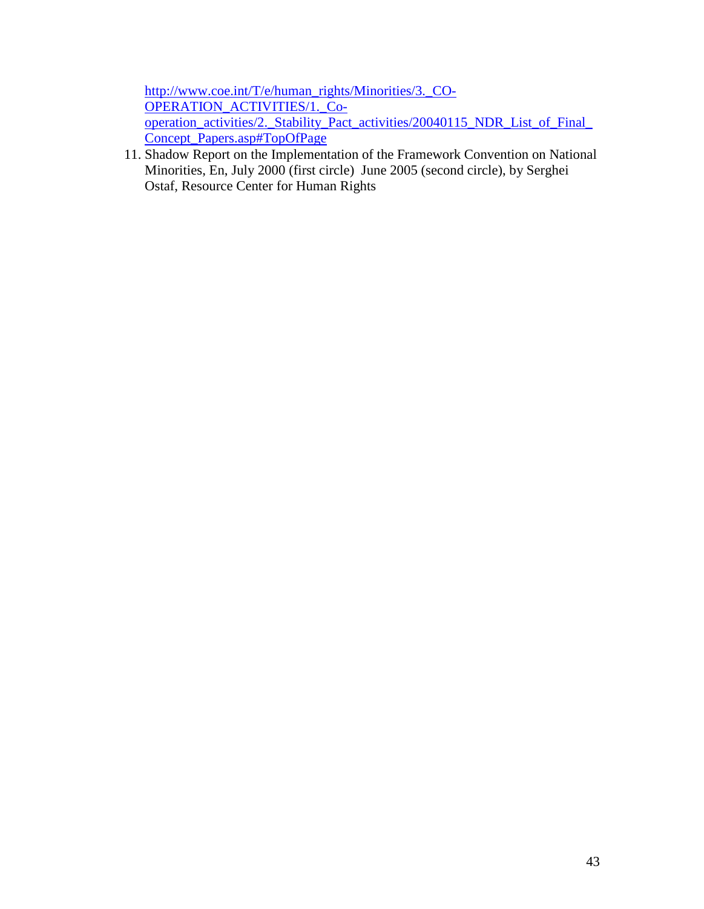http://www.coe.int/T/e/human_rights/Minorities/3._CO-OPERATION_ACTIVITIES/1._Co-operation_activities/2._Stability_Pact_activities/20040115_NDR_List_of_Final_Concept_Papers.asp#TopOfPage

11. Shadow Report on the Implementation of the Framework Convention on National Minorities, En, July 2000 (first circle) June 2005 (second circle), by Serghei Ostaf, Resource Center for Human Rights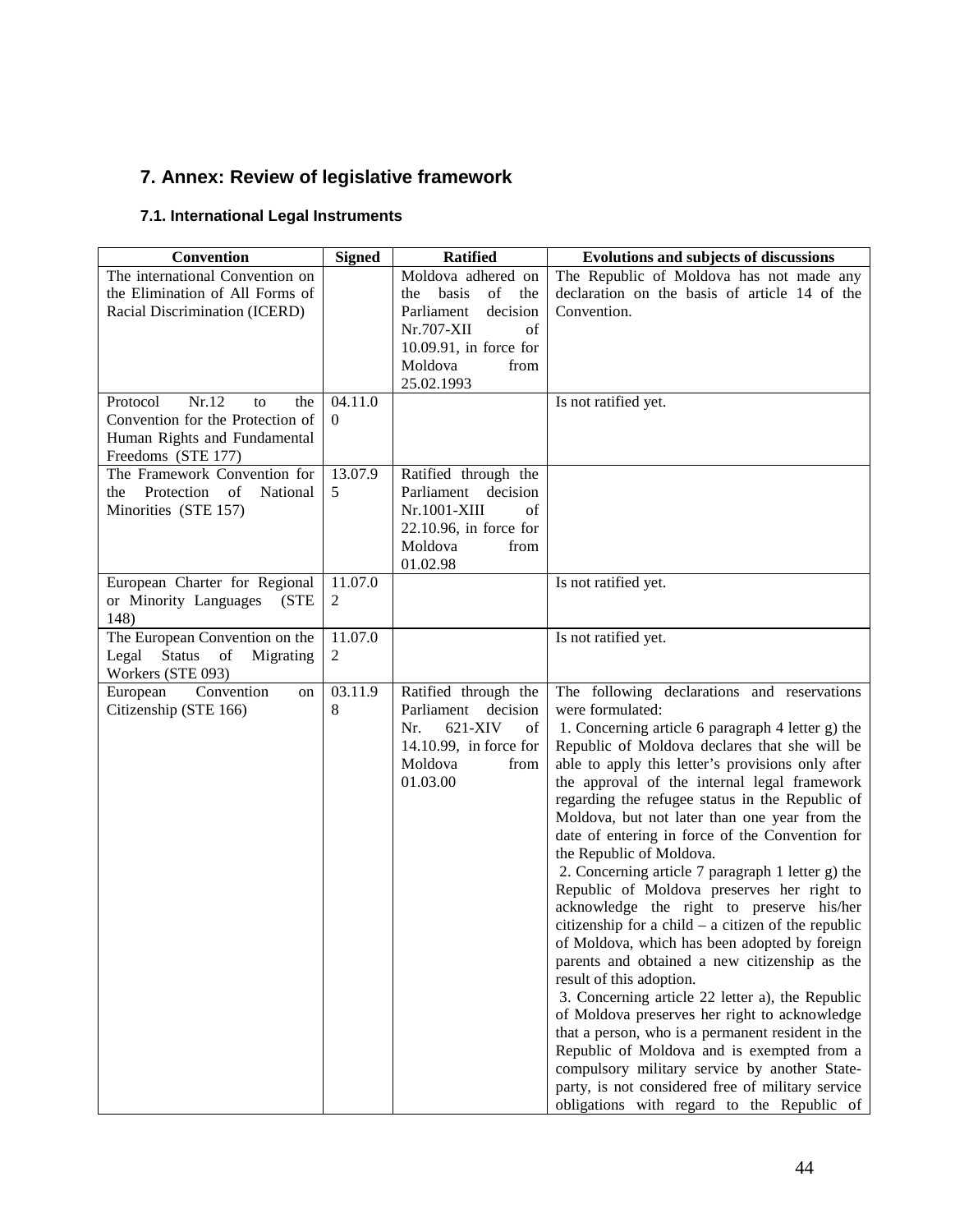## 7. Annex: Review of legislative framework

### 7.1. International Legal Instruments

| Convention | Signed | Ratified | Evolutions and subjects of discussions |
|---|---|---|---|
| The international Convention on the Elimination of All Forms of Racial Discrimination (ICERD) | | Moldova adhered on the basis of the Parliament decision Nr.707-XII of 10.09.91, in force for Moldova from 25.02.1993 | The Republic of Moldova has not made any declaration on the basis of article 14 of the Convention. |
| Protocol Nr.12 to the Convention for the Protection of Human Rights and Fundamental Freedoms (STE 177) | 04.11.00 | | Is not ratified yet. |
| The Framework Convention for the Protection of National Minorities (STE 157) | 13.07.95 | Ratified through the Parliament decision Nr.1001-XIII of 22.10.96, in force for Moldova from 01.02.98 | |
| European Charter for Regional or Minority Languages (STE 148) | 11.07.02 | | Is not ratified yet. |
| The European Convention on the Legal Status of Migrating Workers (STE 093) | 11.07.02 | | Is not ratified yet. |
| European Convention on Citizenship (STE 166) | 03.11.98 | Ratified through the Parliament decision Nr. 621-XIV of 14.10.99, in force for Moldova from 01.03.00 | The following declarations and reservations were formulated:<br>1. Concerning article 6 paragraph 4 letter g) the Republic of Moldova declares that she will be able to apply this letter's provisions only after the approval of the internal legal framework regarding the refugee status in the Republic of Moldova, but not later than one year from the date of entering in force of the Convention for the Republic of Moldova.<br>2. Concerning article 7 paragraph 1 letter g) the Republic of Moldova preserves her right to acknowledge the right to preserve his/her citizenship for a child – a citizen of the republic of Moldova, which has been adopted by foreign parents and obtained a new citizenship as the result of this adoption.<br>3. Concerning article 22 letter a), the Republic of Moldova preserves her right to acknowledge that a person, who is a permanent resident in the Republic of Moldova and is exempted from a compulsory military service by another State-party, is not considered free of military service obligations with regard to the Republic of |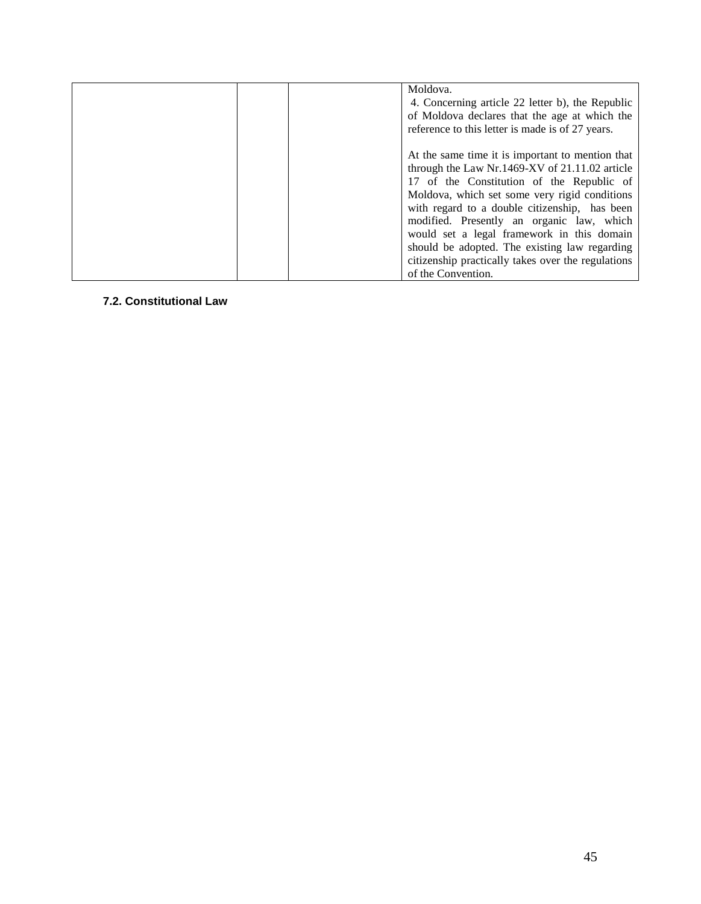|  |  |  | Moldova.<br>4. Concerning article 22 letter b), the Republic of Moldova declares that the age at which the reference to this letter is made is of 27 years.<br><br>At the same time it is important to mention that through the Law Nr.1469-XV of 21.11.02 article 17 of the Constitution of the Republic of Moldova, which set some very rigid conditions with regard to a double citizenship, has been modified. Presently an organic law, which would set a legal framework in this domain should be adopted. The existing law regarding citizenship practically takes over the regulations of the Convention. |
|---|---|---|---|

### 7.2. Constitutional Law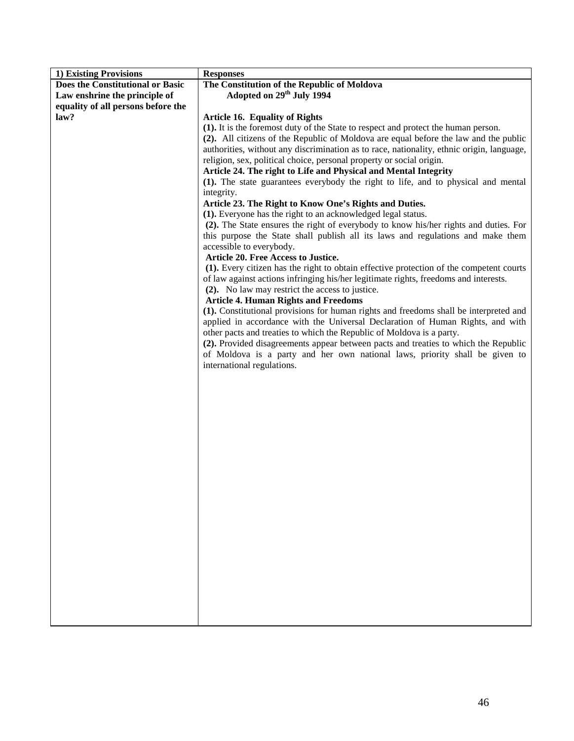| 1) Existing Provisions | Responses |
|---|---|
| **Does the Constitutional or Basic Law enshrine the principle of equality of all persons before the law?** | **The Constitution of the Republic of Moldova**<br>**Adopted on 29th July 1994**<br><br>**Article 16. Equality of Rights**<br>**(1).** It is the foremost duty of the State to respect and protect the human person.<br>**(2).** All citizens of the Republic of Moldova are equal before the law and the public authorities, without any discrimination as to race, nationality, ethnic origin, language, religion, sex, political choice, personal property or social origin.<br>**Article 24. The right to Life and Physical and Mental Integrity**<br>**(1).** The state guarantees everybody the right to life, and to physical and mental integrity.<br>**Article 23. The Right to Know One's Rights and Duties.**<br>**(1).** Everyone has the right to an acknowledged legal status.<br>**(2).** The State ensures the right of everybody to know his/her rights and duties. For this purpose the State shall publish all its laws and regulations and make them accessible to everybody.<br>**Article 20. Free Access to Justice.**<br>**(1).** Every citizen has the right to obtain effective protection of the competent courts of law against actions infringing his/her legitimate rights, freedoms and interests.<br>**(2).** No law may restrict the access to justice.<br>**Article 4. Human Rights and Freedoms**<br>**(1).** Constitutional provisions for human rights and freedoms shall be interpreted and applied in accordance with the Universal Declaration of Human Rights, and with other pacts and treaties to which the Republic of Moldova is a party.<br>**(2).** Provided disagreements appear between pacts and treaties to which the Republic of Moldova is a party and her own national laws, priority shall be given to international regulations. |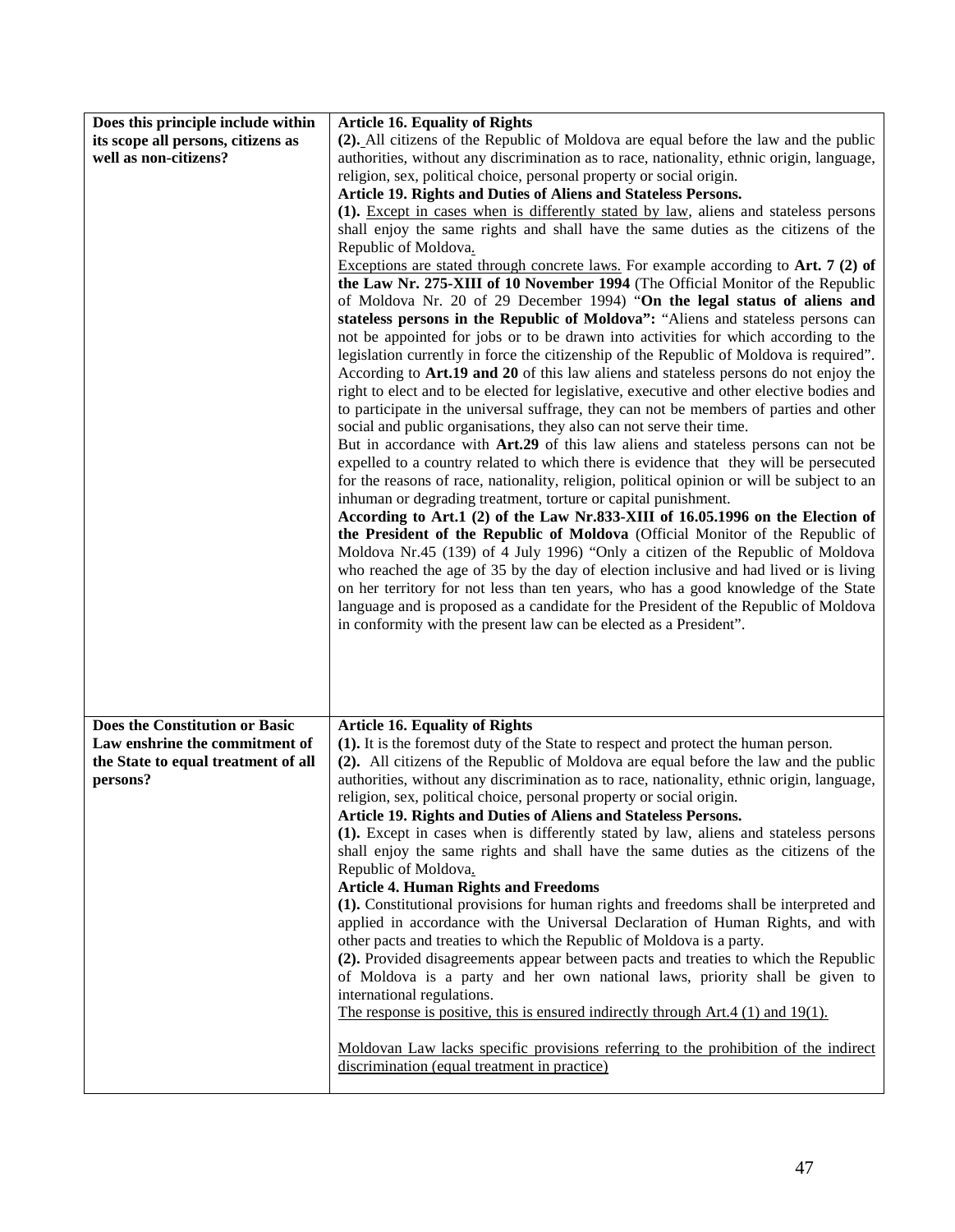| | |
|---|---|
| **Does this principle include within its scope all persons, citizens as well as non-citizens?** | **Article 16. Equality of Rights**<br>**(2).** All citizens of the Republic of Moldova are equal before the law and the public authorities, without any discrimination as to race, nationality, ethnic origin, language, religion, sex, political choice, personal property or social origin.<br>**Article 19. Rights and Duties of Aliens and Stateless Persons.**<br>**(1).** Except in cases when is differently stated by law, aliens and stateless persons shall enjoy the same rights and shall have the same duties as the citizens of the Republic of Moldova.<br>Exceptions are stated through concrete laws. For example according to **Art. 7 (2) of the Law Nr. 275-XIII of 10 November 1994** (The Official Monitor of the Republic of Moldova Nr. 20 of 29 December 1994) "**On the legal status of aliens and stateless persons in the Republic of Moldova":** "Aliens and stateless persons can not be appointed for jobs or to be drawn into activities for which according to the legislation currently in force the citizenship of the Republic of Moldova is required". According to **Art.19 and 20** of this law aliens and stateless persons do not enjoy the right to elect and to be elected for legislative, executive and other elective bodies and to participate in the universal suffrage, they can not be members of parties and other social and public organisations, they also can not serve their time.<br>But in accordance with **Art.29** of this law aliens and stateless persons can not be expelled to a country related to which there is evidence that they will be persecuted for the reasons of race, nationality, religion, political opinion or will be subject to an inhuman or degrading treatment, torture or capital punishment.<br>**According to Art.1 (2) of the Law Nr.833-XIII of 16.05.1996 on the Election of the President of the Republic of Moldova** (Official Monitor of the Republic of Moldova Nr.45 (139) of 4 July 1996) "Only a citizen of the Republic of Moldova who reached the age of 35 by the day of election inclusive and had lived or is living on her territory for not less than ten years, who has a good knowledge of the State language and is proposed as a candidate for the President of the Republic of Moldova in conformity with the present law can be elected as a President". |
| **Does the Constitution or Basic Law enshrine the commitment of the State to equal treatment of all persons?** | **Article 16. Equality of Rights**<br>**(1).** It is the foremost duty of the State to respect and protect the human person.<br>**(2).** All citizens of the Republic of Moldova are equal before the law and the public authorities, without any discrimination as to race, nationality, ethnic origin, language, religion, sex, political choice, personal property or social origin.<br>**Article 19. Rights and Duties of Aliens and Stateless Persons.**<br>**(1).** Except in cases when is differently stated by law, aliens and stateless persons shall enjoy the same rights and shall have the same duties as the citizens of the Republic of Moldova.<br>**Article 4. Human Rights and Freedoms**<br>**(1).** Constitutional provisions for human rights and freedoms shall be interpreted and applied in accordance with the Universal Declaration of Human Rights, and with other pacts and treaties to which the Republic of Moldova is a party.<br>**(2).** Provided disagreements appear between pacts and treaties to which the Republic of Moldova is a party and her own national laws, priority shall be given to international regulations.<br>The response is positive, this is ensured indirectly through Art.4 (1) and 19(1).<br><br>Moldovan Law lacks specific provisions referring to the prohibition of the indirect discrimination (equal treatment in practice) |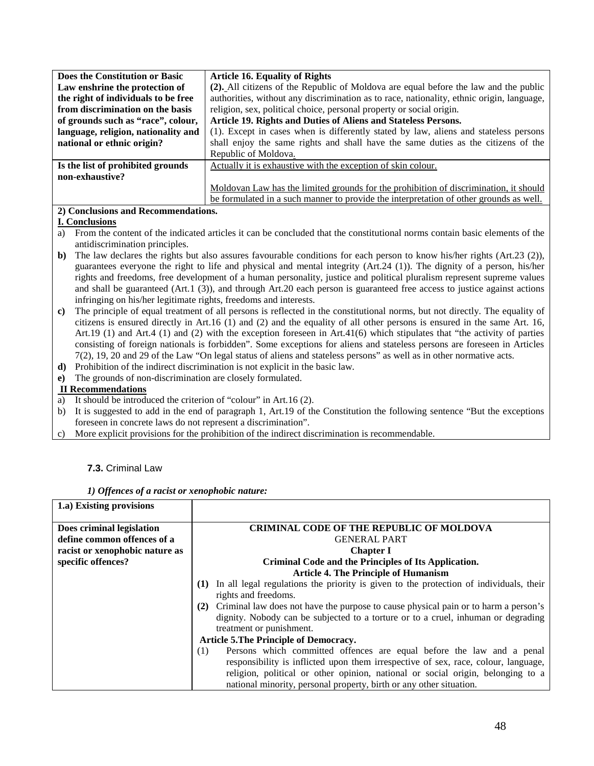| Does the Constitution or Basic Law enshrine the protection of the right of individuals to be free from discrimination on the basis of grounds such as "race", colour, language, religion, nationality and national or ethnic origin? | **Article 16. Equality of Rights**<br>**(2).** All citizens of the Republic of Moldova are equal before the law and the public authorities, without any discrimination as to race, nationality, ethnic origin, language, religion, sex, political choice, personal property or social origin.<br>**Article 19. Rights and Duties of Aliens and Stateless Persons.**<br>(1). Except in cases when is differently stated by law, aliens and stateless persons shall enjoy the same rights and shall have the same duties as the citizens of the Republic of Moldova. |
|---|---|
| **Is the list of prohibited grounds non-exhaustive?** | Actually it is exhaustive with the exception of skin colour.<br><br>Moldovan Law has the limited grounds for the prohibition of discrimination, it should be formulated in a such manner to provide the interpretation of other grounds as well. |

**2) Conclusions and Recommendations.**

**I. Conclusions**

a) From the content of the indicated articles it can be concluded that the constitutional norms contain basic elements of the antidiscrimination principles.

**b)** The law declares the rights but also assures favourable conditions for each person to know his/her rights (Art.23 (2)), guarantees everyone the right to life and physical and mental integrity (Art.24 (1)). The dignity of a person, his/her rights and freedoms, free development of a human personality, justice and political pluralism represent supreme values and shall be guaranteed (Art.1 (3)), and through Art.20 each person is guaranteed free access to justice against actions infringing on his/her legitimate rights, freedoms and interests.

**c)** The principle of equal treatment of all persons is reflected in the constitutional norms, but not directly. The equality of citizens is ensured directly in Art.16 (1) and (2) and the equality of all other persons is ensured in the same Art. 16, Art.19 (1) and Art.4 (1) and (2) with the exception foreseen in Art.41(6) which stipulates that "the activity of parties consisting of foreign nationals is forbidden". Some exceptions for aliens and stateless persons are foreseen in Articles 7(2), 19, 20 and 29 of the Law "On legal status of aliens and stateless persons" as well as in other normative acts.

**d)** Prohibition of the indirect discrimination is not explicit in the basic law.

**e)** The grounds of non-discrimination are closely formulated.

**II Recommendations**

a) It should be introduced the criterion of "colour" in Art.16 (2).

b) It is suggested to add in the end of paragraph 1, Art.19 of the Constitution the following sentence "But the exceptions foreseen in concrete laws do not represent a discrimination".

c) More explicit provisions for the prohibition of the indirect discrimination is recommendable.

### 7.3. Criminal Law

***1) Offences of a racist or xenophobic nature:***

| **1.a) Existing provisions** | |
|---|---|
| **Does criminal legislation define common offences of a racist or xenophobic nature as specific offences?** | **CRIMINAL CODE OF THE REPUBLIC OF MOLDOVA**<br>GENERAL PART<br>**Chapter I**<br>**Criminal Code and the Principles of Its Application.**<br>**Article 4. The Principle of Humanism**<br>**(1)** In all legal regulations the priority is given to the protection of individuals, their rights and freedoms.<br>**(2)** Criminal law does not have the purpose to cause physical pain or to harm a person's dignity. Nobody can be subjected to a torture or to a cruel, inhuman or degrading treatment or punishment.<br>**Article 5.The Principle of Democracy.**<br>(1) Persons which committed offences are equal before the law and a penal responsibility is inflicted upon them irrespective of sex, race, colour, language, religion, political or other opinion, national or social origin, belonging to a national minority, personal property, birth or any other situation. |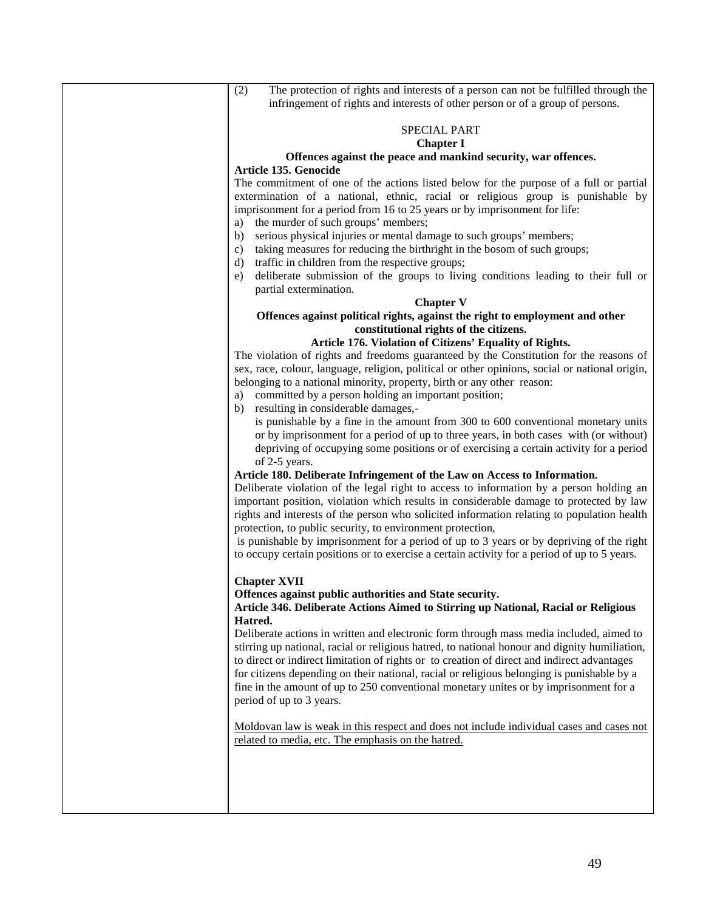| | |
|---|---|
| | (2) The protection of rights and interests of a person can not be fulfilled through the infringement of rights and interests of other person or of a group of persons.<br><br>SPECIAL PART<br>**Chapter I**<br>**Offences against the peace and mankind security, war offences.**<br>**Article 135. Genocide**<br>The commitment of one of the actions listed below for the purpose of a full or partial extermination of a national, ethnic, racial or religious group is punishable by imprisonment for a period from 16 to 25 years or by imprisonment for life:<br>a) the murder of such groups' members;<br>b) serious physical injuries or mental damage to such groups' members;<br>c) taking measures for reducing the birthright in the bosom of such groups;<br>d) traffic in children from the respective groups;<br>e) deliberate submission of the groups to living conditions leading to their full or partial extermination.<br>**Chapter V**<br>**Offences against political rights, against the right to employment and other constitutional rights of the citizens.**<br>**Article 176. Violation of Citizens' Equality of Rights.**<br>The violation of rights and freedoms guaranteed by the Constitution for the reasons of sex, race, colour, language, religion, political or other opinions, social or national origin, belonging to a national minority, property, birth or any other reason:<br>a) committed by a person holding an important position;<br>b) resulting in considerable damages,-<br>is punishable by a fine in the amount from 300 to 600 conventional monetary units or by imprisonment for a period of up to three years, in both cases with (or without) depriving of occupying some positions or of exercising a certain activity for a period of 2-5 years.<br>**Article 180. Deliberate Infringement of the Law on Access to Information.**<br>Deliberate violation of the legal right to access to information by a person holding an important position, violation which results in considerable damage to protected by law rights and interests of the person who solicited information relating to population health protection, to public security, to environment protection,<br>is punishable by imprisonment for a period of up to 3 years or by depriving of the right to occupy certain positions or to exercise a certain activity for a period of up to 5 years.<br><br>**Chapter XVII**<br>**Offences against public authorities and State security.**<br>**Article 346. Deliberate Actions Aimed to Stirring up National, Racial or Religious Hatred.**<br>Deliberate actions in written and electronic form through mass media included, aimed to stirring up national, racial or religious hatred, to national honour and dignity humiliation, to direct or indirect limitation of rights or to creation of direct and indirect advantages for citizens depending on their national, racial or religious belonging is punishable by a fine in the amount of up to 250 conventional monetary unites or by imprisonment for a period of up to 3 years.<br><br><u>Moldovan law is weak in this respect and does not include individual cases and cases not related to media, etc. The emphasis on the hatred.</u> |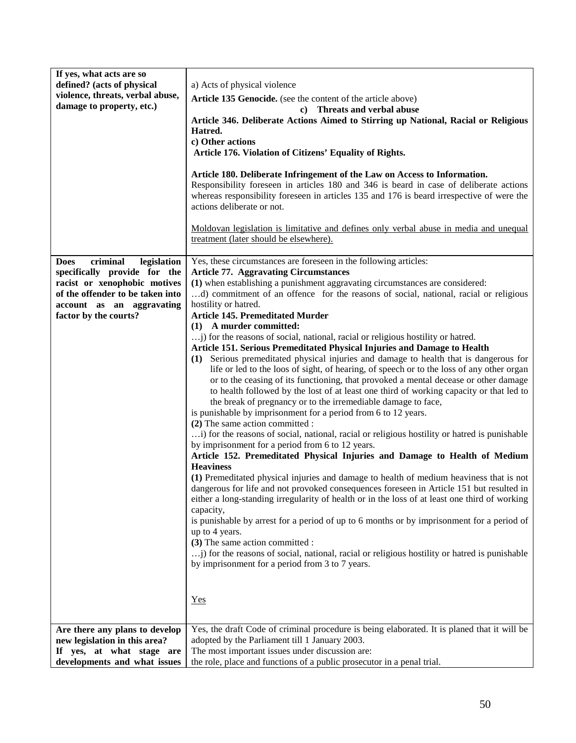| | |
|---|---|
| **If yes, what acts are so defined? (acts of physical violence, threats, verbal abuse, damage to property, etc.)** | a) Acts of physical violence<br>**Article 135 Genocide.** (see the content of the article above)<br>**c) Threats and verbal abuse**<br>**Article 346. Deliberate Actions Aimed to Stirring up National, Racial or Religious Hatred.**<br>**c) Other actions**<br>**Article 176. Violation of Citizens' Equality of Rights.**<br><br>**Article 180. Deliberate Infringement of the Law on Access to Information.**<br>Responsibility foreseen in articles 180 and 346 is beard in case of deliberate actions whereas responsibility foreseen in articles 135 and 176 is beard irrespective of were the actions deliberate or not.<br><br><u>Moldovan legislation is limitative and defines only verbal abuse in media and unequal treatment (later should be elsewhere).</u> |
| **Does criminal legislation specifically provide for the racist or xenophobic motives of the offender to be taken into account as an aggravating factor by the courts?** | Yes, these circumstances are foreseen in the following articles:<br>**Article 77. Aggravating Circumstances**<br>**(1)** when establishing a punishment aggravating circumstances are considered:<br>…d) commitment of an offence for the reasons of social, national, racial or religious hostility or hatred.<br>**Article 145. Premeditated Murder**<br>**(1) A murder committed:**<br>…j) for the reasons of social, national, racial or religious hostility or hatred.<br>**Article 151. Serious Premeditated Physical Injuries and Damage to Health**<br>**(1)** Serious premeditated physical injuries and damage to health that is dangerous for life or led to the loos of sight, of hearing, of speech or to the loss of any other organ or to the ceasing of its functioning, that provoked a mental decease or other damage to health followed by the lost of at least one third of working capacity or that led to the break of pregnancy or to the irremediable damage to face,<br>is punishable by imprisonment for a period from 6 to 12 years.<br>**(2)** The same action committed :<br>…i) for the reasons of social, national, racial or religious hostility or hatred is punishable by imprisonment for a period from 6 to 12 years.<br>**Article 152. Premeditated Physical Injuries and Damage to Health of Medium Heaviness**<br>**(1)** Premeditated physical injuries and damage to health of medium heaviness that is not dangerous for life and not provoked consequences foreseen in Article 151 but resulted in either a long-standing irregularity of health or in the loss of at least one third of working capacity,<br>is punishable by arrest for a period of up to 6 months or by imprisonment for a period of up to 4 years.<br>**(3)** The same action committed :<br>…j) for the reasons of social, national, racial or religious hostility or hatred is punishable by imprisonment for a period from 3 to 7 years.<br><br><u>Yes</u> |
| **Are there any plans to develop new legislation in this area? If yes, at what stage are developments and what issues** | Yes, the draft Code of criminal procedure is being elaborated. It is planed that it will be adopted by the Parliament till 1 January 2003.<br>The most important issues under discussion are:<br>the role, place and functions of a public prosecutor in a penal trial. |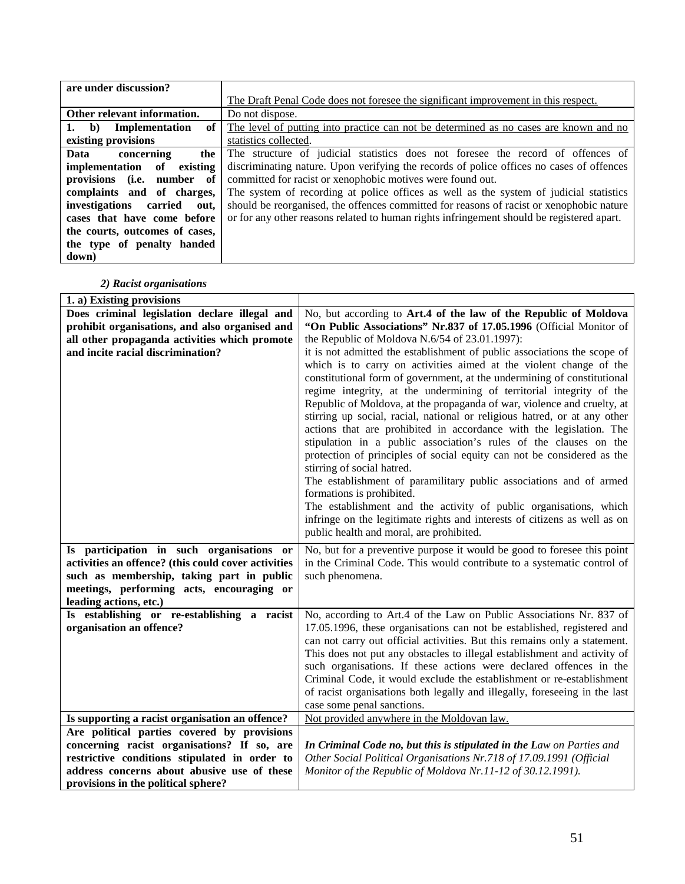| are under discussion? | The Draft Penal Code does not foresee the significant improvement in this respect. |
|---|---|
| **Other relevant information.** | Do not dispose. |
| **1. b) Implementation of existing provisions** | The level of putting into practice can not be determined as no cases are known and no statistics collected. |
| **Data concerning the implementation of existing provisions (i.e. number of complaints and of charges, investigations carried out, cases that have come before the courts, outcomes of cases, the type of penalty handed down)** | The structure of judicial statistics does not foresee the record of offences of discriminating nature. Upon verifying the records of police offices no cases of offences committed for racist or xenophobic motives were found out.<br>The system of recording at police offices as well as the system of judicial statistics should be reorganised, the offences committed for reasons of racist or xenophobic nature or for any other reasons related to human rights infringement should be registered apart. |

***2) Racist organisations***

| **1. a) Existing provisions** | |
|---|---|
| **Does criminal legislation declare illegal and prohibit organisations, and also organised and all other propaganda activities which promote and incite racial discrimination?** | No, but according to **Art.4 of the law of the Republic of Moldova "On Public Associations" Nr.837 of 17.05.1996** (Official Monitor of the Republic of Moldova N.6/54 of 23.01.1997):<br>it is not admitted the establishment of public associations the scope of which is to carry on activities aimed at the violent change of the constitutional form of government, at the undermining of constitutional regime integrity, at the undermining of territorial integrity of the Republic of Moldova, at the propaganda of war, violence and cruelty, at stirring up social, racial, national or religious hatred, or at any other actions that are prohibited in accordance with the legislation. The stipulation in a public association's rules of the clauses on the protection of principles of social equity can not be considered as the stirring of social hatred.<br>The establishment of paramilitary public associations and of armed formations is prohibited.<br>The establishment and the activity of public organisations, which infringe on the legitimate rights and interests of citizens as well as on public health and moral, are prohibited. |
| **Is participation in such organisations or activities an offence? (this could cover activities such as membership, taking part in public meetings, performing acts, encouraging or leading actions, etc.)** | No, but for a preventive purpose it would be good to foresee this point in the Criminal Code. This would contribute to a systematic control of such phenomena. |
| **Is establishing or re-establishing a racist organisation an offence?** | No, according to Art.4 of the Law on Public Associations Nr. 837 of 17.05.1996, these organisations can not be established, registered and can not carry out official activities. But this remains only a statement. This does not put any obstacles to illegal establishment and activity of such organisations. If these actions were declared offences in the Criminal Code, it would exclude the establishment or re-establishment of racist organisations both legally and illegally, foreseeing in the last case some penal sanctions. |
| **Is supporting a racist organisation an offence?** | Not provided anywhere in the Moldovan law. |
| **Are political parties covered by provisions concerning racist organisations? If so, are restrictive conditions stipulated in order to address concerns about abusive use of these provisions in the political sphere?** | ***In Criminal Code no, but this is stipulated in the L****aw on Parties and Other Social Political Organisations Nr.718 of 17.09.1991 (Official Monitor of the Republic of Moldova Nr.11-12 of 30.12.1991).* |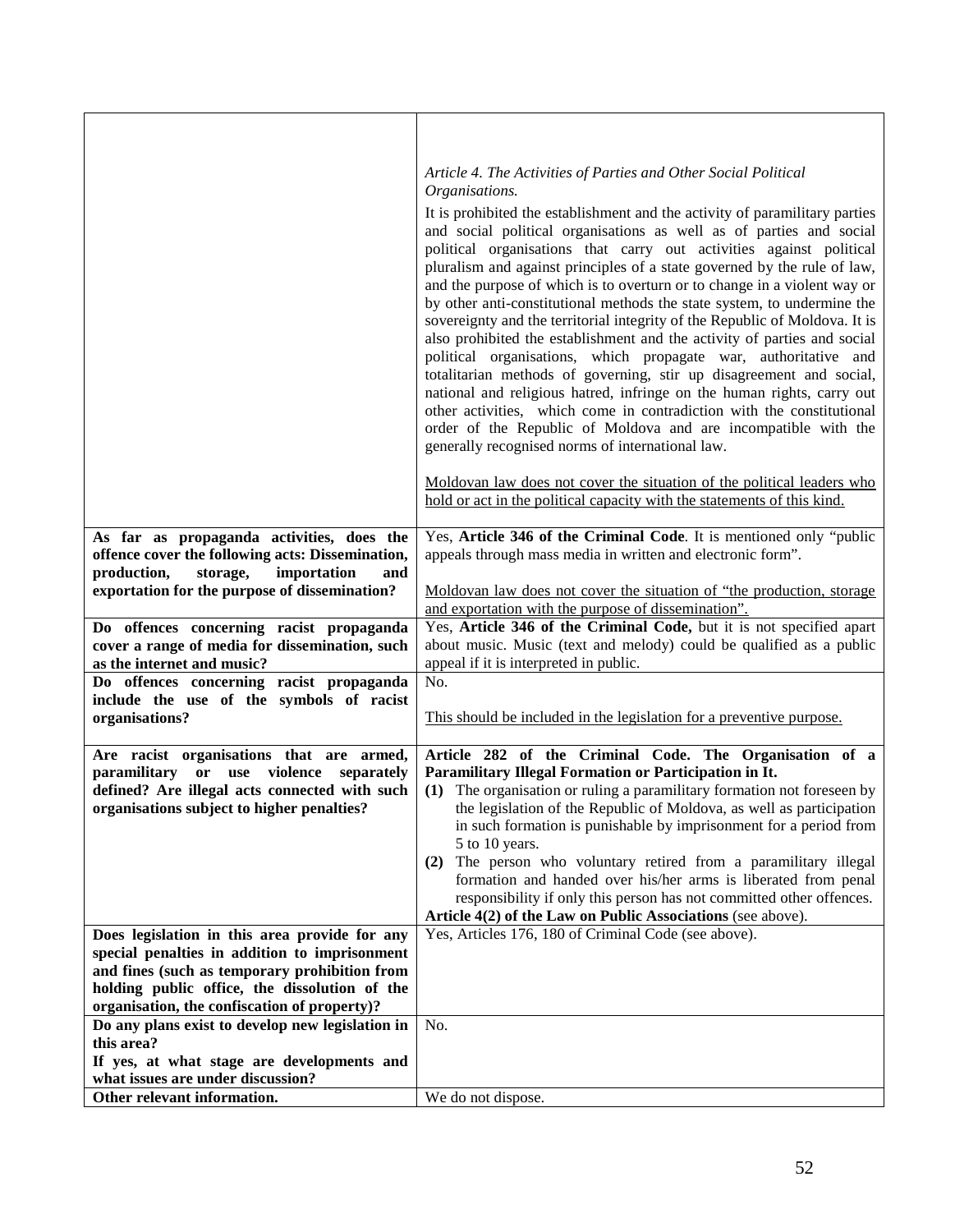| | |
|---|---|
| | *Article 4. The Activities of Parties and Other Social Political Organisations.*<br>It is prohibited the establishment and the activity of paramilitary parties and social political organisations as well as of parties and social political organisations that carry out activities against political pluralism and against principles of a state governed by the rule of law, and the purpose of which is to overturn or to change in a violent way or by other anti-constitutional methods the state system, to undermine the sovereignty and the territorial integrity of the Republic of Moldova. It is also prohibited the establishment and the activity of parties and social political organisations, which propagate war, authoritative and totalitarian methods of governing, stir up disagreement and social, national and religious hatred, infringe on the human rights, carry out other activities, which come in contradiction with the constitutional order of the Republic of Moldova and are incompatible with the generally recognised norms of international law.<br><br><u>Moldovan law does not cover the situation of the political leaders who hold or act in the political capacity with the statements of this kind.</u> |
| **As far as propaganda activities, does the offence cover the following acts: Dissemination, production, storage, importation and exportation for the purpose of dissemination?** | Yes, **Article 346 of the Criminal Code**. It is mentioned only "public appeals through mass media in written and electronic form".<br><br><u>Moldovan law does not cover the situation of "the production, storage and exportation with the purpose of dissemination".</u> |
| **Do offences concerning racist propaganda cover a range of media for dissemination, such as the internet and music?** | Yes, **Article 346 of the Criminal Code,** but it is not specified apart about music. Music (text and melody) could be qualified as a public appeal if it is interpreted in public. |
| **Do offences concerning racist propaganda include the use of the symbols of racist organisations?** | No.<br><br><u>This should be included in the legislation for a preventive purpose.</u> |
| **Are racist organisations that are armed, paramilitary or use violence separately defined? Are illegal acts connected with such organisations subject to higher penalties?** | **Article 282 of the Criminal Code. The Organisation of a Paramilitary Illegal Formation or Participation in It.**<br>**(1)** The organisation or ruling a paramilitary formation not foreseen by the legislation of the Republic of Moldova, as well as participation in such formation is punishable by imprisonment for a period from 5 to 10 years.<br>**(2)** The person who voluntary retired from a paramilitary illegal formation and handed over his/her arms is liberated from penal responsibility if only this person has not committed other offences.<br>**Article 4(2) of the Law on Public Associations** (see above). |
| **Does legislation in this area provide for any special penalties in addition to imprisonment and fines (such as temporary prohibition from holding public office, the dissolution of the organisation, the confiscation of property)?** | Yes, Articles 176, 180 of Criminal Code (see above). |
| **Do any plans exist to develop new legislation in this area?**<br>**If yes, at what stage are developments and what issues are under discussion?** | No. |
| **Other relevant information.** | We do not dispose. |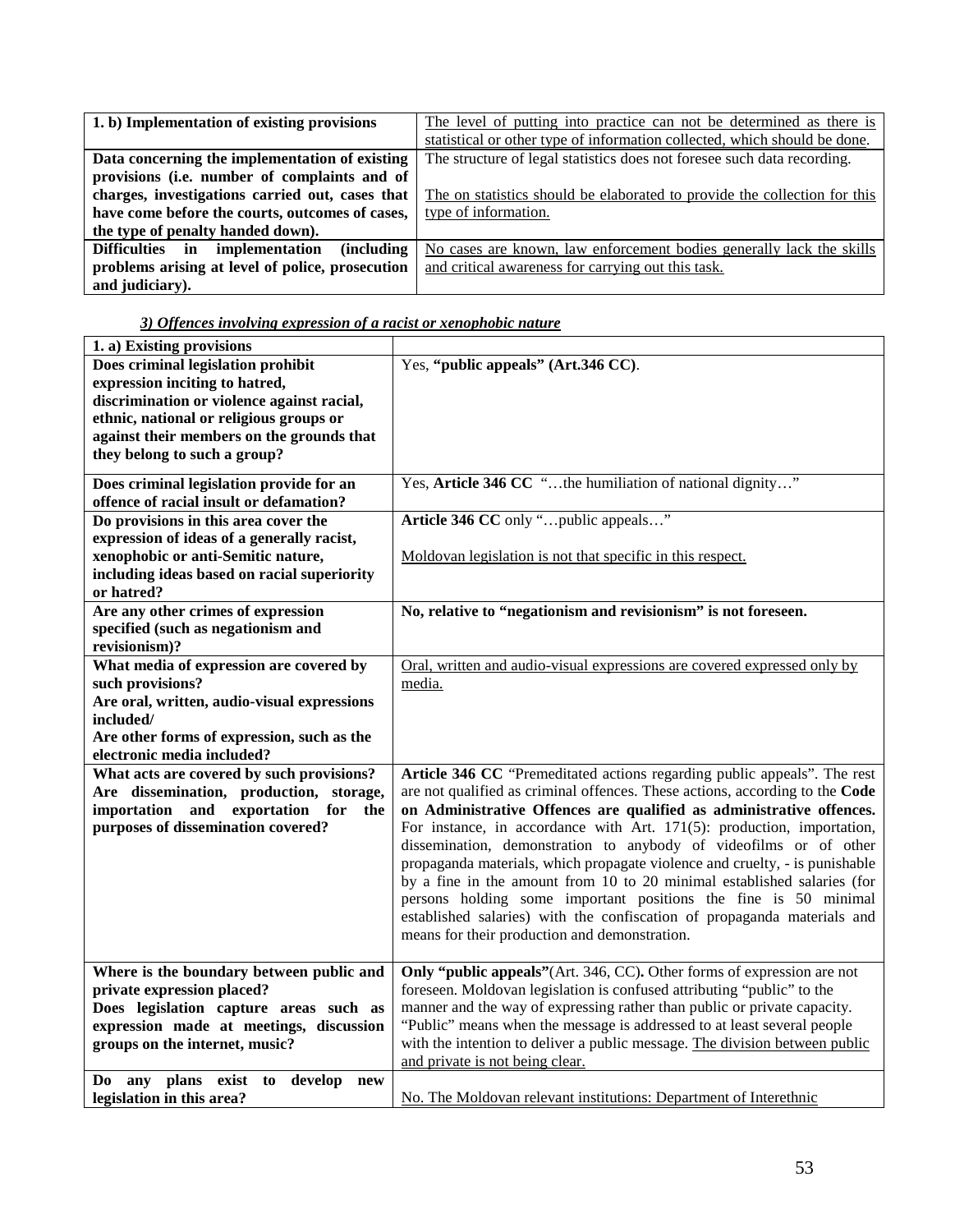| **1. b) Implementation of existing provisions** | The level of putting into practice can not be determined as there is statistical or other type of information collected, which should be done. |
|---|---|
| **Data concerning the implementation of existing provisions (i.e. number of complaints and of charges, investigations carried out, cases that have come before the courts, outcomes of cases, the type of penalty handed down).** | The structure of legal statistics does not foresee such data recording.<br><br>The on statistics should be elaborated to provide the collection for this type of information. |
| **Difficulties in implementation (including problems arising at level of police, prosecution and judiciary).** | No cases are known, law enforcement bodies generally lack the skills and critical awareness for carrying out this task. |

***3) Offences involving expression of a racist or xenophobic nature***

| **1. a) Existing provisions** | |
|---|---|
| **Does criminal legislation prohibit expression inciting to hatred, discrimination or violence against racial, ethnic, national or religious groups or against their members on the grounds that they belong to such a group?** | Yes, **"public appeals" (Art.346 CC)**. |
| **Does criminal legislation provide for an offence of racial insult or defamation?** | Yes, **Article 346 CC** "…the humiliation of national dignity…" |
| **Do provisions in this area cover the expression of ideas of a generally racist, xenophobic or anti-Semitic nature, including ideas based on racial superiority or hatred?** | **Article 346 CC** only "…public appeals…"<br><br>Moldovan legislation is not that specific in this respect. |
| **Are any other crimes of expression specified (such as negationism and revisionism)?** | **No, relative to "negationism and revisionism" is not foreseen.** |
| **What media of expression are covered by such provisions?**<br>**Are oral, written, audio-visual expressions included/**<br>**Are other forms of expression, such as the electronic media included?** | Oral, written and audio-visual expressions are covered expressed only by media. |
| **What acts are covered by such provisions? Are dissemination, production, storage, importation and exportation for the purposes of dissemination covered?** | **Article 346 CC** "Premeditated actions regarding public appeals". The rest are not qualified as criminal offences. These actions, according to the **Code on Administrative Offences are qualified as administrative offences.** For instance, in accordance with Art. 171(5): production, importation, dissemination, demonstration to anybody of videofilms or of other propaganda materials, which propagate violence and cruelty, - is punishable by a fine in the amount from 10 to 20 minimal established salaries (for persons holding some important positions the fine is 50 minimal established salaries) with the confiscation of propaganda materials and means for their production and demonstration. |
| **Where is the boundary between public and private expression placed?**<br>**Does legislation capture areas such as expression made at meetings, discussion groups on the internet, music?** | **Only "public appeals"**(Art. 346, CC)**.** Other forms of expression are not foreseen. Moldovan legislation is confused attributing "public" to the manner and the way of expressing rather than public or private capacity. "Public" means when the message is addressed to at least several people with the intention to deliver a public message. The division between public and private is not being clear. |
| **Do any plans exist to develop new legislation in this area?** | No. The Moldovan relevant institutions: Department of Interethnic |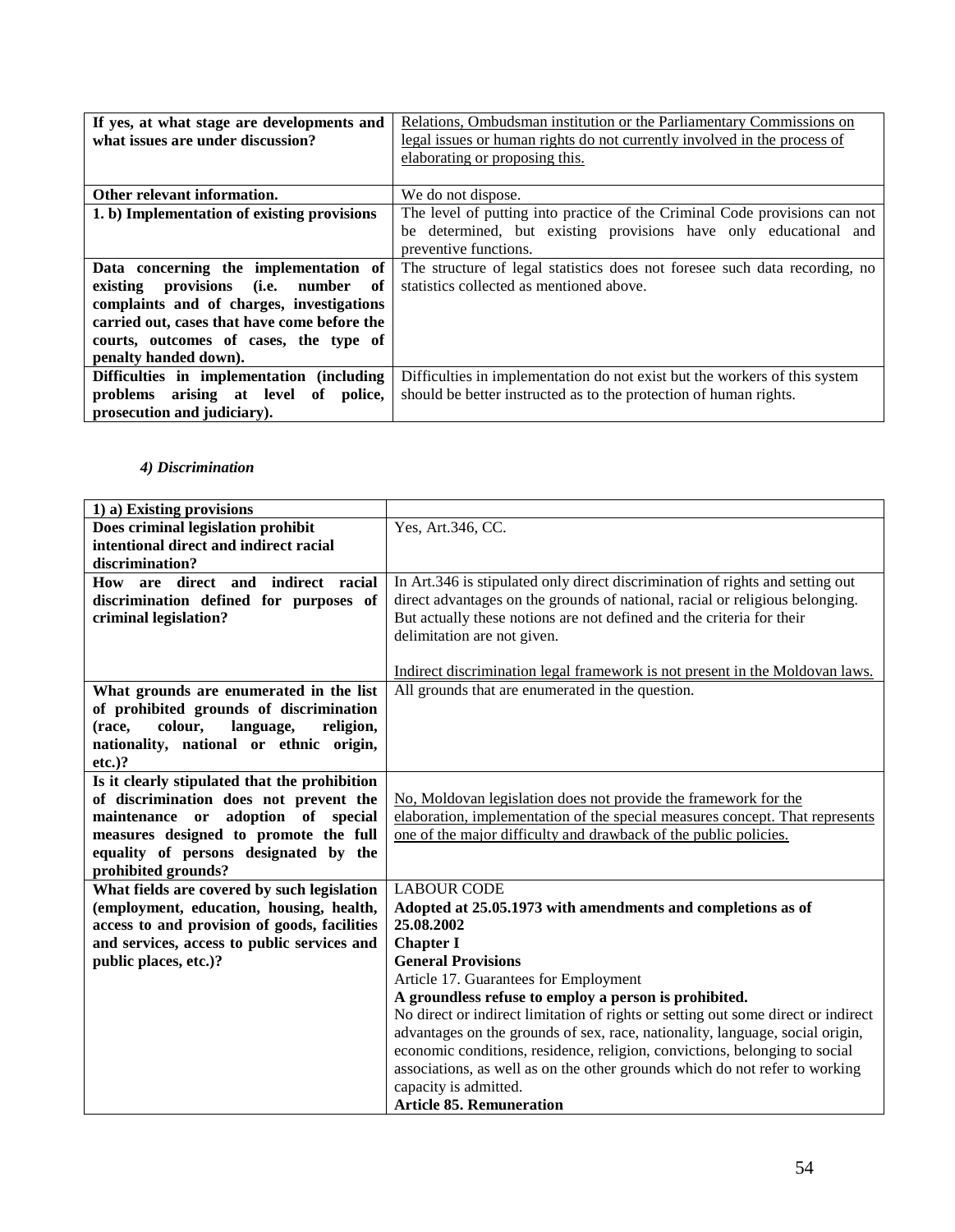| If yes, at what stage are developments and what issues are under discussion? | Relations, Ombudsman institution or the Parliamentary Commissions on legal issues or human rights do not currently involved in the process of elaborating or proposing this. |
|---|---|
| **Other relevant information.** | We do not dispose. |
| **1. b) Implementation of existing provisions** | The level of putting into practice of the Criminal Code provisions can not be determined, but existing provisions have only educational and preventive functions. |
| **Data concerning the implementation of existing provisions (i.e. number of complaints and of charges, investigations carried out, cases that have come before the courts, outcomes of cases, the type of penalty handed down).** | The structure of legal statistics does not foresee such data recording, no statistics collected as mentioned above. |
| **Difficulties in implementation (including problems arising at level of police, prosecution and judiciary).** | Difficulties in implementation do not exist but the workers of this system should be better instructed as to the protection of human rights. |

### *4) Discrimination*

| 1) a) Existing provisions | |
|---|---|
| **Does criminal legislation prohibit intentional direct and indirect racial discrimination?** | Yes, Art.346, CC. |
| **How are direct and indirect racial discrimination defined for purposes of criminal legislation?** | In Art.346 is stipulated only direct discrimination of rights and setting out direct advantages on the grounds of national, racial or religious belonging. But actually these notions are not defined and the criteria for their delimitation are not given.<br><br>Indirect discrimination legal framework is not present in the Moldovan laws. |
| **What grounds are enumerated in the list of prohibited grounds of discrimination (race, colour, language, religion, nationality, national or ethnic origin, etc.)?** | All grounds that are enumerated in the question. |
| **Is it clearly stipulated that the prohibition of discrimination does not prevent the maintenance or adoption of special measures designed to promote the full equality of persons designated by the prohibited grounds?** | No, Moldovan legislation does not provide the framework for the elaboration, implementation of the special measures concept. That represents one of the major difficulty and drawback of the public policies. |
| **What fields are covered by such legislation (employment, education, housing, health, access to and provision of goods, facilities and services, access to public services and public places, etc.)?** | LABOUR CODE<br>**Adopted at 25.05.1973 with amendments and completions as of 25.08.2002**<br>**Chapter I**<br>**General Provisions**<br>Article 17. Guarantees for Employment<br>**A groundless refuse to employ a person is prohibited.**<br>No direct or indirect limitation of rights or setting out some direct or indirect advantages on the grounds of sex, race, nationality, language, social origin, economic conditions, residence, religion, convictions, belonging to social associations, as well as on the other grounds which do not refer to working capacity is admitted.<br>**Article 85. Remuneration** |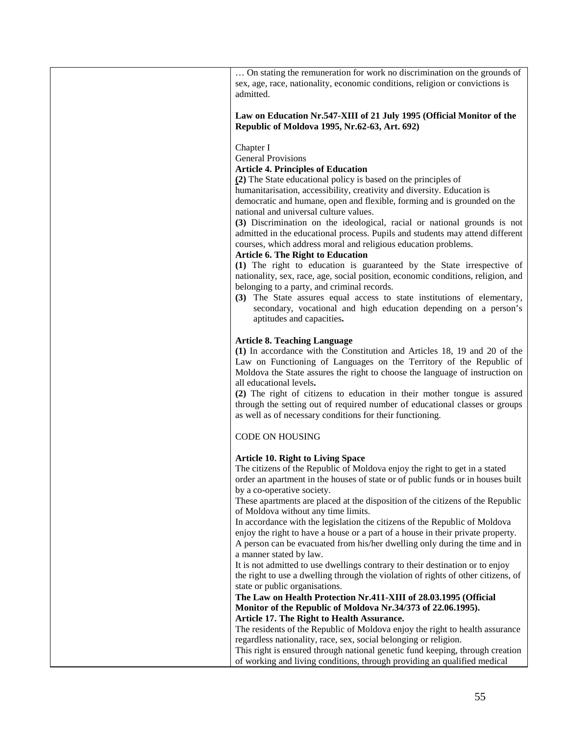| | … On stating the remuneration for work no discrimination on the grounds of sex, age, race, nationality, economic conditions, religion or convictions is admitted.<br><br>**Law on Education Nr.547-XIII of 21 July 1995 (Official Monitor of the Republic of Moldova 1995, Nr.62-63, Art. 692)**<br><br>Chapter I<br>General Provisions<br>**Article 4. Principles of Education**<br>**(2)** The State educational policy is based on the principles of humanitarisation, accessibility, creativity and diversity. Education is democratic and humane, open and flexible, forming and is grounded on the national and universal culture values.<br>**(3)** Discrimination on the ideological, racial or national grounds is not admitted in the educational process. Pupils and students may attend different courses, which address moral and religious education problems.<br>**Article 6. The Right to Education**<br>**(1)** The right to education is guaranteed by the State irrespective of nationality, sex, race, age, social position, economic conditions, religion, and belonging to a party, and criminal records.<br>**(3)** The State assures equal access to state institutions of elementary, secondary, vocational and high education depending on a person's aptitudes and capacities**.**<br><br>**Article 8. Teaching Language**<br>**(1)** In accordance with the Constitution and Articles 18, 19 and 20 of the Law on Functioning of Languages on the Territory of the Republic of Moldova the State assures the right to choose the language of instruction on all educational levels**.**<br>**(2)** The right of citizens to education in their mother tongue is assured through the setting out of required number of educational classes or groups as well as of necessary conditions for their functioning.<br><br>CODE ON HOUSING<br><br>**Article 10. Right to Living Space**<br>The citizens of the Republic of Moldova enjoy the right to get in a stated order an apartment in the houses of state or of public funds or in houses built by a co-operative society.<br>These apartments are placed at the disposition of the citizens of the Republic of Moldova without any time limits.<br>In accordance with the legislation the citizens of the Republic of Moldova enjoy the right to have a house or a part of a house in their private property.<br>A person can be evacuated from his/her dwelling only during the time and in a manner stated by law.<br>It is not admitted to use dwellings contrary to their destination or to enjoy the right to use a dwelling through the violation of rights of other citizens, of state or public organisations.<br>**The Law on Health Protection Nr.411-XIII of 28.03.1995 (Official Monitor of the Republic of Moldova Nr.34/373 of 22.06.1995).**<br>**Article 17. The Right to Health Assurance.**<br>The residents of the Republic of Moldova enjoy the right to health assurance regardless nationality, race, sex, social belonging or religion.<br>This right is ensured through national genetic fund keeping, through creation of working and living conditions, through providing an qualified medical |
|---|---|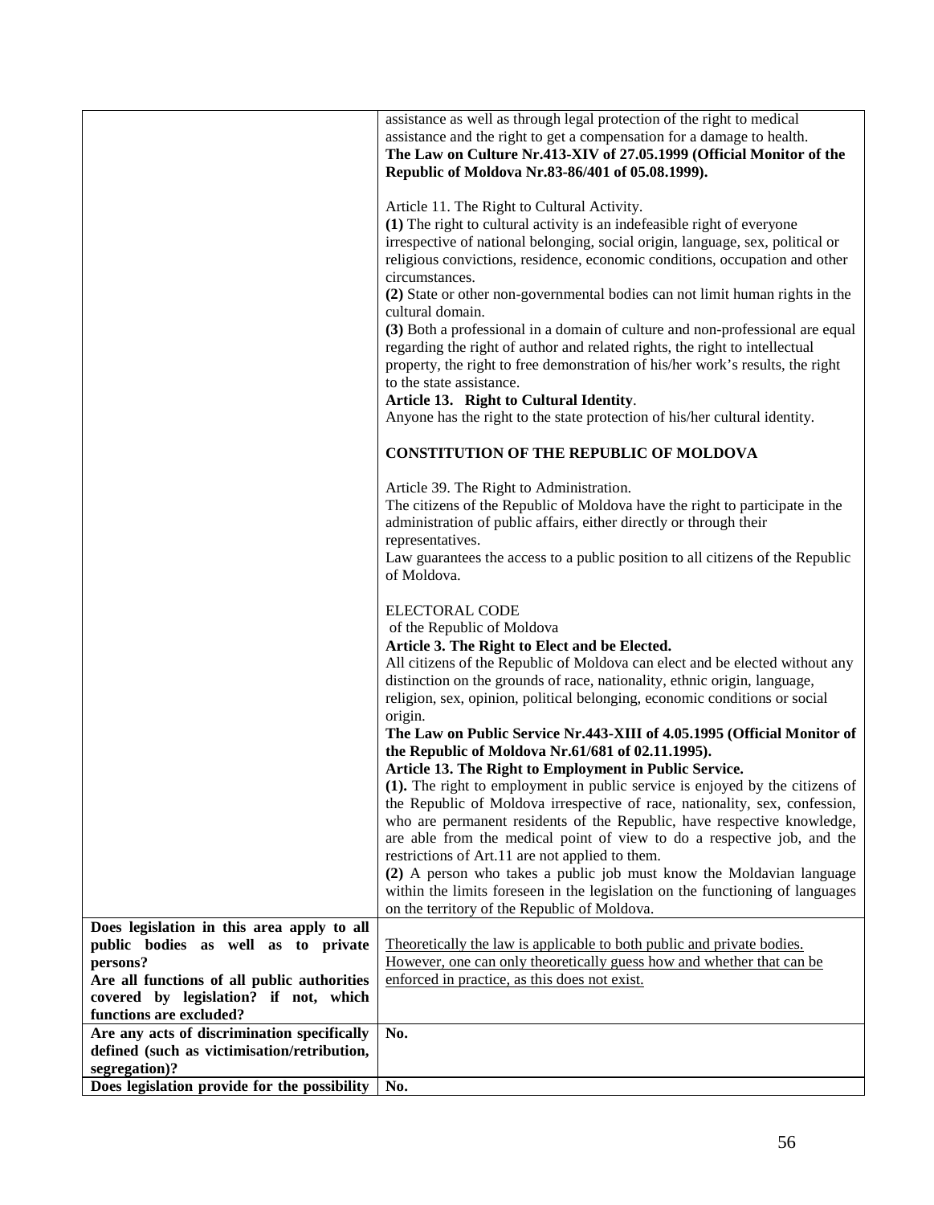| | |
|---|---|
| | assistance as well as through legal protection of the right to medical assistance and the right to get a compensation for a damage to health.<br>**The Law on Culture Nr.413-XIV of 27.05.1999 (Official Monitor of the Republic of Moldova Nr.83-86/401 of 05.08.1999).**<br><br>Article 11. The Right to Cultural Activity.<br>**(1)** The right to cultural activity is an indefeasible right of everyone irrespective of national belonging, social origin, language, sex, political or religious convictions, residence, economic conditions, occupation and other circumstances.<br>**(2)** State or other non-governmental bodies can not limit human rights in the cultural domain.<br>**(3)** Both a professional in a domain of culture and non-professional are equal regarding the right of author and related rights, the right to intellectual property, the right to free demonstration of his/her work's results, the right to the state assistance.<br>**Article 13. Right to Cultural Identity**.<br>Anyone has the right to the state protection of his/her cultural identity.<br><br>**CONSTITUTION OF THE REPUBLIC OF MOLDOVA**<br><br>Article 39. The Right to Administration.<br>The citizens of the Republic of Moldova have the right to participate in the administration of public affairs, either directly or through their representatives.<br>Law guarantees the access to a public position to all citizens of the Republic of Moldova.<br><br>ELECTORAL CODE<br>of the Republic of Moldova<br>**Article 3. The Right to Elect and be Elected.**<br>All citizens of the Republic of Moldova can elect and be elected without any distinction on the grounds of race, nationality, ethnic origin, language, religion, sex, opinion, political belonging, economic conditions or social origin.<br>**The Law on Public Service Nr.443-XIII of 4.05.1995 (Official Monitor of the Republic of Moldova Nr.61/681 of 02.11.1995).**<br>**Article 13. The Right to Employment in Public Service.**<br>**(1).** The right to employment in public service is enjoyed by the citizens of the Republic of Moldova irrespective of race, nationality, sex, confession, who are permanent residents of the Republic, have respective knowledge, are able from the medical point of view to do a respective job, and the restrictions of Art.11 are not applied to them.<br>**(2)** A person who takes a public job must know the Moldavian language within the limits foreseen in the legislation on the functioning of languages on the territory of the Republic of Moldova. |
| **Does legislation in this area apply to all public bodies as well as to private persons?**<br>**Are all functions of all public authorities covered by legislation? if not, which functions are excluded?** | <u>Theoretically the law is applicable to both public and private bodies. However, one can only theoretically guess how and whether that can be enforced in practice, as this does not exist.</u> |
| **Are any acts of discrimination specifically defined (such as victimisation/retribution, segregation)?** | **No.** |
| **Does legislation provide for the possibility** | **No.** |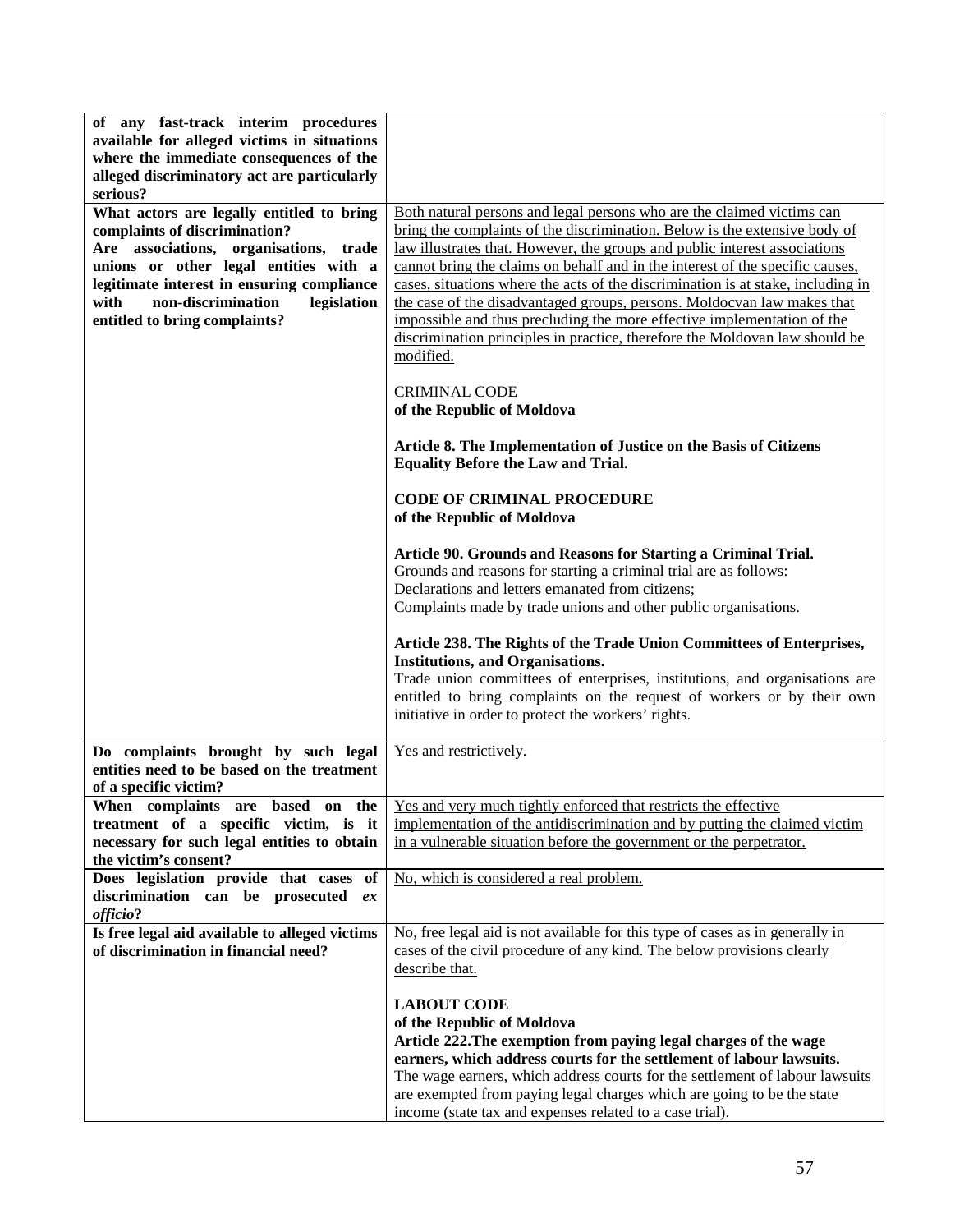| | |
|---|---|
| **of any fast-track interim procedures available for alleged victims in situations where the immediate consequences of the alleged discriminatory act are particularly serious?** | |
| **What actors are legally entitled to bring complaints of discrimination?**<br>**Are associations, organisations, trade unions or other legal entities with a legitimate interest in ensuring compliance with non-discrimination legislation entitled to bring complaints?** | Both natural persons and legal persons who are the claimed victims can bring the complaints of the discrimination. Below is the extensive body of law illustrates that. However, the groups and public interest associations cannot bring the claims on behalf and in the interest of the specific causes, cases, situations where the acts of the discrimination is at stake, including in the case of the disadvantaged groups, persons. Moldocvan law makes that impossible and thus precluding the more effective implementation of the discrimination principles in practice, therefore the Moldovan law should be modified.<br><br>CRIMINAL CODE<br>**of the Republic of Moldova**<br><br>**Article 8. The Implementation of Justice on the Basis of Citizens Equality Before the Law and Trial.**<br><br>**CODE OF CRIMINAL PROCEDURE**<br>**of the Republic of Moldova**<br><br>**Article 90. Grounds and Reasons for Starting a Criminal Trial.**<br>Grounds and reasons for starting a criminal trial are as follows:<br>Declarations and letters emanated from citizens;<br>Complaints made by trade unions and other public organisations.<br><br>**Article 238. The Rights of the Trade Union Committees of Enterprises, Institutions, and Organisations.**<br>Trade union committees of enterprises, institutions, and organisations are entitled to bring complaints on the request of workers or by their own initiative in order to protect the workers' rights. |
| **Do complaints brought by such legal entities need to be based on the treatment of a specific victim?** | Yes and restrictively. |
| **When complaints are based on the treatment of a specific victim, is it necessary for such legal entities to obtain the victim's consent?** | Yes and very much tightly enforced that restricts the effective implementation of the antidiscrimination and by putting the claimed victim in a vulnerable situation before the government or the perpetrator. |
| **Does legislation provide that cases of discrimination can be prosecuted *ex officio*?** | No, which is considered a real problem. |
| **Is free legal aid available to alleged victims of discrimination in financial need?** | No, free legal aid is not available for this type of cases as in generally in cases of the civil procedure of any kind. The below provisions clearly describe that.<br><br>**LABOUT CODE**<br>**of the Republic of Moldova**<br>**Article 222.The exemption from paying legal charges of the wage earners, which address courts for the settlement of labour lawsuits.**<br>The wage earners, which address courts for the settlement of labour lawsuits are exempted from paying legal charges which are going to be the state income (state tax and expenses related to a case trial). |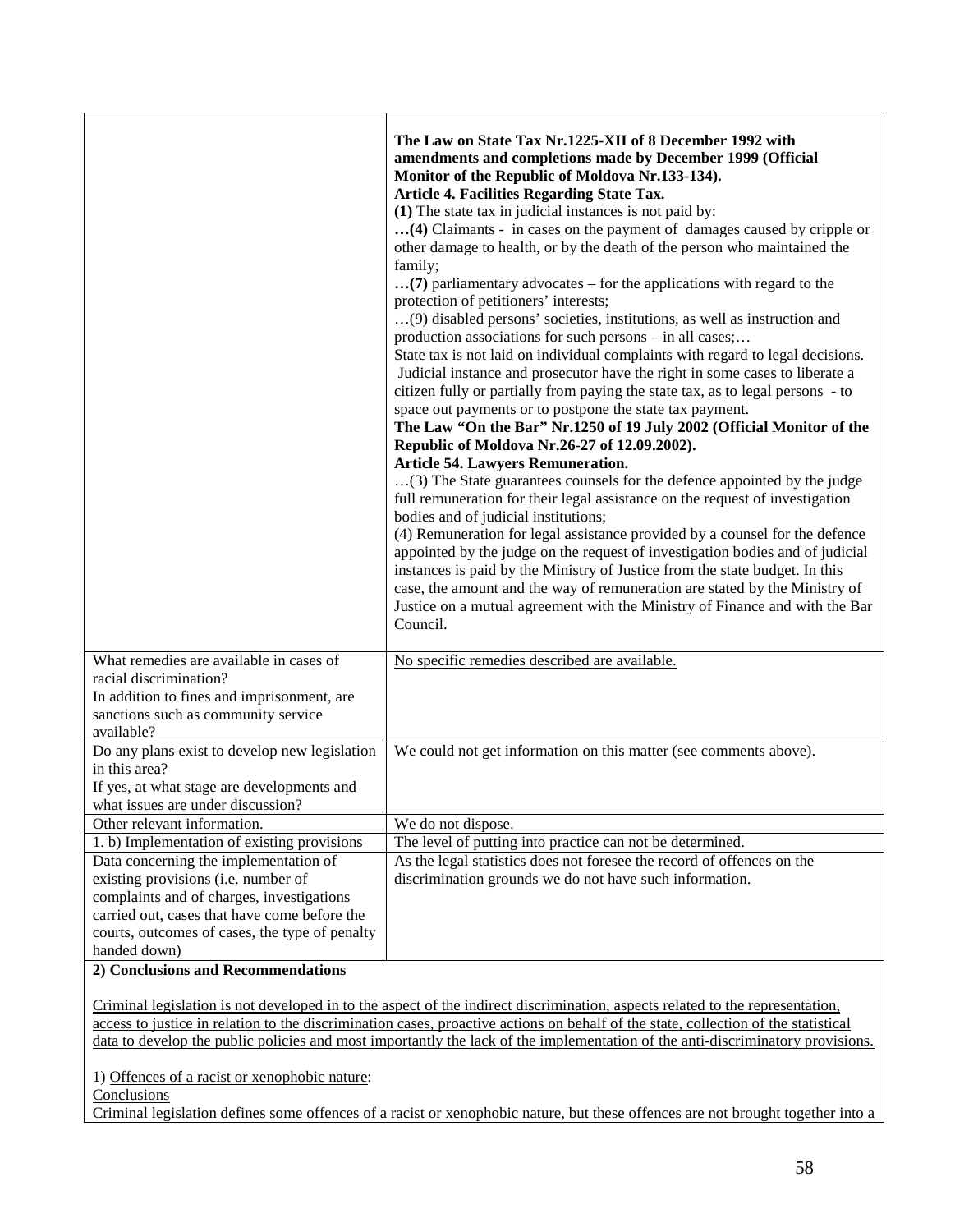| | |
|---|---|
| | **The Law on State Tax Nr.1225-XII of 8 December 1992 with amendments and completions made by December 1999 (Official Monitor of the Republic of Moldova Nr.133-134).**<br>**Article 4. Facilities Regarding State Tax.**<br>**(1)** The state tax in judicial instances is not paid by:<br>**…(4)** Claimants - in cases on the payment of damages caused by cripple or other damage to health, or by the death of the person who maintained the family;<br>**…(7)** parliamentary advocates – for the applications with regard to the protection of petitioners' interests;<br>…(9) disabled persons' societies, institutions, as well as instruction and production associations for such persons – in all cases;…<br>State tax is not laid on individual complaints with regard to legal decisions. Judicial instance and prosecutor have the right in some cases to liberate a citizen fully or partially from paying the state tax, as to legal persons - to space out payments or to postpone the state tax payment.<br>**The Law "On the Bar" Nr.1250 of 19 July 2002 (Official Monitor of the Republic of Moldova Nr.26-27 of 12.09.2002).**<br>**Article 54. Lawyers Remuneration.**<br>…(3) The State guarantees counsels for the defence appointed by the judge full remuneration for their legal assistance on the request of investigation bodies and of judicial institutions;<br>(4) Remuneration for legal assistance provided by a counsel for the defence appointed by the judge on the request of investigation bodies and of judicial instances is paid by the Ministry of Justice from the state budget. In this case, the amount and the way of remuneration are stated by the Ministry of Justice on a mutual agreement with the Ministry of Finance and with the Bar Council. |
| What remedies are available in cases of racial discrimination?<br>In addition to fines and imprisonment, are sanctions such as community service available? | <u>No specific remedies described are available.</u> |
| Do any plans exist to develop new legislation in this area?<br>If yes, at what stage are developments and what issues are under discussion? | We could not get information on this matter (see comments above). |
| Other relevant information. | We do not dispose. |
| 1. b) Implementation of existing provisions | The level of putting into practice can not be determined. |
| Data concerning the implementation of existing provisions (i.e. number of complaints and of charges, investigations carried out, cases that have come before the courts, outcomes of cases, the type of penalty handed down) | As the legal statistics does not foresee the record of offences on the discrimination grounds we do not have such information. |

**2) Conclusions and Recommendations**

<u>Criminal legislation is not developed in to the aspect of the indirect discrimination, aspects related to the representation, access to justice in relation to the discrimination cases, proactive actions on behalf of the state, collection of the statistical data to develop the public policies and most importantly the lack of the implementation of the anti-discriminatory provisions.</u>

1) <u>Offences of a racist or xenophobic nature</u>:

<u>Conclusions</u>

Criminal legislation defines some offences of a racist or xenophobic nature, but these offences are not brought together into a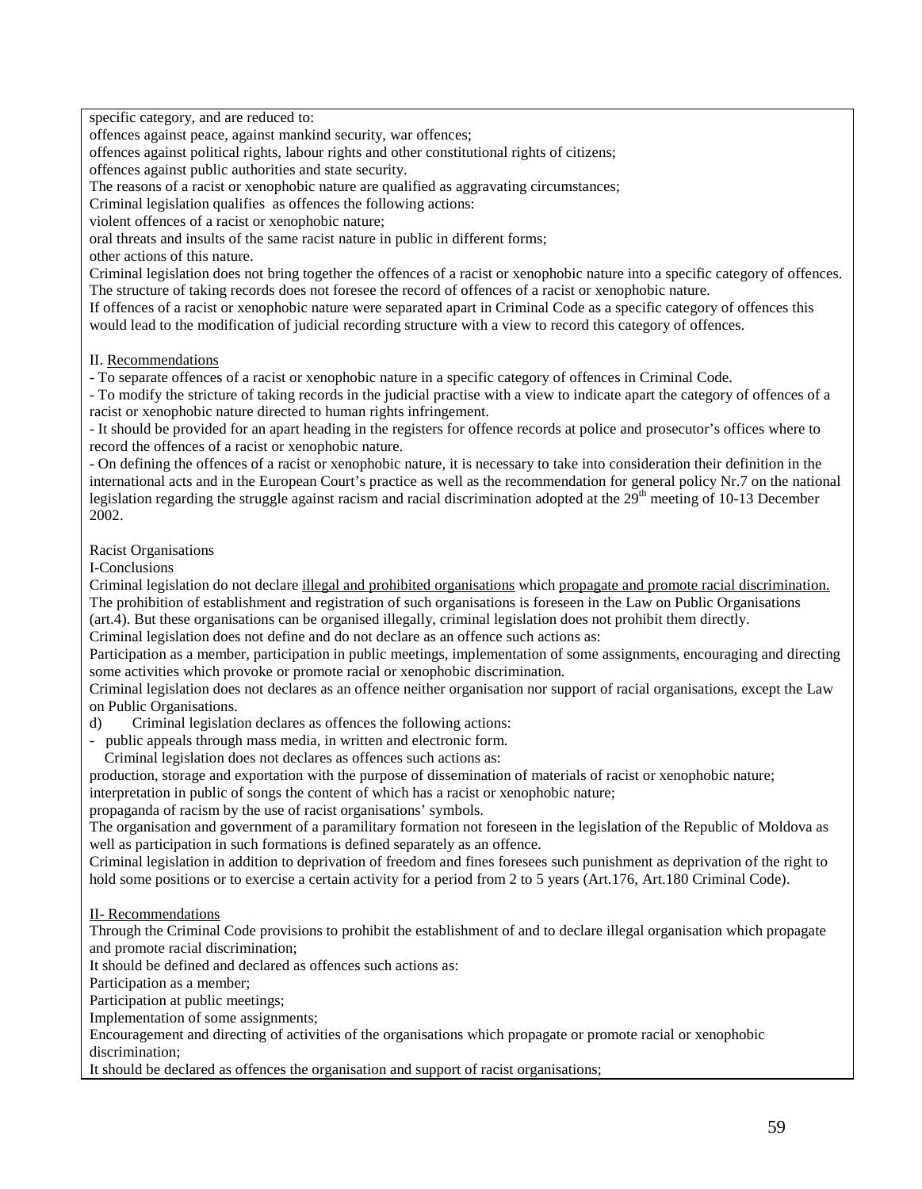specific category, and are reduced to:

offences against peace, against mankind security, war offences;

offences against political rights, labour rights and other constitutional rights of citizens;

offences against public authorities and state security.

The reasons of a racist or xenophobic nature are qualified as aggravating circumstances;

Criminal legislation qualifies as offences the following actions:

violent offences of a racist or xenophobic nature;

oral threats and insults of the same racist nature in public in different forms;

other actions of this nature.

Criminal legislation does not bring together the offences of a racist or xenophobic nature into a specific category of offences. The structure of taking records does not foresee the record of offences of a racist or xenophobic nature.

If offences of a racist or xenophobic nature were separated apart in Criminal Code as a specific category of offences this would lead to the modification of judicial recording structure with a view to record this category of offences.

II. <u>Recommendations</u>

- To separate offences of a racist or xenophobic nature in a specific category of offences in Criminal Code.
- To modify the stricture of taking records in the judicial practise with a view to indicate apart the category of offences of a racist or xenophobic nature directed to human rights infringement.
- It should be provided for an apart heading in the registers for offence records at police and prosecutor's offices where to record the offences of a racist or xenophobic nature.
- On defining the offences of a racist or xenophobic nature, it is necessary to take into consideration their definition in the international acts and in the European Court's practice as well as the recommendation for general policy Nr.7 on the national legislation regarding the struggle against racism and racial discrimination adopted at the 29th meeting of 10-13 December 2002.

Racist Organisations

I-Conclusions

Criminal legislation do not declare <u>illegal and prohibited organisations</u> which <u>propagate and promote racial discrimination.</u> The prohibition of establishment and registration of such organisations is foreseen in the Law on Public Organisations (art.4). But these organisations can be organised illegally, criminal legislation does not prohibit them directly.

Criminal legislation does not define and do not declare as an offence such actions as:

Participation as a member, participation in public meetings, implementation of some assignments, encouraging and directing some activities which provoke or promote racial or xenophobic discrimination.

Criminal legislation does not declares as an offence neither organisation nor support of racial organisations, except the Law on Public Organisations.

d) Criminal legislation declares as offences the following actions:

- public appeals through mass media, in written and electronic form.

Criminal legislation does not declares as offences such actions as:

production, storage and exportation with the purpose of dissemination of materials of racist or xenophobic nature;

interpretation in public of songs the content of which has a racist or xenophobic nature;

propaganda of racism by the use of racist organisations' symbols.

The organisation and government of a paramilitary formation not foreseen in the legislation of the Republic of Moldova as well as participation in such formations is defined separately as an offence.

Criminal legislation in addition to deprivation of freedom and fines foresees such punishment as deprivation of the right to hold some positions or to exercise a certain activity for a period from 2 to 5 years (Art.176, Art.180 Criminal Code).

<u>II- Recommendations</u>

Through the Criminal Code provisions to prohibit the establishment of and to declare illegal organisation which propagate and promote racial discrimination;

It should be defined and declared as offences such actions as:

Participation as a member;

Participation at public meetings;

Implementation of some assignments;

Encouragement and directing of activities of the organisations which propagate or promote racial or xenophobic discrimination;

It should be declared as offences the organisation and support of racist organisations;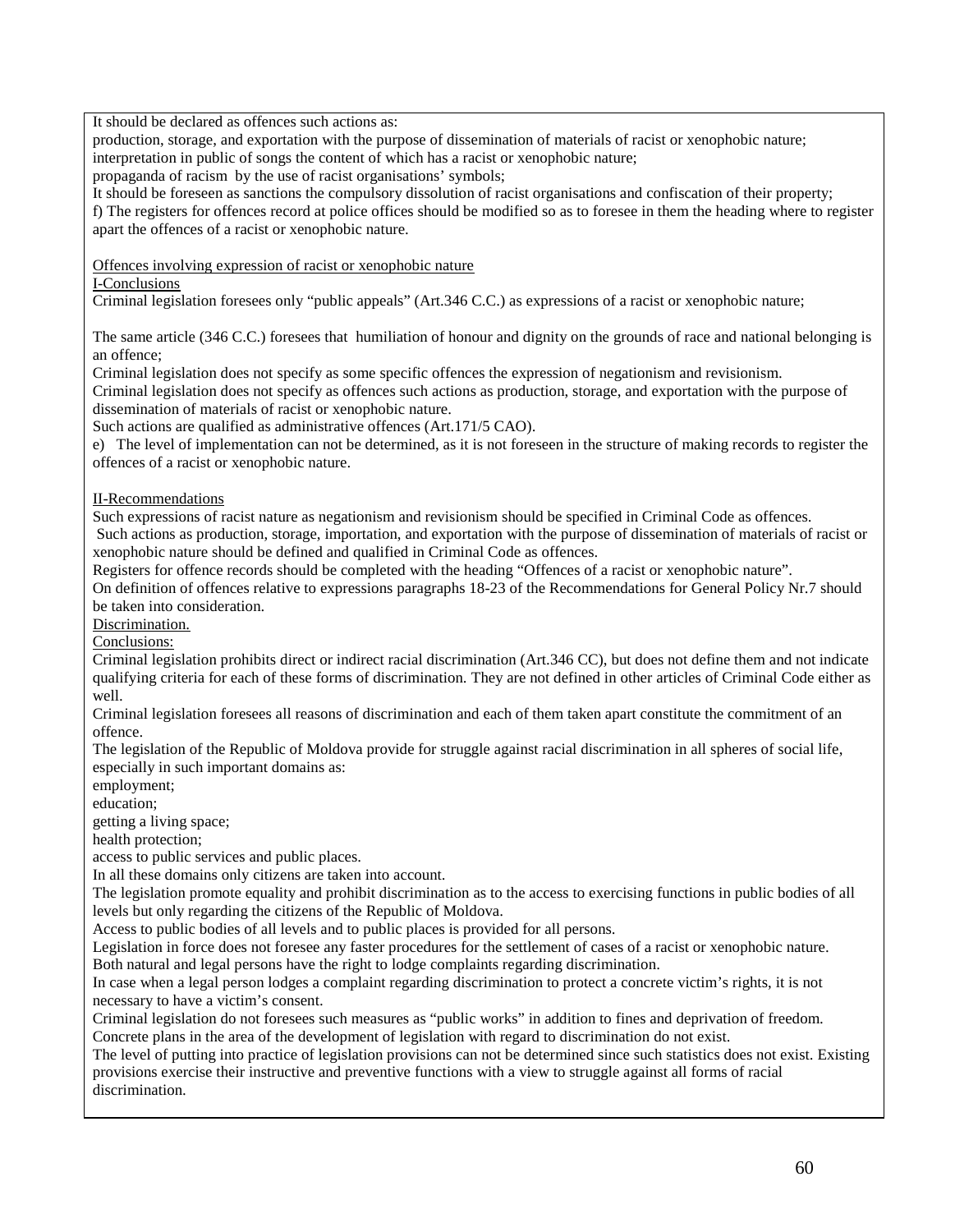It should be declared as offences such actions as:

production, storage, and exportation with the purpose of dissemination of materials of racist or xenophobic nature;

interpretation in public of songs the content of which has a racist or xenophobic nature;

propaganda of racism by the use of racist organisations' symbols;

It should be foreseen as sanctions the compulsory dissolution of racist organisations and confiscation of their property;

f) The registers for offences record at police offices should be modified so as to foresee in them the heading where to register apart the offences of a racist or xenophobic nature.

<u>Offences involving expression of racist or xenophobic nature</u>

<u>I-Conclusions</u>

Criminal legislation foresees only "public appeals" (Art.346 C.C.) as expressions of a racist or xenophobic nature;

The same article (346 C.C.) foresees that humiliation of honour and dignity on the grounds of race and national belonging is an offence;

Criminal legislation does not specify as some specific offences the expression of negationism and revisionism.

Criminal legislation does not specify as offences such actions as production, storage, and exportation with the purpose of dissemination of materials of racist or xenophobic nature.

Such actions are qualified as administrative offences (Art.171/5 CAO).

e) The level of implementation can not be determined, as it is not foreseen in the structure of making records to register the offences of a racist or xenophobic nature.

<u>II-Recommendations</u>

Such expressions of racist nature as negationism and revisionism should be specified in Criminal Code as offences.

Such actions as production, storage, importation, and exportation with the purpose of dissemination of materials of racist or xenophobic nature should be defined and qualified in Criminal Code as offences.

Registers for offence records should be completed with the heading "Offences of a racist or xenophobic nature".

On definition of offences relative to expressions paragraphs 18-23 of the Recommendations for General Policy Nr.7 should be taken into consideration.

<u>Discrimination.</u>

<u>Conclusions:</u>

Criminal legislation prohibits direct or indirect racial discrimination (Art.346 CC), but does not define them and not indicate qualifying criteria for each of these forms of discrimination. They are not defined in other articles of Criminal Code either as well.

Criminal legislation foresees all reasons of discrimination and each of them taken apart constitute the commitment of an offence.

The legislation of the Republic of Moldova provide for struggle against racial discrimination in all spheres of social life, especially in such important domains as:

employment;

education;

getting a living space;

health protection;

access to public services and public places.

In all these domains only citizens are taken into account.

The legislation promote equality and prohibit discrimination as to the access to exercising functions in public bodies of all levels but only regarding the citizens of the Republic of Moldova.

Access to public bodies of all levels and to public places is provided for all persons.

Legislation in force does not foresee any faster procedures for the settlement of cases of a racist or xenophobic nature.

Both natural and legal persons have the right to lodge complaints regarding discrimination.

In case when a legal person lodges a complaint regarding discrimination to protect a concrete victim's rights, it is not necessary to have a victim's consent.

Criminal legislation do not foresees such measures as "public works" in addition to fines and deprivation of freedom.

Concrete plans in the area of the development of legislation with regard to discrimination do not exist.

The level of putting into practice of legislation provisions can not be determined since such statistics does not exist. Existing provisions exercise their instructive and preventive functions with a view to struggle against all forms of racial discrimination.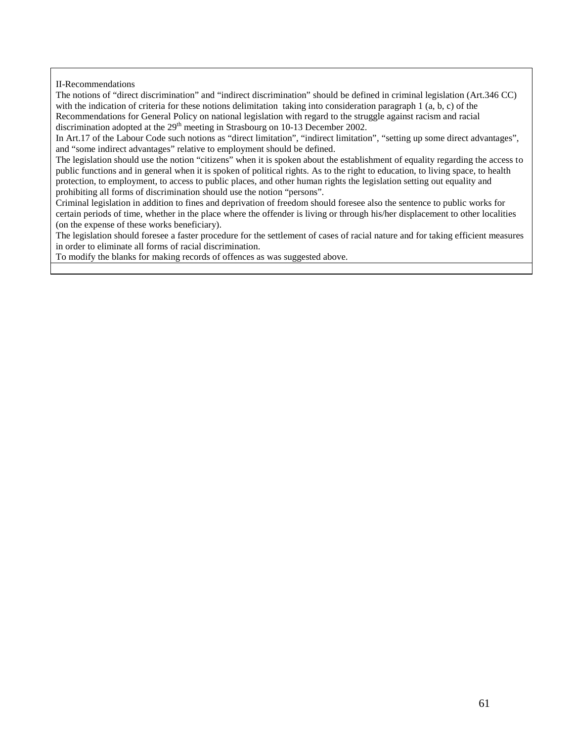II-Recommendations

The notions of "direct discrimination" and "indirect discrimination" should be defined in criminal legislation (Art.346 CC) with the indication of criteria for these notions delimitation taking into consideration paragraph 1 (a, b, c) of the Recommendations for General Policy on national legislation with regard to the struggle against racism and racial discrimination adopted at the 29th meeting in Strasbourg on 10-13 December 2002.

In Art.17 of the Labour Code such notions as "direct limitation", "indirect limitation", "setting up some direct advantages", and "some indirect advantages" relative to employment should be defined.

The legislation should use the notion "citizens" when it is spoken about the establishment of equality regarding the access to public functions and in general when it is spoken of political rights. As to the right to education, to living space, to health protection, to employment, to access to public places, and other human rights the legislation setting out equality and prohibiting all forms of discrimination should use the notion "persons".

Criminal legislation in addition to fines and deprivation of freedom should foresee also the sentence to public works for certain periods of time, whether in the place where the offender is living or through his/her displacement to other localities (on the expense of these works beneficiary).

The legislation should foresee a faster procedure for the settlement of cases of racial nature and for taking efficient measures in order to eliminate all forms of racial discrimination.

To modify the blanks for making records of offences as was suggested above.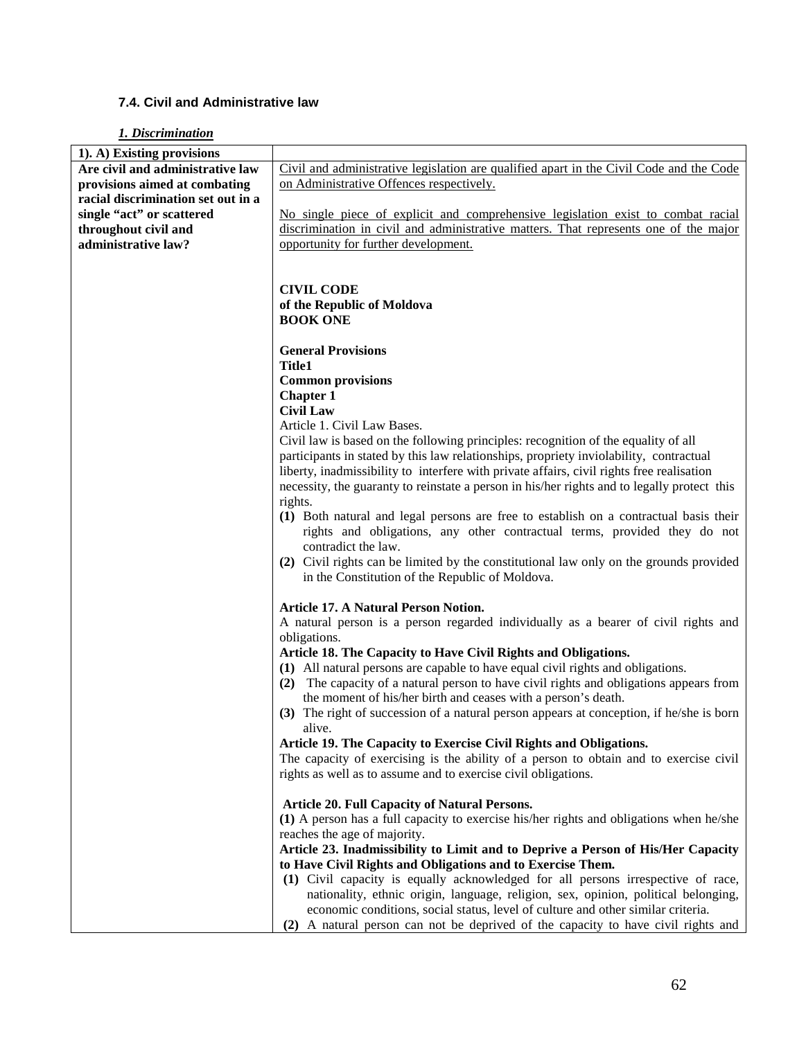### 7.4. Civil and Administrative law

***1. Discrimination***

| **1). A) Existing provisions** | |
|---|---|
| **Are civil and administrative law provisions aimed at combating racial discrimination set out in a single "act" or scattered throughout civil and administrative law?** | Civil and administrative legislation are qualified apart in the Civil Code and the Code on Administrative Offences respectively.<br><br>No single piece of explicit and comprehensive legislation exist to combat racial discrimination in civil and administrative matters. That represents one of the major opportunity for further development.<br><br><br>**CIVIL CODE**<br>**of the Republic of Moldova**<br>**BOOK ONE**<br><br>**General Provisions**<br>**Title1**<br>**Common provisions**<br>**Chapter 1**<br>**Civil Law**<br>Article 1. Civil Law Bases.<br>Civil law is based on the following principles: recognition of the equality of all participants in stated by this law relationships, propriety inviolability, contractual liberty, inadmissibility to interfere with private affairs, civil rights free realisation necessity, the guaranty to reinstate a person in his/her rights and to legally protect this rights.<br>**(1)** Both natural and legal persons are free to establish on a contractual basis their rights and obligations, any other contractual terms, provided they do not contradict the law.<br>**(2)** Civil rights can be limited by the constitutional law only on the grounds provided in the Constitution of the Republic of Moldova.<br><br>**Article 17. A Natural Person Notion.**<br>A natural person is a person regarded individually as a bearer of civil rights and obligations.<br>**Article 18. The Capacity to Have Civil Rights and Obligations.**<br>**(1)** All natural persons are capable to have equal civil rights and obligations.<br>**(2)** The capacity of a natural person to have civil rights and obligations appears from the moment of his/her birth and ceases with a person's death.<br>**(3)** The right of succession of a natural person appears at conception, if he/she is born alive.<br>**Article 19. The Capacity to Exercise Civil Rights and Obligations.**<br>The capacity of exercising is the ability of a person to obtain and to exercise civil rights as well as to assume and to exercise civil obligations.<br><br>**Article 20. Full Capacity of Natural Persons.**<br>**(1)** A person has a full capacity to exercise his/her rights and obligations when he/she reaches the age of majority.<br>**Article 23. Inadmissibility to Limit and to Deprive a Person of His/Her Capacity to Have Civil Rights and Obligations and to Exercise Them.**<br>**(1)** Civil capacity is equally acknowledged for all persons irrespective of race, nationality, ethnic origin, language, religion, sex, opinion, political belonging, economic conditions, social status, level of culture and other similar criteria.<br>**(2)** A natural person can not be deprived of the capacity to have civil rights and |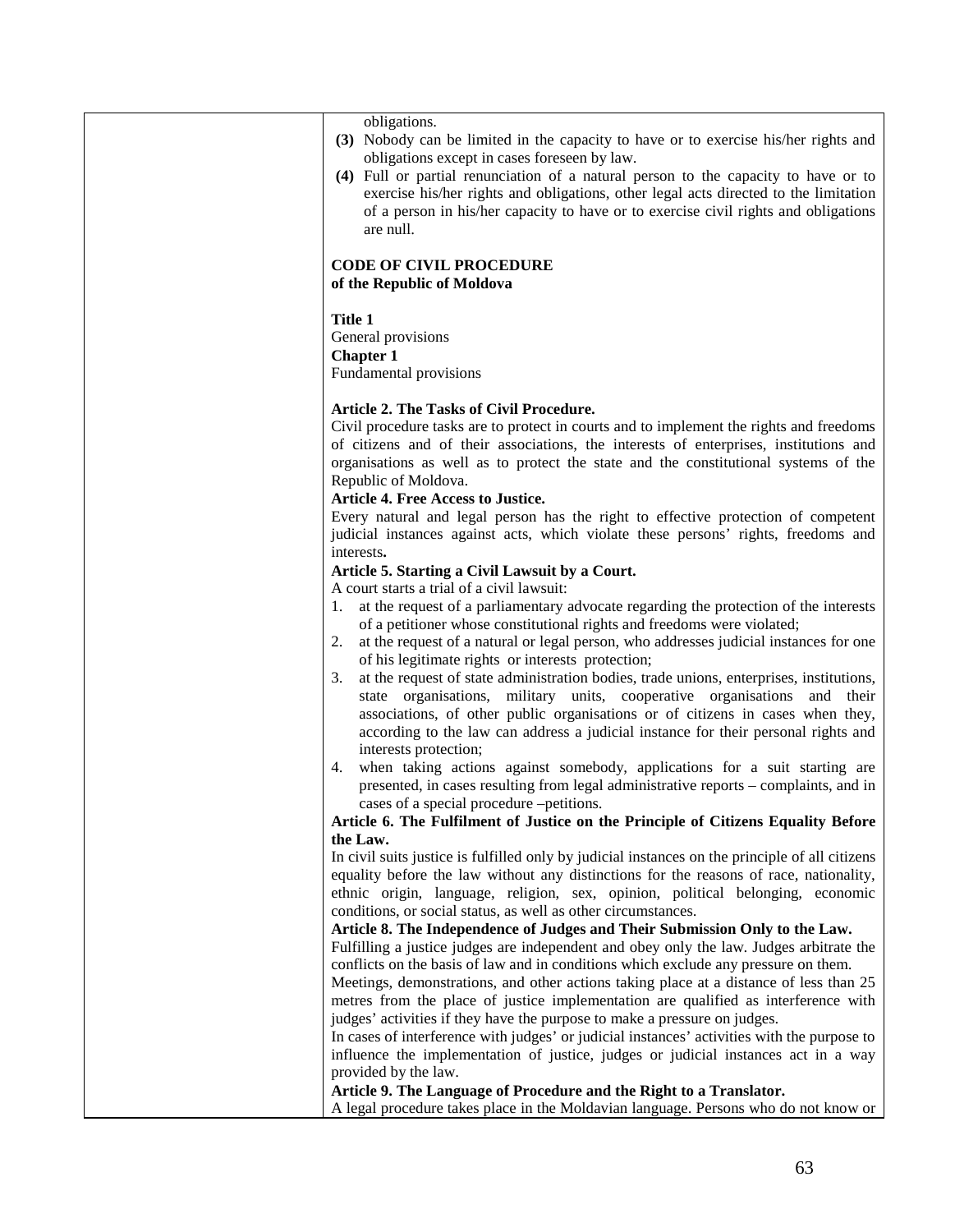obligations.

**(3)** Nobody can be limited in the capacity to have or to exercise his/her rights and obligations except in cases foreseen by law.

**(4)** Full or partial renunciation of a natural person to the capacity to have or to exercise his/her rights and obligations, other legal acts directed to the limitation of a person in his/her capacity to have or to exercise civil rights and obligations are null.

**CODE OF CIVIL PROCEDURE**
**of the Republic of Moldova**

**Title 1**
General provisions
**Chapter 1**
Fundamental provisions

**Article 2. The Tasks of Civil Procedure.**
Civil procedure tasks are to protect in courts and to implement the rights and freedoms of citizens and of their associations, the interests of enterprises, institutions and organisations as well as to protect the state and the constitutional systems of the Republic of Moldova.

**Article 4. Free Access to Justice.**
Every natural and legal person has the right to effective protection of competent judicial instances against acts, which violate these persons' rights, freedoms and interests**.**

**Article 5. Starting a Civil Lawsuit by a Court.**
A court starts a trial of a civil lawsuit:

1. at the request of a parliamentary advocate regarding the protection of the interests of a petitioner whose constitutional rights and freedoms were violated;
2. at the request of a natural or legal person, who addresses judicial instances for one of his legitimate rights or interests protection;
3. at the request of state administration bodies, trade unions, enterprises, institutions, state organisations, military units, cooperative organisations and their associations, of other public organisations or of citizens in cases when they, according to the law can address a judicial instance for their personal rights and interests protection;
4. when taking actions against somebody, applications for a suit starting are presented, in cases resulting from legal administrative reports – complaints, and in cases of a special procedure –petitions.

**Article 6. The Fulfilment of Justice on the Principle of Citizens Equality Before the Law.**
In civil suits justice is fulfilled only by judicial instances on the principle of all citizens equality before the law without any distinctions for the reasons of race, nationality, ethnic origin, language, religion, sex, opinion, political belonging, economic conditions, or social status, as well as other circumstances.

**Article 8. The Independence of Judges and Their Submission Only to the Law.**
Fulfilling a justice judges are independent and obey only the law. Judges arbitrate the conflicts on the basis of law and in conditions which exclude any pressure on them.
Meetings, demonstrations, and other actions taking place at a distance of less than 25 metres from the place of justice implementation are qualified as interference with judges' activities if they have the purpose to make a pressure on judges.
In cases of interference with judges' or judicial instances' activities with the purpose to influence the implementation of justice, judges or judicial instances act in a way provided by the law.

**Article 9. The Language of Procedure and the Right to a Translator.**
A legal procedure takes place in the Moldavian language. Persons who do not know or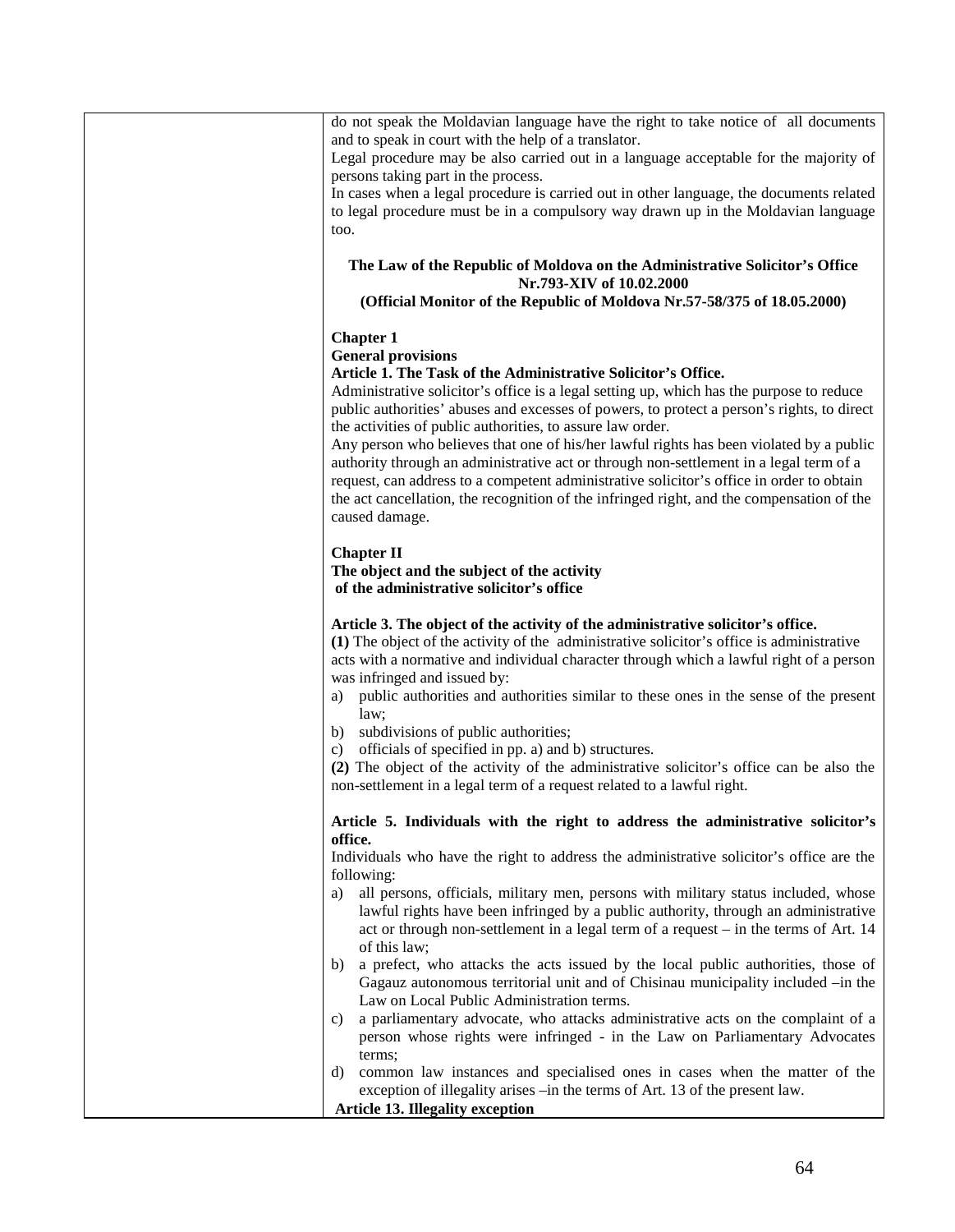do not speak the Moldavian language have the right to take notice of all documents and to speak in court with the help of a translator.

Legal procedure may be also carried out in a language acceptable for the majority of persons taking part in the process.

In cases when a legal procedure is carried out in other language, the documents related to legal procedure must be in a compulsory way drawn up in the Moldavian language too.

**The Law of the Republic of Moldova on the Administrative Solicitor's Office Nr.793-XIV of 10.02.2000**
**(Official Monitor of the Republic of Moldova Nr.57-58/375 of 18.05.2000)**

**Chapter 1**
**General provisions**

**Article 1. The Task of the Administrative Solicitor's Office.**

Administrative solicitor's office is a legal setting up, which has the purpose to reduce public authorities' abuses and excesses of powers, to protect a person's rights, to direct the activities of public authorities, to assure law order.

Any person who believes that one of his/her lawful rights has been violated by a public authority through an administrative act or through non-settlement in a legal term of a request, can address to a competent administrative solicitor's office in order to obtain the act cancellation, the recognition of the infringed right, and the compensation of the caused damage.

**Chapter II**
**The object and the subject of the activity of the administrative solicitor's office**

**Article 3. The object of the activity of the administrative solicitor's office.**

**(1)** The object of the activity of the administrative solicitor's office is administrative acts with a normative and individual character through which a lawful right of a person was infringed and issued by:

a) public authorities and authorities similar to these ones in the sense of the present law;
b) subdivisions of public authorities;
c) officials of specified in pp. a) and b) structures.

**(2)** The object of the activity of the administrative solicitor's office can be also the non-settlement in a legal term of a request related to a lawful right.

**Article 5. Individuals with the right to address the administrative solicitor's office.**

Individuals who have the right to address the administrative solicitor's office are the following:

a) all persons, officials, military men, persons with military status included, whose lawful rights have been infringed by a public authority, through an administrative act or through non-settlement in a legal term of a request – in the terms of Art. 14 of this law;
b) a prefect, who attacks the acts issued by the local public authorities, those of Gagauz autonomous territorial unit and of Chisinau municipality included –in the Law on Local Public Administration terms.
c) a parliamentary advocate, who attacks administrative acts on the complaint of a person whose rights were infringed - in the Law on Parliamentary Advocates terms;
d) common law instances and specialised ones in cases when the matter of the exception of illegality arises –in the terms of Art. 13 of the present law.

**Article 13. Illegality exception**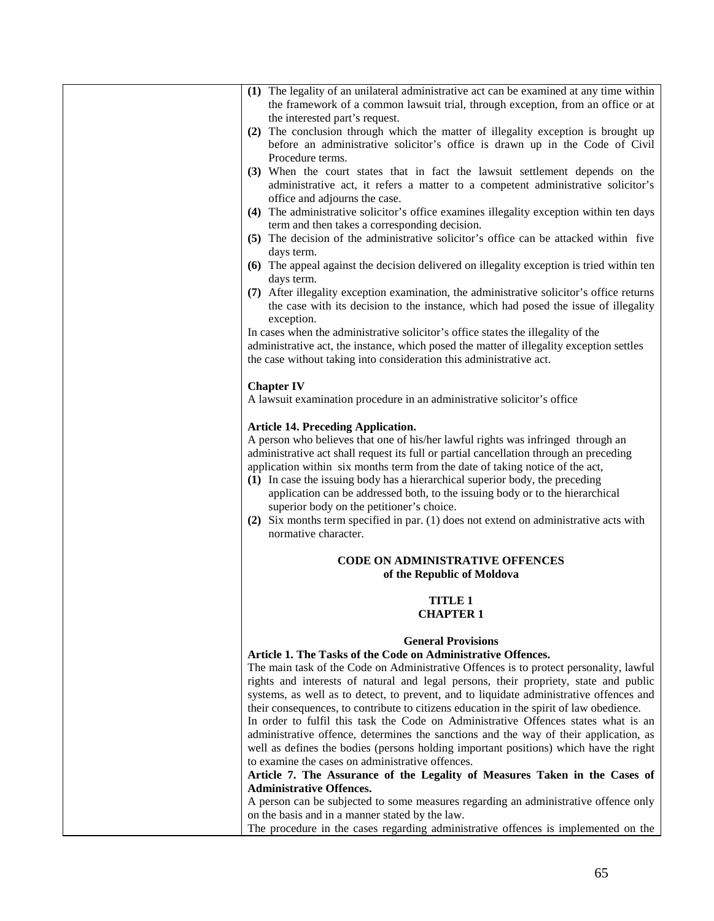| | |
|---|---|
| | **(1)** The legality of an unilateral administrative act can be examined at any time within the framework of a common lawsuit trial, through exception, from an office or at the interested part's request.<br>**(2)** The conclusion through which the matter of illegality exception is brought up before an administrative solicitor's office is drawn up in the Code of Civil Procedure terms.<br>**(3)** When the court states that in fact the lawsuit settlement depends on the administrative act, it refers a matter to a competent administrative solicitor's office and adjourns the case.<br>**(4)** The administrative solicitor's office examines illegality exception within ten days term and then takes a corresponding decision.<br>**(5)** The decision of the administrative solicitor's office can be attacked within five days term.<br>**(6)** The appeal against the decision delivered on illegality exception is tried within ten days term.<br>**(7)** After illegality exception examination, the administrative solicitor's office returns the case with its decision to the instance, which had posed the issue of illegality exception.<br>In cases when the administrative solicitor's office states the illegality of the administrative act, the instance, which posed the matter of illegality exception settles the case without taking into consideration this administrative act.<br><br>**Chapter IV**<br>A lawsuit examination procedure in an administrative solicitor's office<br><br>**Article 14. Preceding Application.**<br>A person who believes that one of his/her lawful rights was infringed through an administrative act shall request its full or partial cancellation through an preceding application within six months term from the date of taking notice of the act,<br>**(1)** In case the issuing body has a hierarchical superior body, the preceding application can be addressed both, to the issuing body or to the hierarchical superior body on the petitioner's choice.<br>**(2)** Six months term specified in par. (1) does not extend on administrative acts with normative character.<br><br>**CODE ON ADMINISTRATIVE OFFENCES of the Republic of Moldova**<br><br>**TITLE 1**<br>**CHAPTER 1**<br><br>**General Provisions**<br>**Article 1. The Tasks of the Code on Administrative Offences.**<br>The main task of the Code on Administrative Offences is to protect personality, lawful rights and interests of natural and legal persons, their propriety, state and public systems, as well as to detect, to prevent, and to liquidate administrative offences and their consequences, to contribute to citizens education in the spirit of law obedience.<br>In order to fulfil this task the Code on Administrative Offences states what is an administrative offence, determines the sanctions and the way of their application, as well as defines the bodies (persons holding important positions) which have the right to examine the cases on administrative offences.<br>**Article 7. The Assurance of the Legality of Measures Taken in the Cases of Administrative Offences.**<br>A person can be subjected to some measures regarding an administrative offence only on the basis and in a manner stated by the law.<br>The procedure in the cases regarding administrative offences is implemented on the |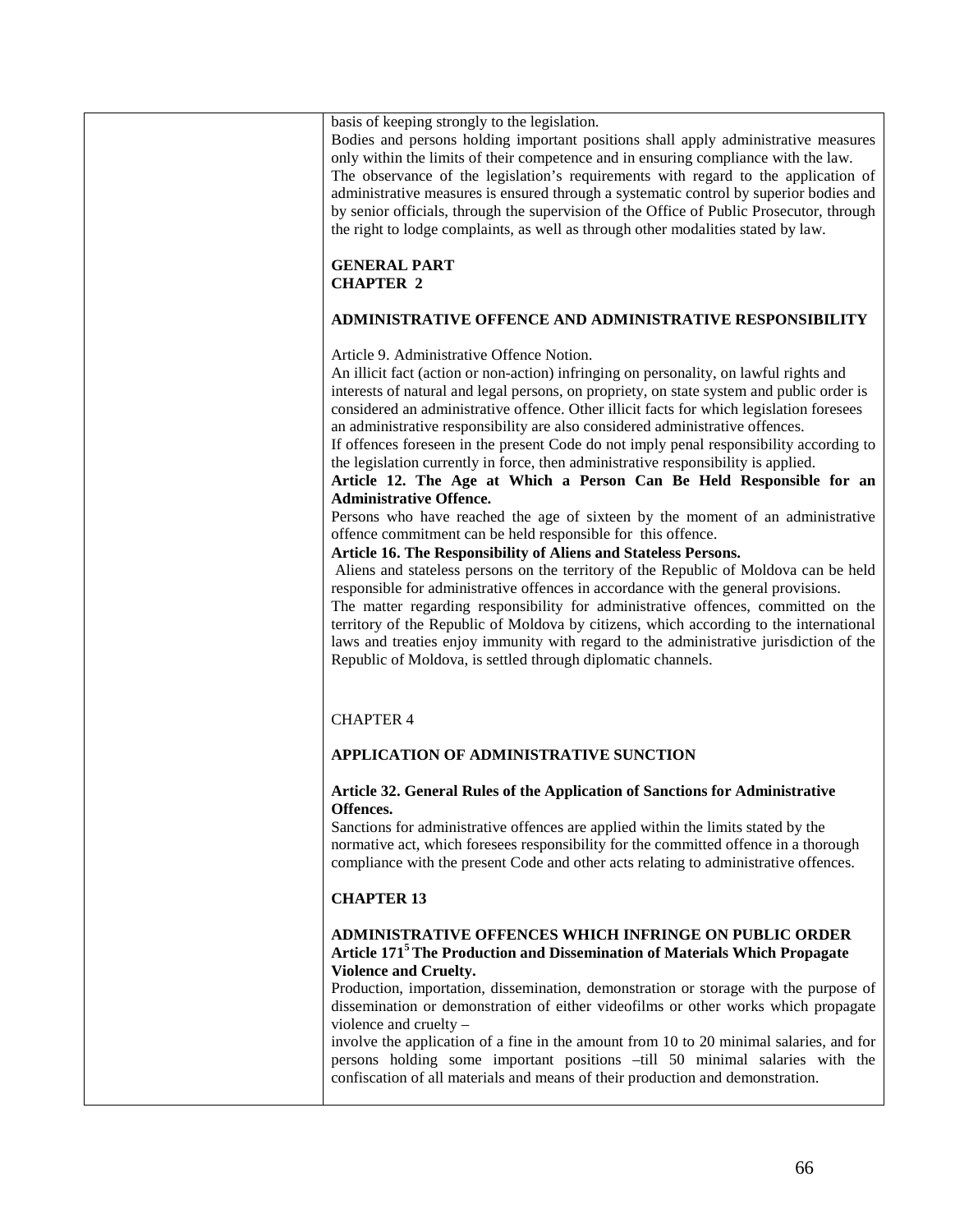| | basis of keeping strongly to the legislation.<br>Bodies and persons holding important positions shall apply administrative measures only within the limits of their competence and in ensuring compliance with the law.<br>The observance of the legislation's requirements with regard to the application of administrative measures is ensured through a systematic control by superior bodies and by senior officials, through the supervision of the Office of Public Prosecutor, through the right to lodge complaints, as well as through other modalities stated by law.<br><br>**GENERAL PART**<br>**CHAPTER 2**<br><br>**ADMINISTRATIVE OFFENCE AND ADMINISTRATIVE RESPONSIBILITY**<br><br>Article 9. Administrative Offence Notion.<br>An illicit fact (action or non-action) infringing on personality, on lawful rights and interests of natural and legal persons, on propriety, on state system and public order is considered an administrative offence. Other illicit facts for which legislation foresees an administrative responsibility are also considered administrative offences.<br>If offences foreseen in the present Code do not imply penal responsibility according to the legislation currently in force, then administrative responsibility is applied.<br>**Article 12. The Age at Which a Person Can Be Held Responsible for an Administrative Offence.**<br>Persons who have reached the age of sixteen by the moment of an administrative offence commitment can be held responsible for this offence.<br>**Article 16. The Responsibility of Aliens and Stateless Persons.**<br>Aliens and stateless persons on the territory of the Republic of Moldova can be held responsible for administrative offences in accordance with the general provisions.<br>The matter regarding responsibility for administrative offences, committed on the territory of the Republic of Moldova by citizens, which according to the international laws and treaties enjoy immunity with regard to the administrative jurisdiction of the Republic of Moldova, is settled through diplomatic channels.<br><br>CHAPTER 4<br><br>**APPLICATION OF ADMINISTRATIVE SUNCTION**<br><br>**Article 32. General Rules of the Application of Sanctions for Administrative Offences.**<br>Sanctions for administrative offences are applied within the limits stated by the normative act, which foresees responsibility for the committed offence in a thorough compliance with the present Code and other acts relating to administrative offences.<br><br>**CHAPTER 13**<br><br>**ADMINISTRATIVE OFFENCES WHICH INFRINGE ON PUBLIC ORDER**<br>**Article 171[5] The Production and Dissemination of Materials Which Propagate Violence and Cruelty.**<br>Production, importation, dissemination, demonstration or storage with the purpose of dissemination or demonstration of either videofilms or other works which propagate violence and cruelty –<br>involve the application of a fine in the amount from 10 to 20 minimal salaries, and for persons holding some important positions –till 50 minimal salaries with the confiscation of all materials and means of their production and demonstration. |
|---|---|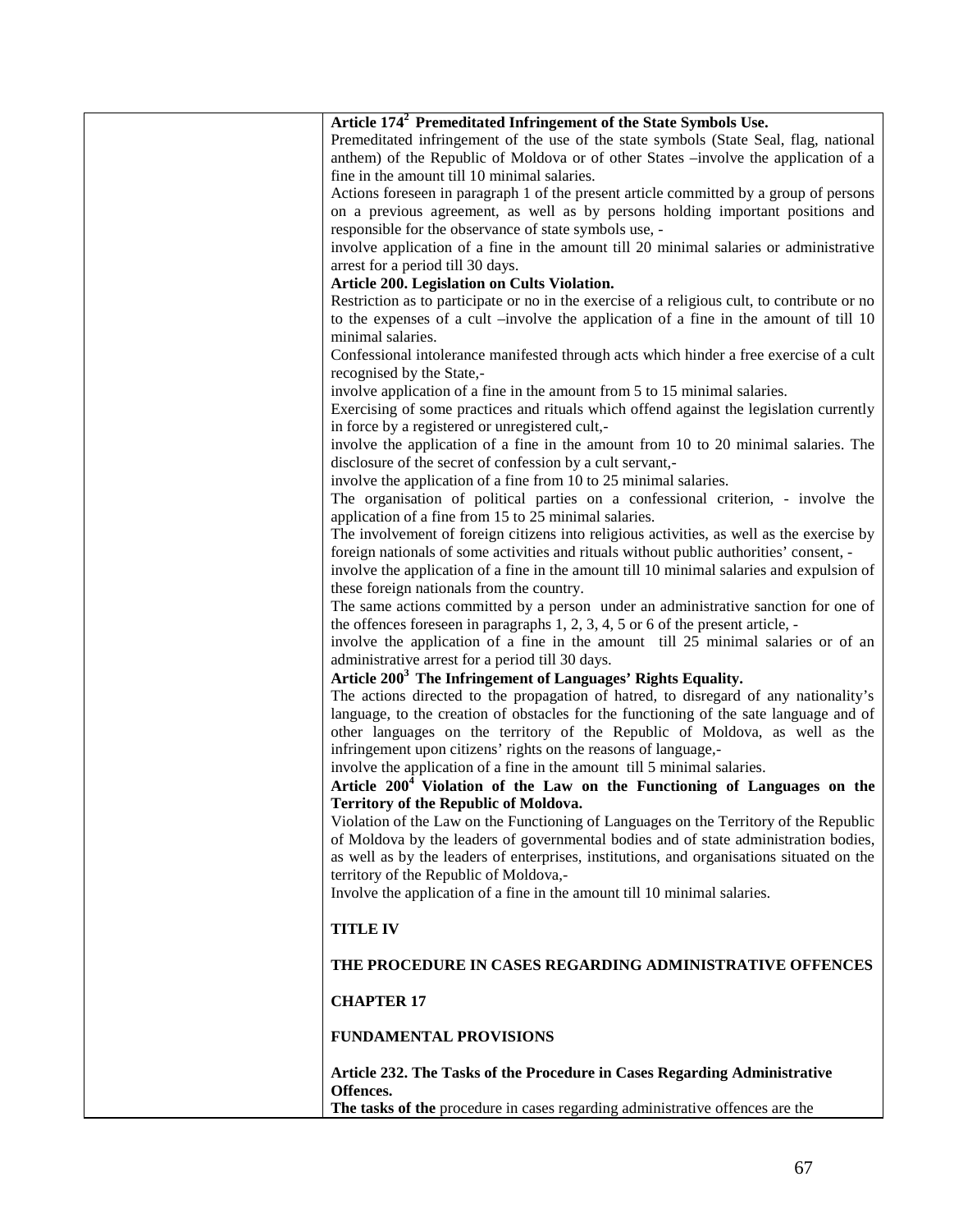| | |
|---|---|
| | **Article 174[2] Premeditated Infringement of the State Symbols Use.** Premeditated infringement of the use of the state symbols (State Seal, flag, national anthem) of the Republic of Moldova or of other States –involve the application of a fine in the amount till 10 minimal salaries. Actions foreseen in paragraph 1 of the present article committed by a group of persons on a previous agreement, as well as by persons holding important positions and responsible for the observance of state symbols use, - involve application of a fine in the amount till 20 minimal salaries or administrative arrest for a period till 30 days. **Article 200. Legislation on Cults Violation.** Restriction as to participate or no in the exercise of a religious cult, to contribute or no to the expenses of a cult –involve the application of a fine in the amount of till 10 minimal salaries. Confessional intolerance manifested through acts which hinder a free exercise of a cult recognised by the State,- involve application of a fine in the amount from 5 to 15 minimal salaries. Exercising of some practices and rituals which offend against the legislation currently in force by a registered or unregistered cult,- involve the application of a fine in the amount from 10 to 20 minimal salaries. The disclosure of the secret of confession by a cult servant,- involve the application of a fine from 10 to 25 minimal salaries. The organisation of political parties on a confessional criterion, - involve the application of a fine from 15 to 25 minimal salaries. The involvement of foreign citizens into religious activities, as well as the exercise by foreign nationals of some activities and rituals without public authorities' consent, - involve the application of a fine in the amount till 10 minimal salaries and expulsion of these foreign nationals from the country. The same actions committed by a person under an administrative sanction for one of the offences foreseen in paragraphs 1, 2, 3, 4, 5 or 6 of the present article, - involve the application of a fine in the amount till 25 minimal salaries or of an administrative arrest for a period till 30 days. **Article 200[3] The Infringement of Languages' Rights Equality.** The actions directed to the propagation of hatred, to disregard of any nationality's language, to the creation of obstacles for the functioning of the sate language and of other languages on the territory of the Republic of Moldova, as well as the infringement upon citizens' rights on the reasons of language,- involve the application of a fine in the amount till 5 minimal salaries. **Article 200[4] Violation of the Law on the Functioning of Languages on the Territory of the Republic of Moldova.** Violation of the Law on the Functioning of Languages on the Territory of the Republic of Moldova by the leaders of governmental bodies and of state administration bodies, as well as by the leaders of enterprises, institutions, and organisations situated on the territory of the Republic of Moldova,- Involve the application of a fine in the amount till 10 minimal salaries. **TITLE IV** **THE PROCEDURE IN CASES REGARDING ADMINISTRATIVE OFFENCES** **CHAPTER 17** **FUNDAMENTAL PROVISIONS** **Article 232. The Tasks of the Procedure in Cases Regarding Administrative Offences.** **The tasks of the** procedure in cases regarding administrative offences are the |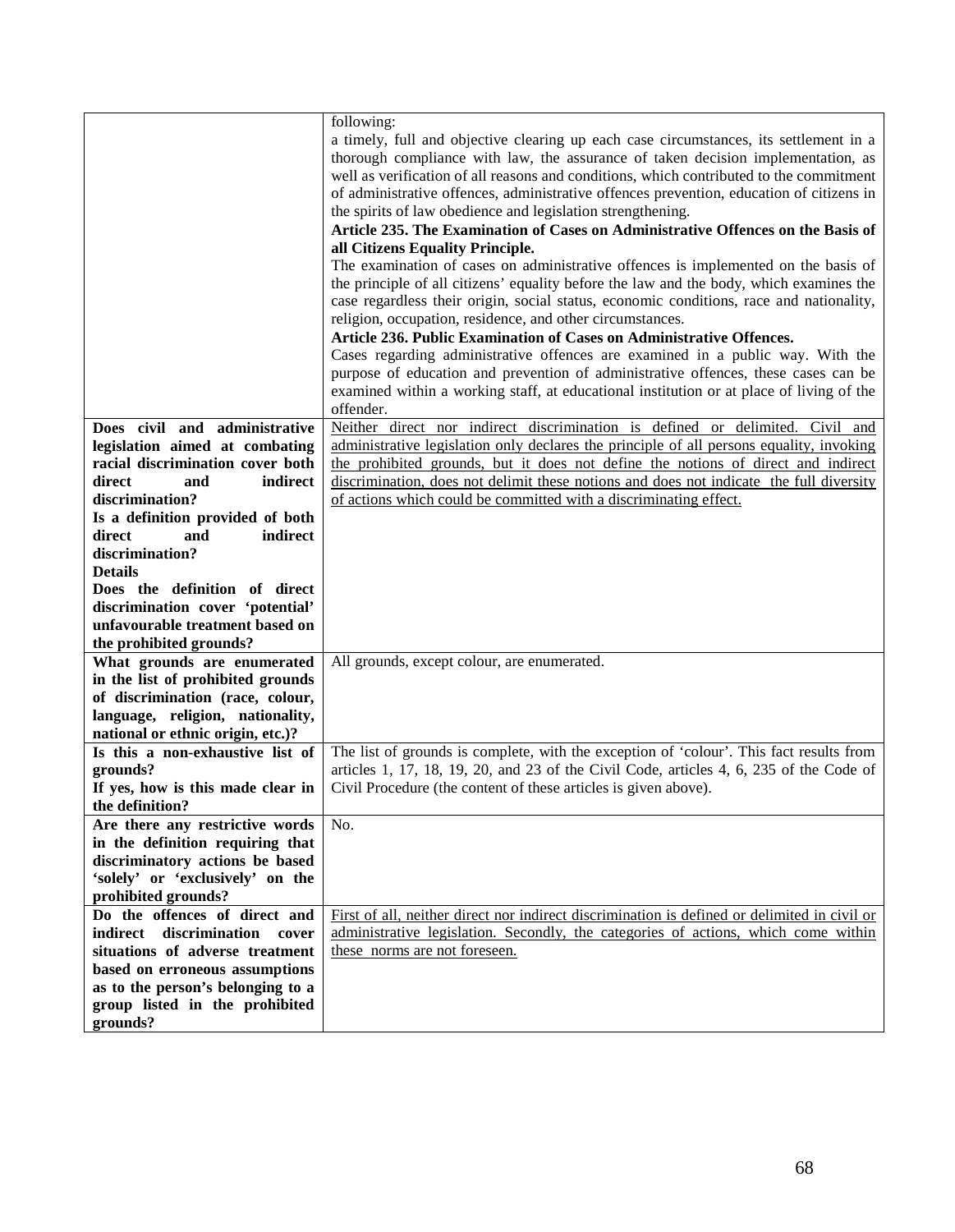| | |
|---|---|
| | following:<br>a timely, full and objective clearing up each case circumstances, its settlement in a thorough compliance with law, the assurance of taken decision implementation, as well as verification of all reasons and conditions, which contributed to the commitment of administrative offences, administrative offences prevention, education of citizens in the spirits of law obedience and legislation strengthening.<br>**Article 235. The Examination of Cases on Administrative Offences on the Basis of all Citizens Equality Principle.**<br>The examination of cases on administrative offences is implemented on the basis of the principle of all citizens' equality before the law and the body, which examines the case regardless their origin, social status, economic conditions, race and nationality, religion, occupation, residence, and other circumstances.<br>**Article 236. Public Examination of Cases on Administrative Offences.**<br>Cases regarding administrative offences are examined in a public way. With the purpose of education and prevention of administrative offences, these cases can be examined within a working staff, at educational institution or at place of living of the offender. |
| **Does civil and administrative legislation aimed at combating racial discrimination cover both direct and indirect discrimination?**<br>**Is a definition provided of both direct and indirect discrimination?**<br>**Details**<br>**Does the definition of direct discrimination cover 'potential' unfavourable treatment based on the prohibited grounds?** | Neither direct nor indirect discrimination is defined or delimited. Civil and administrative legislation only declares the principle of all persons equality, invoking the prohibited grounds, but it does not define the notions of direct and indirect discrimination, does not delimit these notions and does not indicate the full diversity of actions which could be committed with a discriminating effect. |
| **What grounds are enumerated in the list of prohibited grounds of discrimination (race, colour, language, religion, nationality, national or ethnic origin, etc.)?** | All grounds, except colour, are enumerated. |
| **Is this a non-exhaustive list of grounds?**<br>**If yes, how is this made clear in the definition?** | The list of grounds is complete, with the exception of 'colour'. This fact results from articles 1, 17, 18, 19, 20, and 23 of the Civil Code, articles 4, 6, 235 of the Code of Civil Procedure (the content of these articles is given above). |
| **Are there any restrictive words in the definition requiring that discriminatory actions be based 'solely' or 'exclusively' on the prohibited grounds?** | No. |
| **Do the offences of direct and indirect discrimination cover situations of adverse treatment based on erroneous assumptions as to the person's belonging to a group listed in the prohibited grounds?** | First of all, neither direct nor indirect discrimination is defined or delimited in civil or administrative legislation. Secondly, the categories of actions, which come within these norms are not foreseen. |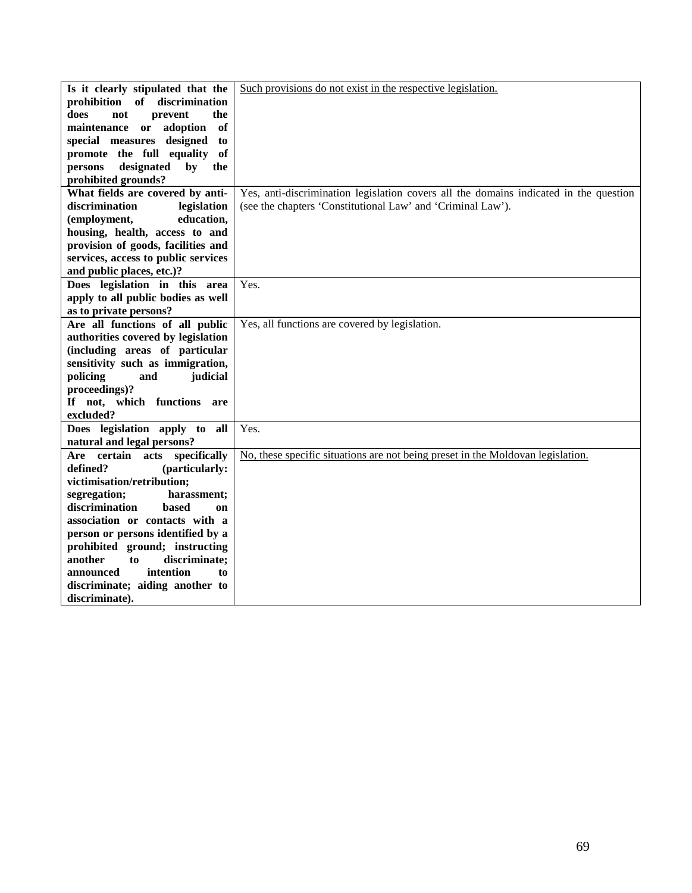| **Is it clearly stipulated that the prohibition of discrimination does not prevent the maintenance or adoption of special measures designed to promote the full equality of persons designated by the prohibited grounds?** | Such provisions do not exist in the respective legislation. |
|---|---|
| **What fields are covered by anti-discrimination legislation (employment, education, housing, health, access to and provision of goods, facilities and services, access to public services and public places, etc.)?** | Yes, anti-discrimination legislation covers all the domains indicated in the question (see the chapters 'Constitutional Law' and 'Criminal Law'). |
| **Does legislation in this area apply to all public bodies as well as to private persons?** | Yes. |
| **Are all functions of all public authorities covered by legislation (including areas of particular sensitivity such as immigration, policing and judicial proceedings)? If not, which functions are excluded?** | Yes, all functions are covered by legislation. |
| **Does legislation apply to all natural and legal persons?** | Yes. |
| **Are certain acts specifically defined? (particularly: victimisation/retribution; segregation; harassment; discrimination based on association or contacts with a person or persons identified by a prohibited ground; instructing another to discriminate; announced intention to discriminate; aiding another to discriminate).** | No, these specific situations are not being preset in the Moldovan legislation. |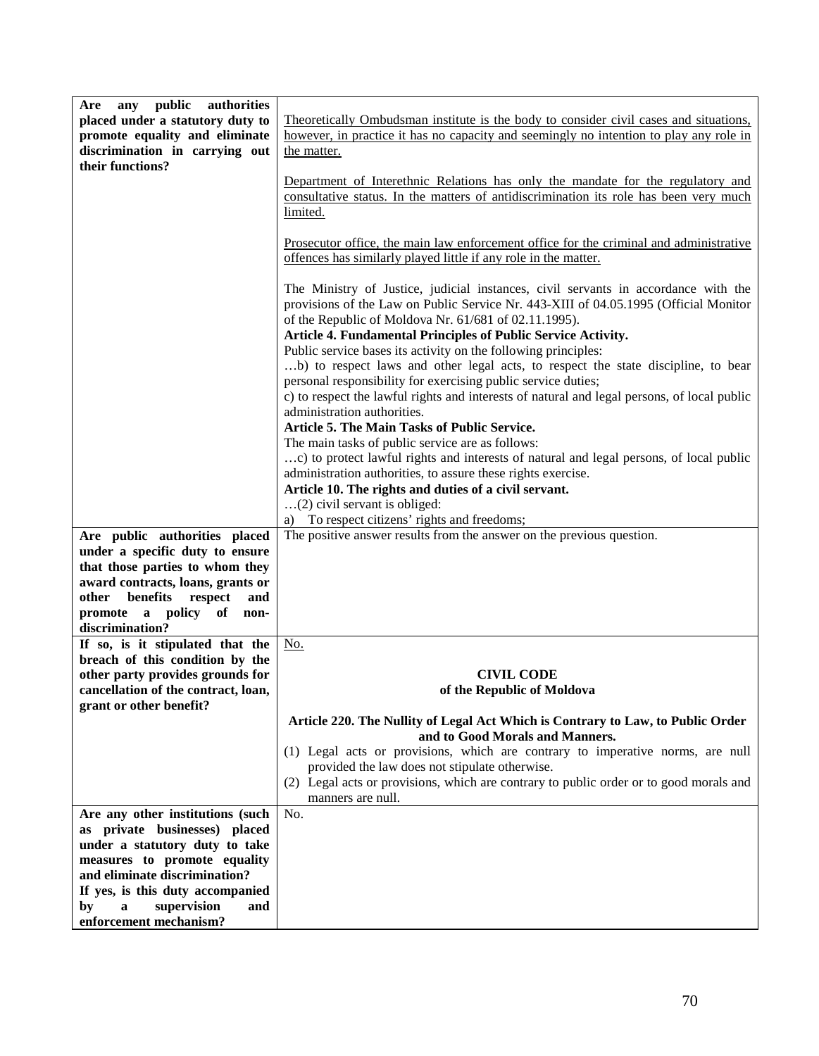| | |
|---|---|
| **Are any public authorities placed under a statutory duty to promote equality and eliminate discrimination in carrying out their functions?** | Theoretically Ombudsman institute is the body to consider civil cases and situations, however, in practice it has no capacity and seemingly no intention to play any role in the matter.<br><br>Department of Interethnic Relations has only the mandate for the regulatory and consultative status. In the matters of antidiscrimination its role has been very much limited.<br><br>Prosecutor office, the main law enforcement office for the criminal and administrative offences has similarly played little if any role in the matter.<br><br>The Ministry of Justice, judicial instances, civil servants in accordance with the provisions of the Law on Public Service Nr. 443-XIII of 04.05.1995 (Official Monitor of the Republic of Moldova Nr. 61/681 of 02.11.1995).<br>**Article 4. Fundamental Principles of Public Service Activity.**<br>Public service bases its activity on the following principles:<br>…b) to respect laws and other legal acts, to respect the state discipline, to bear personal responsibility for exercising public service duties;<br>c) to respect the lawful rights and interests of natural and legal persons, of local public administration authorities.<br>**Article 5. The Main Tasks of Public Service.**<br>The main tasks of public service are as follows:<br>…c) to protect lawful rights and interests of natural and legal persons, of local public administration authorities, to assure these rights exercise.<br>**Article 10. The rights and duties of a civil servant.**<br>…(2) civil servant is obliged:<br>a) To respect citizens' rights and freedoms; |
| **Are public authorities placed under a specific duty to ensure that those parties to whom they award contracts, loans, grants or other benefits respect and promote a policy of non-discrimination?** | The positive answer results from the answer on the previous question. |
| **If so, is it stipulated that the breach of this condition by the other party provides grounds for cancellation of the contract, loan, grant or other benefit?** | No.<br><br>**CIVIL CODE of the Republic of Moldova**<br><br>**Article 220. The Nullity of Legal Act Which is Contrary to Law, to Public Order and to Good Morals and Manners.**<br>(1) Legal acts or provisions, which are contrary to imperative norms, are null provided the law does not stipulate otherwise.<br>(2) Legal acts or provisions, which are contrary to public order or to good morals and manners are null. |
| **Are any other institutions (such as private businesses) placed under a statutory duty to take measures to promote equality and eliminate discrimination?**<br>**If yes, is this duty accompanied by a supervision and enforcement mechanism?** | No. |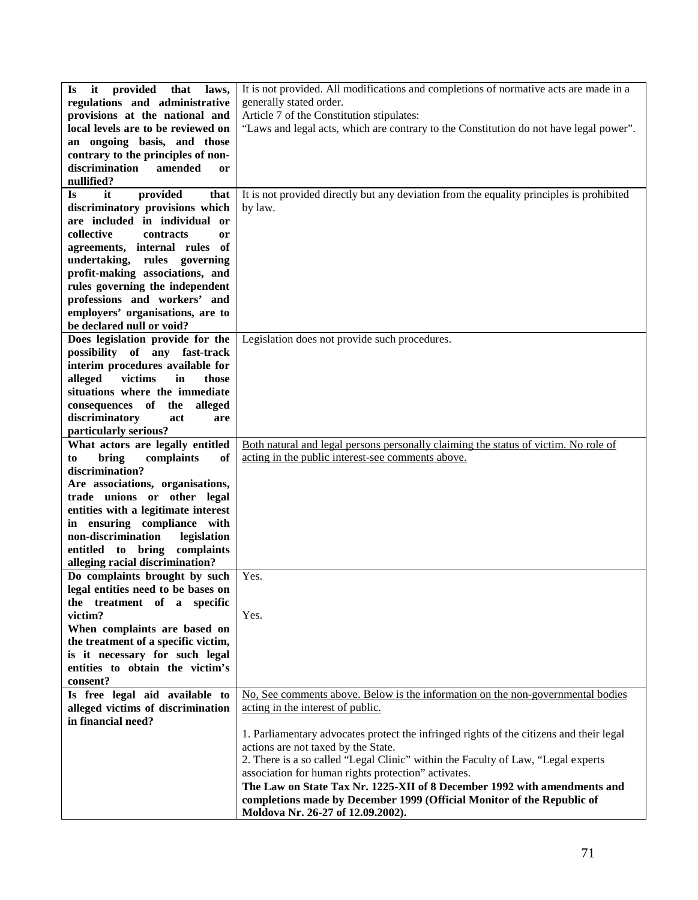| | |
|---|---|
| **Is it provided that laws, regulations and administrative provisions at the national and local levels are to be reviewed on an ongoing basis, and those contrary to the principles of non-discrimination amended or nullified?** | It is not provided. All modifications and completions of normative acts are made in a generally stated order.<br>Article 7 of the Constitution stipulates:<br>"Laws and legal acts, which are contrary to the Constitution do not have legal power". |
| **Is it provided that discriminatory provisions which are included in individual or collective contracts or agreements, internal rules of undertaking, rules governing profit-making associations, and rules governing the independent professions and workers' and employers' organisations, are to be declared null or void?** | It is not provided directly but any deviation from the equality principles is prohibited by law. |
| **Does legislation provide for the possibility of any fast-track interim procedures available for alleged victims in those situations where the immediate consequences of the alleged discriminatory act are particularly serious?** | Legislation does not provide such procedures. |
| **What actors are legally entitled to bring complaints of discrimination?**<br>**Are associations, organisations, trade unions or other legal entities with a legitimate interest in ensuring compliance with non-discrimination legislation entitled to bring complaints alleging racial discrimination?** | <u>Both natural and legal persons personally claiming the status of victim. No role of acting in the public interest-see comments above.</u> |
| **Do complaints brought by such legal entities need to be bases on the treatment of a specific victim?**<br>**When complaints are based on the treatment of a specific victim, is it necessary for such legal entities to obtain the victim's consent?** | Yes.<br><br>Yes. |
| **Is free legal aid available to alleged victims of discrimination in financial need?** | <u>No, See comments above. Below is the information on the non-governmental bodies acting in the interest of public.</u><br><br>1. Parliamentary advocates protect the infringed rights of the citizens and their legal actions are not taxed by the State.<br>2. There is a so called "Legal Clinic" within the Faculty of Law, "Legal experts association for human rights protection" activates.<br>**The Law on State Tax Nr. 1225-XII of 8 December 1992 with amendments and completions made by December 1999 (Official Monitor of the Republic of Moldova Nr. 26-27 of 12.09.2002).** |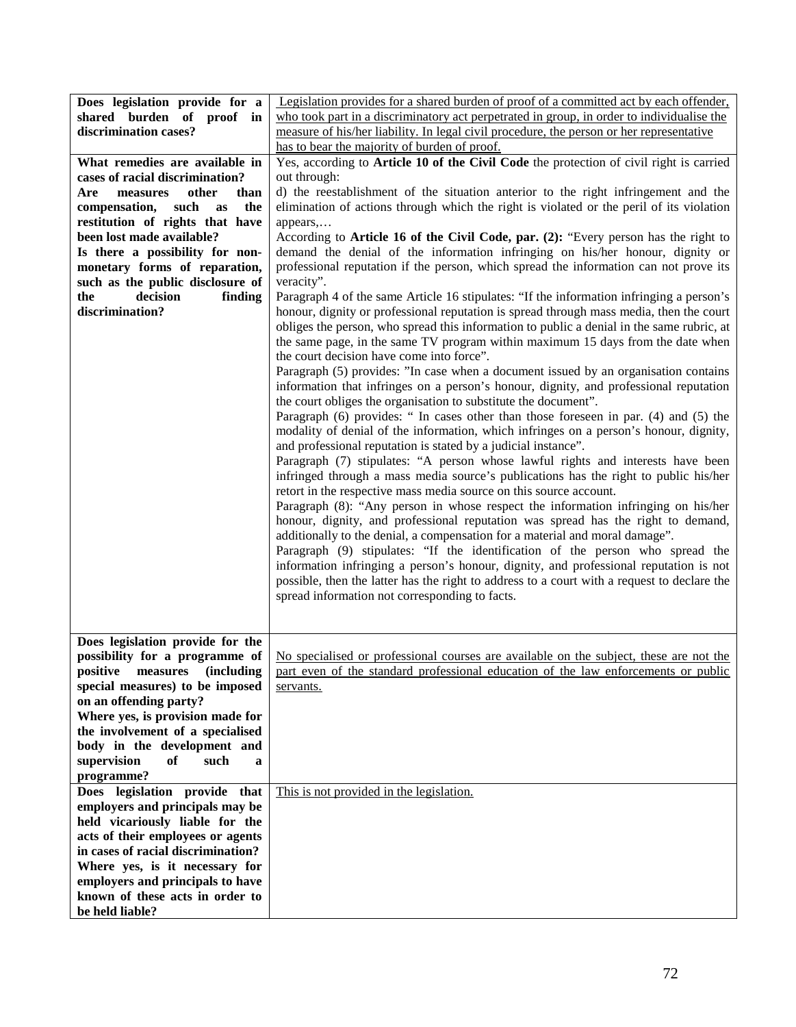| | |
|---|---|
| **Does legislation provide for a shared burden of proof in discrimination cases?** | Legislation provides for a shared burden of proof of a committed act by each offender, who took part in a discriminatory act perpetrated in group, in order to individualise the measure of his/her liability. In legal civil procedure, the person or her representative has to bear the majority of burden of proof. |
| **What remedies are available in cases of racial discrimination?** <br> **Are measures other than compensation, such as the restitution of rights that have been lost made available?** <br> **Is there a possibility for non-monetary forms of reparation, such as the public disclosure of the decision finding discrimination?** | Yes, according to **Article 10 of the Civil Code** the protection of civil right is carried out through: <br> d) the reestablishment of the situation anterior to the right infringement and the elimination of actions through which the right is violated or the peril of its violation appears,… <br> According to **Article 16 of the Civil Code, par. (2):** "Every person has the right to demand the denial of the information infringing on his/her honour, dignity or professional reputation if the person, which spread the information can not prove its veracity". <br> Paragraph 4 of the same Article 16 stipulates: "If the information infringing a person's honour, dignity or professional reputation is spread through mass media, then the court obliges the person, who spread this information to public a denial in the same rubric, at the same page, in the same TV program within maximum 15 days from the date when the court decision have come into force". <br> Paragraph (5) provides: "In case when a document issued by an organisation contains information that infringes on a person's honour, dignity, and professional reputation the court obliges the organisation to substitute the document". <br> Paragraph (6) provides: " In cases other than those foreseen in par. (4) and (5) the modality of denial of the information, which infringes on a person's honour, dignity, and professional reputation is stated by a judicial instance". <br> Paragraph (7) stipulates: "A person whose lawful rights and interests have been infringed through a mass media source's publications has the right to public his/her retort in the respective mass media source on this source account. <br> Paragraph (8): "Any person in whose respect the information infringing on his/her honour, dignity, and professional reputation was spread has the right to demand, additionally to the denial, a compensation for a material and moral damage". <br> Paragraph (9) stipulates: "If the identification of the person who spread the information infringing a person's honour, dignity, and professional reputation is not possible, then the latter has the right to address to a court with a request to declare the spread information not corresponding to facts. |
| **Does legislation provide for the possibility for a programme of positive measures (including special measures) to be imposed on an offending party?** <br> **Where yes, is provision made for the involvement of a specialised body in the development and supervision of such a programme?** | No specialised or professional courses are available on the subject, these are not the part even of the standard professional education of the law enforcements or public servants. |
| **Does legislation provide that employers and principals may be held vicariously liable for the acts of their employees or agents in cases of racial discrimination?** <br> **Where yes, is it necessary for employers and principals to have known of these acts in order to be held liable?** | This is not provided in the legislation. |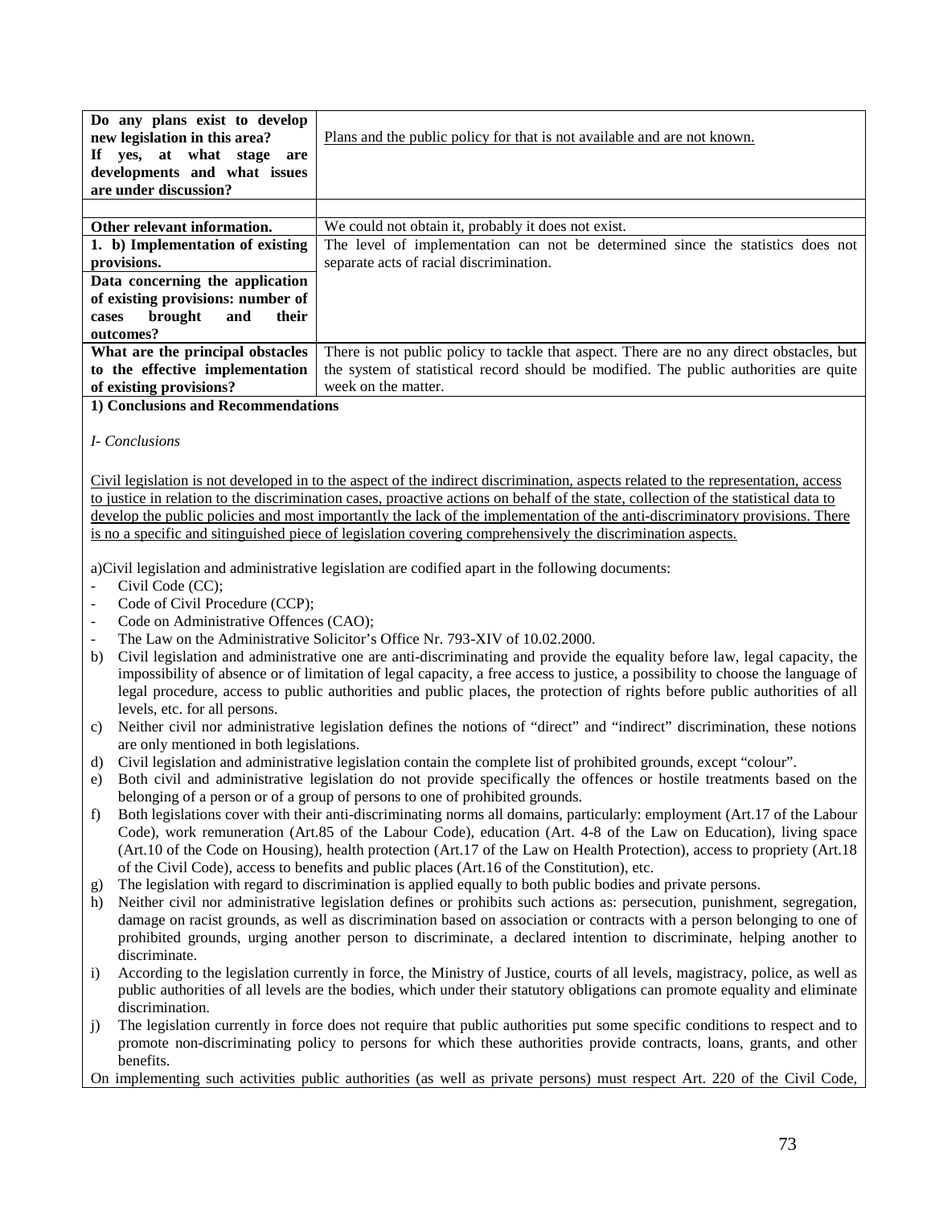| | |
|---|---|
| **Do any plans exist to develop new legislation in this area? If yes, at what stage are developments and what issues are under discussion?** | Plans and the public policy for that is not available and are not known. |
| | |
| **Other relevant information.** | We could not obtain it, probably it does not exist. |
| **1. b) Implementation of existing provisions.** | The level of implementation can not be determined since the statistics does not separate acts of racial discrimination. |
| **Data concerning the application of existing provisions: number of cases brought and their outcomes?** | |
| **What are the principal obstacles to the effective implementation of existing provisions?** | There is not public policy to tackle that aspect. There are no any direct obstacles, but the system of statistical record should be modified. The public authorities are quite week on the matter. |

**1) Conclusions and Recommendations**

*I- Conclusions*

Civil legislation is not developed in to the aspect of the indirect discrimination, aspects related to the representation, access to justice in relation to the discrimination cases, proactive actions on behalf of the state, collection of the statistical data to develop the public policies and most importantly the lack of the implementation of the anti-discriminatory provisions. There is no a specific and sitinguished piece of legislation covering comprehensively the discrimination aspects.

a)Civil legislation and administrative legislation are codified apart in the following documents:

- Civil Code (CC);
- Code of Civil Procedure (CCP);
- Code on Administrative Offences (CAO);
- The Law on the Administrative Solicitor's Office Nr. 793-XIV of 10.02.2000.

b) Civil legislation and administrative one are anti-discriminating and provide the equality before law, legal capacity, the impossibility of absence or of limitation of legal capacity, a free access to justice, a possibility to choose the language of legal procedure, access to public authorities and public places, the protection of rights before public authorities of all levels, etc. for all persons.

c) Neither civil nor administrative legislation defines the notions of "direct" and "indirect" discrimination, these notions are only mentioned in both legislations.

d) Civil legislation and administrative legislation contain the complete list of prohibited grounds, except "colour".

e) Both civil and administrative legislation do not provide specifically the offences or hostile treatments based on the belonging of a person or of a group of persons to one of prohibited grounds.

f) Both legislations cover with their anti-discriminating norms all domains, particularly: employment (Art.17 of the Labour Code), work remuneration (Art.85 of the Labour Code), education (Art. 4-8 of the Law on Education), living space (Art.10 of the Code on Housing), health protection (Art.17 of the Law on Health Protection), access to propriety (Art.18 of the Civil Code), access to benefits and public places (Art.16 of the Constitution), etc.

g) The legislation with regard to discrimination is applied equally to both public bodies and private persons.

h) Neither civil nor administrative legislation defines or prohibits such actions as: persecution, punishment, segregation, damage on racist grounds, as well as discrimination based on association or contracts with a person belonging to one of prohibited grounds, urging another person to discriminate, a declared intention to discriminate, helping another to discriminate.

i) According to the legislation currently in force, the Ministry of Justice, courts of all levels, magistracy, police, as well as public authorities of all levels are the bodies, which under their statutory obligations can promote equality and eliminate discrimination.

j) The legislation currently in force does not require that public authorities put some specific conditions to respect and to promote non-discriminating policy to persons for which these authorities provide contracts, loans, grants, and other benefits.

On implementing such activities public authorities (as well as private persons) must respect Art. 220 of the Civil Code,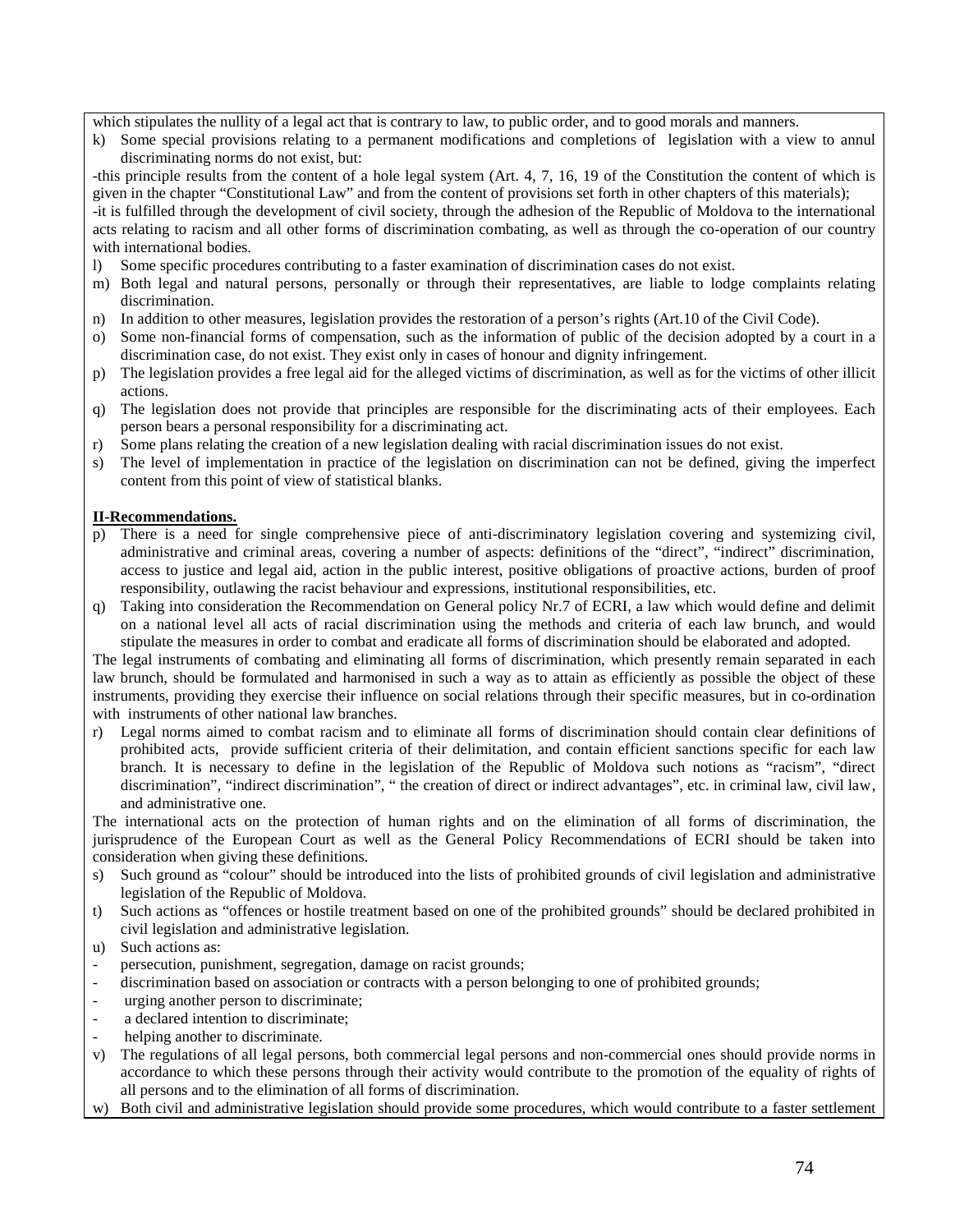which stipulates the nullity of a legal act that is contrary to law, to public order, and to good morals and manners.

k) Some special provisions relating to a permanent modifications and completions of legislation with a view to annul discriminating norms do not exist, but:

-this principle results from the content of a hole legal system (Art. 4, 7, 16, 19 of the Constitution the content of which is given in the chapter "Constitutional Law" and from the content of provisions set forth in other chapters of this materials);
-it is fulfilled through the development of civil society, through the adhesion of the Republic of Moldova to the international acts relating to racism and all other forms of discrimination combating, as well as through the co-operation of our country with international bodies.

l) Some specific procedures contributing to a faster examination of discrimination cases do not exist.
m) Both legal and natural persons, personally or through their representatives, are liable to lodge complaints relating discrimination.
n) In addition to other measures, legislation provides the restoration of a person's rights (Art.10 of the Civil Code).
o) Some non-financial forms of compensation, such as the information of public of the decision adopted by a court in a discrimination case, do not exist. They exist only in cases of honour and dignity infringement.
p) The legislation provides a free legal aid for the alleged victims of discrimination, as well as for the victims of other illicit actions.
q) The legislation does not provide that principles are responsible for the discriminating acts of their employees. Each person bears a personal responsibility for a discriminating act.
r) Some plans relating the creation of a new legislation dealing with racial discrimination issues do not exist.
s) The level of implementation in practice of the legislation on discrimination can not be defined, giving the imperfect content from this point of view of statistical blanks.

**II-Recommendations.**

p) There is a need for single comprehensive piece of anti-discriminatory legislation covering and systemizing civil, administrative and criminal areas, covering a number of aspects: definitions of the "direct", "indirect" discrimination, access to justice and legal aid, action in the public interest, positive obligations of proactive actions, burden of proof responsibility, outlawing the racist behaviour and expressions, institutional responsibilities, etc.
q) Taking into consideration the Recommendation on General policy Nr.7 of ECRI, a law which would define and delimit on a national level all acts of racial discrimination using the methods and criteria of each law brunch, and would stipulate the measures in order to combat and eradicate all forms of discrimination should be elaborated and adopted.

The legal instruments of combating and eliminating all forms of discrimination, which presently remain separated in each law brunch, should be formulated and harmonised in such a way as to attain as efficiently as possible the object of these instruments, providing they exercise their influence on social relations through their specific measures, but in co-ordination with instruments of other national law branches.

r) Legal norms aimed to combat racism and to eliminate all forms of discrimination should contain clear definitions of prohibited acts, provide sufficient criteria of their delimitation, and contain efficient sanctions specific for each law branch. It is necessary to define in the legislation of the Republic of Moldova such notions as "racism", "direct discrimination", "indirect discrimination", " the creation of direct or indirect advantages", etc. in criminal law, civil law, and administrative one.

The international acts on the protection of human rights and on the elimination of all forms of discrimination, the jurisprudence of the European Court as well as the General Policy Recommendations of ECRI should be taken into consideration when giving these definitions.

s) Such ground as "colour" should be introduced into the lists of prohibited grounds of civil legislation and administrative legislation of the Republic of Moldova.
t) Such actions as "offences or hostile treatment based on one of the prohibited grounds" should be declared prohibited in civil legislation and administrative legislation.
u) Such actions as:
- persecution, punishment, segregation, damage on racist grounds;
- discrimination based on association or contracts with a person belonging to one of prohibited grounds;
- urging another person to discriminate;
- a declared intention to discriminate;
- helping another to discriminate.

v) The regulations of all legal persons, both commercial legal persons and non-commercial ones should provide norms in accordance to which these persons through their activity would contribute to the promotion of the equality of rights of all persons and to the elimination of all forms of discrimination.
w) Both civil and administrative legislation should provide some procedures, which would contribute to a faster settlement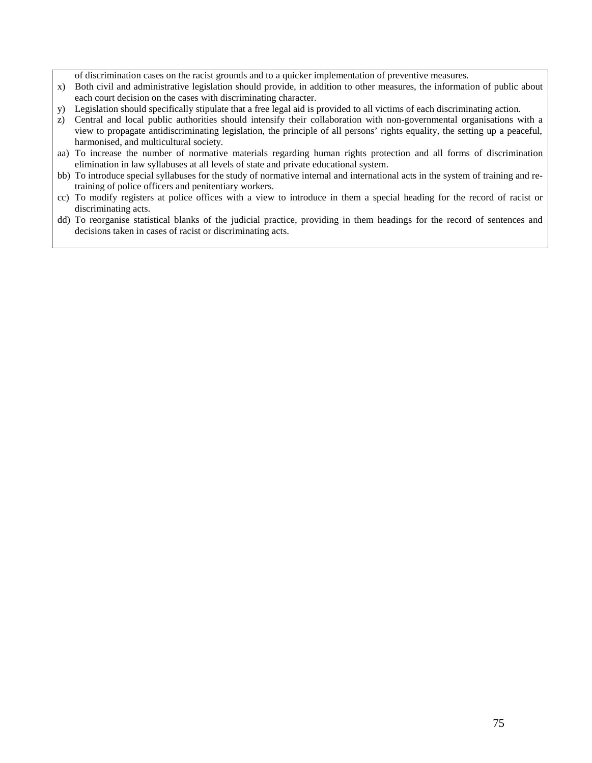of discrimination cases on the racist grounds and to a quicker implementation of preventive measures.

x) Both civil and administrative legislation should provide, in addition to other measures, the information of public about each court decision on the cases with discriminating character.

y) Legislation should specifically stipulate that a free legal aid is provided to all victims of each discriminating action.

z) Central and local public authorities should intensify their collaboration with non-governmental organisations with a view to propagate antidiscriminating legislation, the principle of all persons' rights equality, the setting up a peaceful, harmonised, and multicultural society.

aa) To increase the number of normative materials regarding human rights protection and all forms of discrimination elimination in law syllabuses at all levels of state and private educational system.

bb) To introduce special syllabuses for the study of normative internal and international acts in the system of training and re-training of police officers and penitentiary workers.

cc) To modify registers at police offices with a view to introduce in them a special heading for the record of racist or discriminating acts.

dd) To reorganise statistical blanks of the judicial practice, providing in them headings for the record of sentences and decisions taken in cases of racist or discriminating acts.